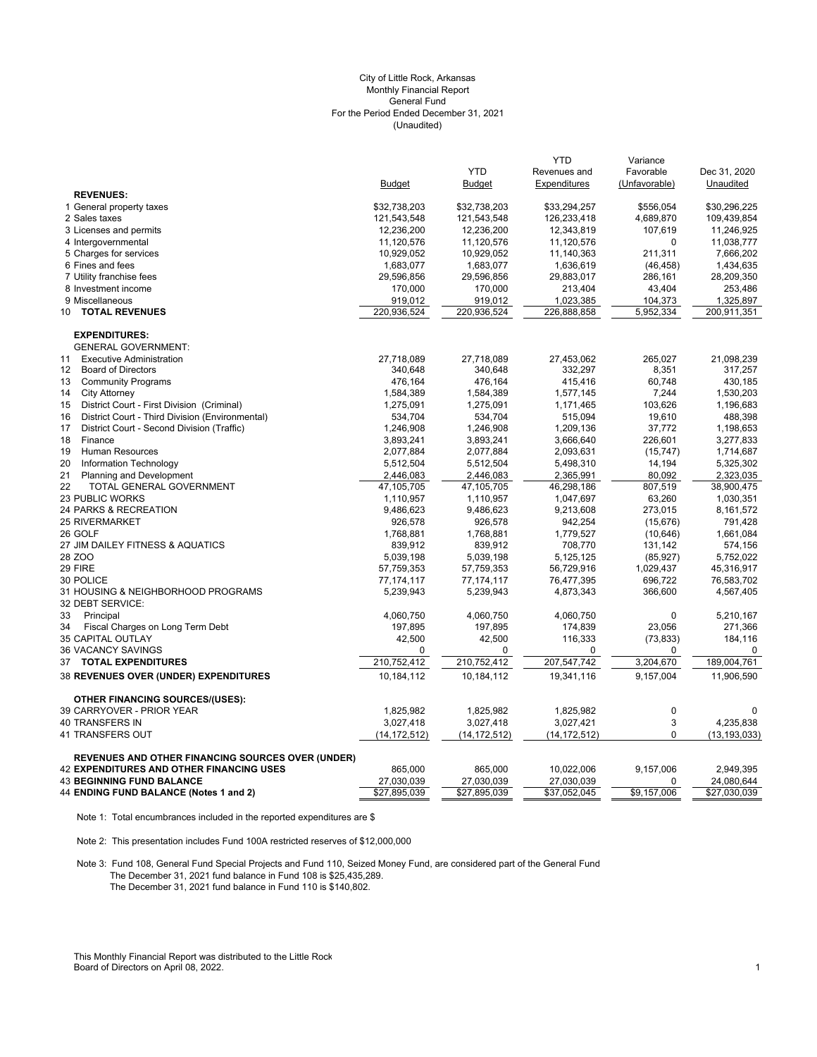City of Little Rock, Arkansas
Monthly Financial Report
General Fund
For the Period Ended December 31, 2021
(Unaudited)

| | Budget | YTD Budget | YTD Revenues and Expenditures | Variance Favorable (Unfavorable) | Dec 31, 2020 Unaudited |
|---|---|---|---|---|---|
| **REVENUES:** | | | | | |
| 1 General property taxes | $32,738,203 | $32,738,203 | $33,294,257 | $556,054 | $30,296,225 |
| 2 Sales taxes | 121,543,548 | 121,543,548 | 126,233,418 | 4,689,870 | 109,439,854 |
| 3 Licenses and permits | 12,236,200 | 12,236,200 | 12,343,819 | 107,619 | 11,246,925 |
| 4 Intergovernmental | 11,120,576 | 11,120,576 | 11,120,576 | 0 | 11,038,777 |
| 5 Charges for services | 10,929,052 | 10,929,052 | 11,140,363 | 211,311 | 7,666,202 |
| 6 Fines and fees | 1,683,077 | 1,683,077 | 1,636,619 | (46,458) | 1,434,635 |
| 7 Utility franchise fees | 29,596,856 | 29,596,856 | 29,883,017 | 286,161 | 28,209,350 |
| 8 Investment income | 170,000 | 170,000 | 213,404 | 43,404 | 253,486 |
| 9 Miscellaneous | 919,012 | 919,012 | 1,023,385 | 104,373 | 1,325,897 |
| 10 **TOTAL REVENUES** | 220,936,524 | 220,936,524 | 226,888,858 | 5,952,334 | 200,911,351 |
| **EXPENDITURES:** | | | | | |
| GENERAL GOVERNMENT: | | | | | |
| 11 Executive Administration | 27,718,089 | 27,718,089 | 27,453,062 | 265,027 | 21,098,239 |
| 12 Board of Directors | 340,648 | 340,648 | 332,297 | 8,351 | 317,257 |
| 13 Community Programs | 476,164 | 476,164 | 415,416 | 60,748 | 430,185 |
| 14 City Attorney | 1,584,389 | 1,584,389 | 1,577,145 | 7,244 | 1,530,203 |
| 15 District Court - First Division (Criminal) | 1,275,091 | 1,275,091 | 1,171,465 | 103,626 | 1,196,683 |
| 16 District Court - Third Division (Environmental) | 534,704 | 534,704 | 515,094 | 19,610 | 488,398 |
| 17 District Court - Second Division (Traffic) | 1,246,908 | 1,246,908 | 1,209,136 | 37,772 | 1,198,653 |
| 18 Finance | 3,893,241 | 3,893,241 | 3,666,640 | 226,601 | 3,277,833 |
| 19 Human Resources | 2,077,884 | 2,077,884 | 2,093,631 | (15,747) | 1,714,687 |
| 20 Information Technology | 5,512,504 | 5,512,504 | 5,498,310 | 14,194 | 5,325,302 |
| 21 Planning and Development | 2,446,083 | 2,446,083 | 2,365,991 | 80,092 | 2,323,035 |
| 22 TOTAL GENERAL GOVERNMENT | 47,105,705 | 47,105,705 | 46,298,186 | 807,519 | 38,900,475 |
| 23 PUBLIC WORKS | 1,110,957 | 1,110,957 | 1,047,697 | 63,260 | 1,030,351 |
| 24 PARKS & RECREATION | 9,486,623 | 9,486,623 | 9,213,608 | 273,015 | 8,161,572 |
| 25 RIVERMARKET | 926,578 | 926,578 | 942,254 | (15,676) | 791,428 |
| 26 GOLF | 1,768,881 | 1,768,881 | 1,779,527 | (10,646) | 1,661,084 |
| 27 JIM DAILEY FITNESS & AQUATICS | 839,912 | 839,912 | 708,770 | 131,142 | 574,156 |
| 28 ZOO | 5,039,198 | 5,039,198 | 5,125,125 | (85,927) | 5,752,022 |
| 29 FIRE | 57,759,353 | 57,759,353 | 56,729,916 | 1,029,437 | 45,316,917 |
| 30 POLICE | 77,174,117 | 77,174,117 | 76,477,395 | 696,722 | 76,583,702 |
| 31 HOUSING & NEIGHBORHOOD PROGRAMS | 5,239,943 | 5,239,943 | 4,873,343 | 366,600 | 4,567,405 |
| 32 DEBT SERVICE: | | | | | |
| 33 Principal | 4,060,750 | 4,060,750 | 4,060,750 | 0 | 5,210,167 |
| 34 Fiscal Charges on Long Term Debt | 197,895 | 197,895 | 174,839 | 23,056 | 271,366 |
| 35 CAPITAL OUTLAY | 42,500 | 42,500 | 116,333 | (73,833) | 184,116 |
| 36 VACANCY SAVINGS | 0 | 0 | 0 | 0 | 0 |
| 37 **TOTAL EXPENDITURES** | 210,752,412 | 210,752,412 | 207,547,742 | 3,204,670 | 189,004,761 |
| 38 **REVENUES OVER (UNDER) EXPENDITURES** | 10,184,112 | 10,184,112 | 19,341,116 | 9,157,004 | 11,906,590 |
| **OTHER FINANCING SOURCES/(USES):** | | | | | |
| 39 CARRYOVER - PRIOR YEAR | 1,825,982 | 1,825,982 | 1,825,982 | 0 | 0 |
| 40 TRANSFERS IN | 3,027,418 | 3,027,418 | 3,027,421 | 3 | 4,235,838 |
| 41 TRANSFERS OUT | (14,172,512) | (14,172,512) | (14,172,512) | 0 | (13,193,033) |
| **REVENUES AND OTHER FINANCING SOURCES OVER (UNDER)** | | | | | |
| 42 **EXPENDITURES AND OTHER FINANCING USES** | 865,000 | 865,000 | 10,022,006 | 9,157,006 | 2,949,395 |
| 43 **BEGINNING FUND BALANCE** | 27,030,039 | 27,030,039 | 27,030,039 | 0 | 24,080,644 |
| 44 **ENDING FUND BALANCE (Notes 1 and 2)** | $27,895,039 | $27,895,039 | $37,052,045 | $9,157,006 | $27,030,039 |

Note 1: Total encumbrances included in the reported expenditures are $

Note 2: This presentation includes Fund 100A restricted reserves of $12,000,000

Note 3: Fund 108, General Fund Special Projects and Fund 110, Seized Money Fund, are considered part of the General Fund
The December 31, 2021 fund balance in Fund 108 is $25,435,289.
The December 31, 2021 fund balance in Fund 110 is $140,802.

This Monthly Financial Report was distributed to the Little Rock Board of Directors on April 08, 2022.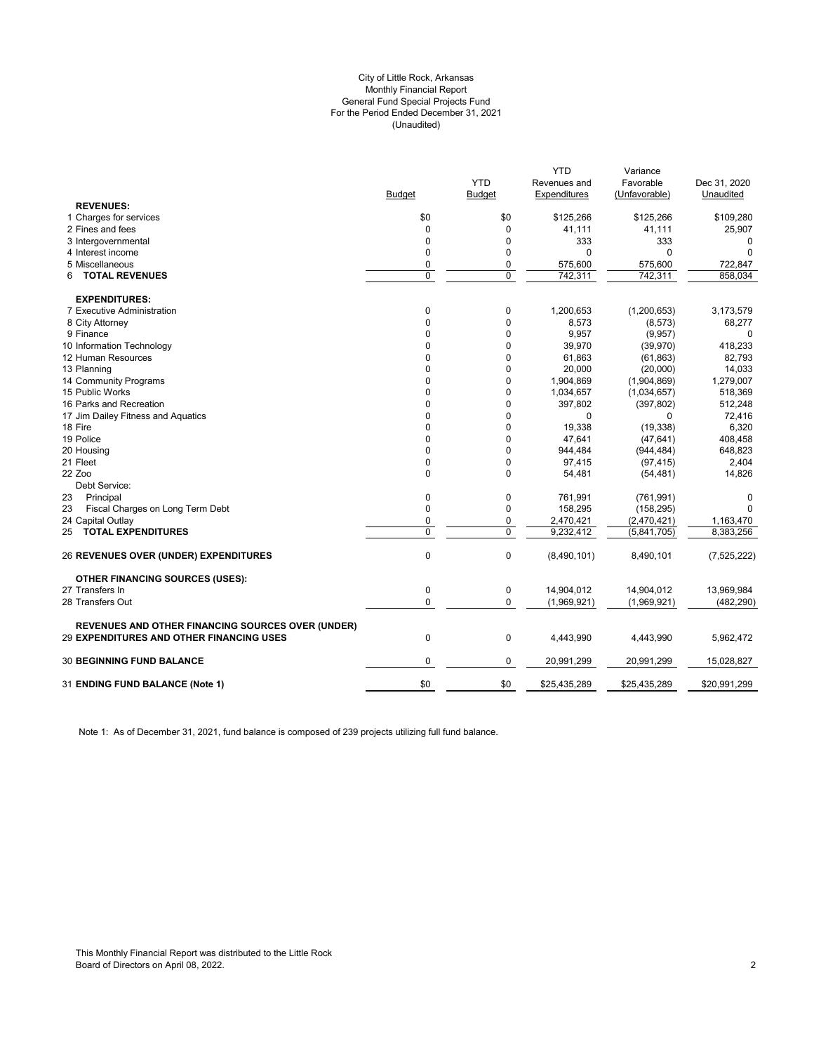City of Little Rock, Arkansas
Monthly Financial Report
General Fund Special Projects Fund
For the Period Ended December 31, 2021
(Unaudited)

| | Budget | YTD Budget | YTD Revenues and Expenditures | Variance Favorable (Unfavorable) | Dec 31, 2020 Unaudited |
|---|---|---|---|---|---|
| **REVENUES:** | | | | | |
| 1 Charges for services | $0 | $0 | $125,266 | $125,266 | $109,280 |
| 2 Fines and fees | 0 | 0 | 41,111 | 41,111 | 25,907 |
| 3 Intergovernmental | 0 | 0 | 333 | 333 | 0 |
| 4 Interest income | 0 | 0 | 0 | 0 | 0 |
| 5 Miscellaneous | 0 | 0 | 575,600 | 575,600 | 722,847 |
| 6 **TOTAL REVENUES** | 0 | 0 | 742,311 | 742,311 | 858,034 |
| **EXPENDITURES:** | | | | | |
| 7 Executive Administration | 0 | 0 | 1,200,653 | (1,200,653) | 3,173,579 |
| 8 City Attorney | 0 | 0 | 8,573 | (8,573) | 68,277 |
| 9 Finance | 0 | 0 | 9,957 | (9,957) | 0 |
| 10 Information Technology | 0 | 0 | 39,970 | (39,970) | 418,233 |
| 12 Human Resources | 0 | 0 | 61,863 | (61,863) | 82,793 |
| 13 Planning | 0 | 0 | 20,000 | (20,000) | 14,033 |
| 14 Community Programs | 0 | 0 | 1,904,869 | (1,904,869) | 1,279,007 |
| 15 Public Works | 0 | 0 | 1,034,657 | (1,034,657) | 518,369 |
| 16 Parks and Recreation | 0 | 0 | 397,802 | (397,802) | 512,248 |
| 17 Jim Dailey Fitness and Aquatics | 0 | 0 | 0 | 0 | 72,416 |
| 18 Fire | 0 | 0 | 19,338 | (19,338) | 6,320 |
| 19 Police | 0 | 0 | 47,641 | (47,641) | 408,458 |
| 20 Housing | 0 | 0 | 944,484 | (944,484) | 648,823 |
| 21 Fleet | 0 | 0 | 97,415 | (97,415) | 2,404 |
| 22 Zoo | 0 | 0 | 54,481 | (54,481) | 14,826 |
| Debt Service: | | | | | |
| 23 Principal | 0 | 0 | 761,991 | (761,991) | 0 |
| 23 Fiscal Charges on Long Term Debt | 0 | 0 | 158,295 | (158,295) | 0 |
| 24 Capital Outlay | 0 | 0 | 2,470,421 | (2,470,421) | 1,163,470 |
| 25 **TOTAL EXPENDITURES** | 0 | 0 | 9,232,412 | (5,841,705) | 8,383,256 |
| 26 **REVENUES OVER (UNDER) EXPENDITURES** | 0 | 0 | (8,490,101) | 8,490,101 | (7,525,222) |
| **OTHER FINANCING SOURCES (USES):** | | | | | |
| 27 Transfers In | 0 | 0 | 14,904,012 | 14,904,012 | 13,969,984 |
| 28 Transfers Out | 0 | 0 | (1,969,921) | (1,969,921) | (482,290) |
| **REVENUES AND OTHER FINANCING SOURCES OVER (UNDER)** 29 **EXPENDITURES AND OTHER FINANCING USES** | 0 | 0 | 4,443,990 | 4,443,990 | 5,962,472 |
| 30 **BEGINNING FUND BALANCE** | 0 | 0 | 20,991,299 | 20,991,299 | 15,028,827 |
| 31 **ENDING FUND BALANCE (Note 1)** | $0 | $0 | $25,435,289 | $25,435,289 | $20,991,299 |

Note 1: As of December 31, 2021, fund balance is composed of 239 projects utilizing full fund balance.

This Monthly Financial Report was distributed to the Little Rock Board of Directors on April 08, 2022.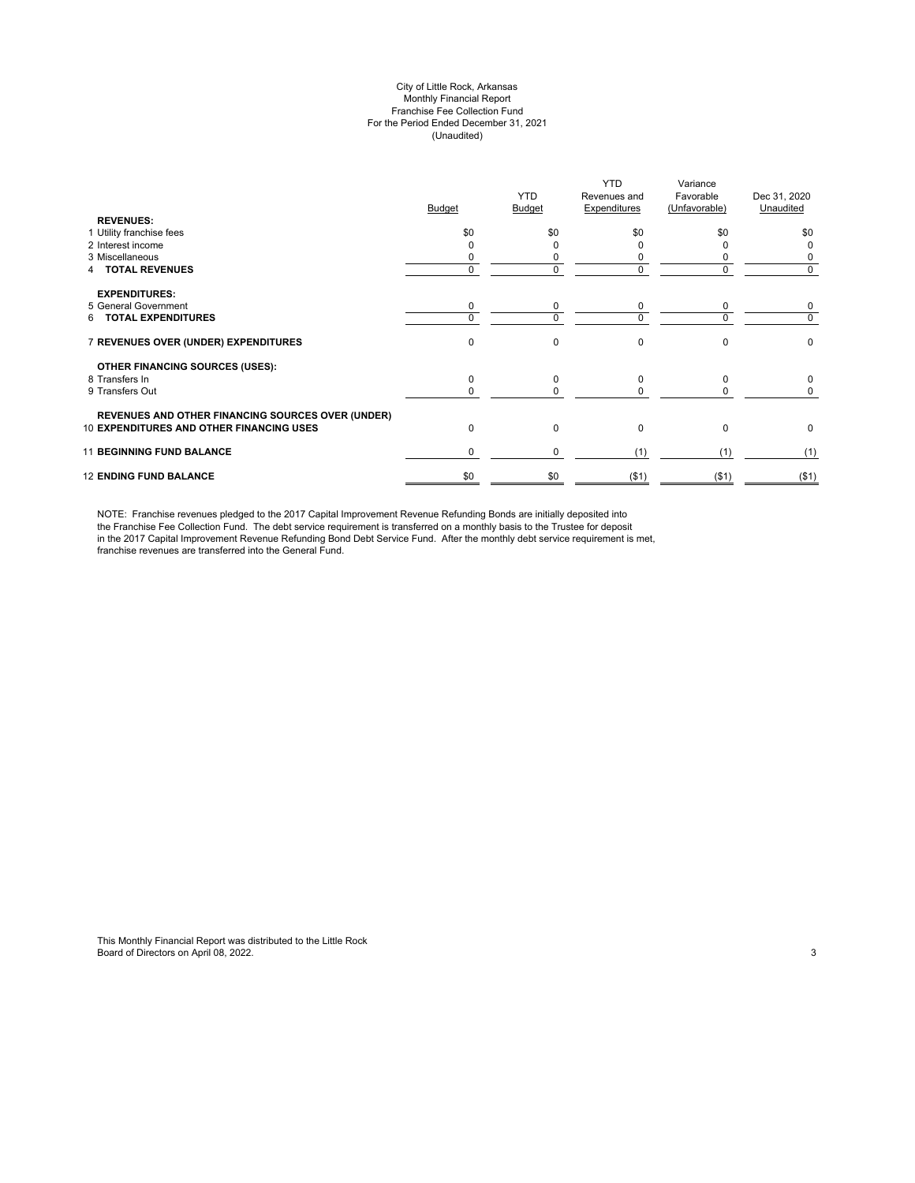City of Little Rock, Arkansas
Monthly Financial Report
Franchise Fee Collection Fund
For the Period Ended December 31, 2021
(Unaudited)

| | Budget | YTD Budget | YTD Revenues and Expenditures | Variance Favorable (Unfavorable) | Dec 31, 2020 Unaudited |
|---|---|---|---|---|---|
| **REVENUES:** | | | | | |
| 1 Utility franchise fees | $0 | $0 | $0 | $0 | $0 |
| 2 Interest income | 0 | 0 | 0 | 0 | 0 |
| 3 Miscellaneous | 0 | 0 | 0 | 0 | 0 |
| 4 **TOTAL REVENUES** | 0 | 0 | 0 | 0 | 0 |
| **EXPENDITURES:** | | | | | |
| 5 General Government | 0 | 0 | 0 | 0 | 0 |
| 6 **TOTAL EXPENDITURES** | 0 | 0 | 0 | 0 | 0 |
| 7 **REVENUES OVER (UNDER) EXPENDITURES** | 0 | 0 | 0 | 0 | 0 |
| **OTHER FINANCING SOURCES (USES):** | | | | | |
| 8 Transfers In | 0 | 0 | 0 | 0 | 0 |
| 9 Transfers Out | 0 | 0 | 0 | 0 | 0 |
| **REVENUES AND OTHER FINANCING SOURCES OVER (UNDER)** 10 **EXPENDITURES AND OTHER FINANCING USES** | 0 | 0 | 0 | 0 | 0 |
| 11 **BEGINNING FUND BALANCE** | 0 | 0 | (1) | (1) | (1) |
| 12 **ENDING FUND BALANCE** | $0 | $0 | ($1) | ($1) | ($1) |

NOTE: Franchise revenues pledged to the 2017 Capital Improvement Revenue Refunding Bonds are initially deposited into the Franchise Fee Collection Fund. The debt service requirement is transferred on a monthly basis to the Trustee for deposit in the 2017 Capital Improvement Revenue Refunding Bond Debt Service Fund. After the monthly debt service requirement is met, franchise revenues are transferred into the General Fund.

This Monthly Financial Report was distributed to the Little Rock Board of Directors on April 08, 2022.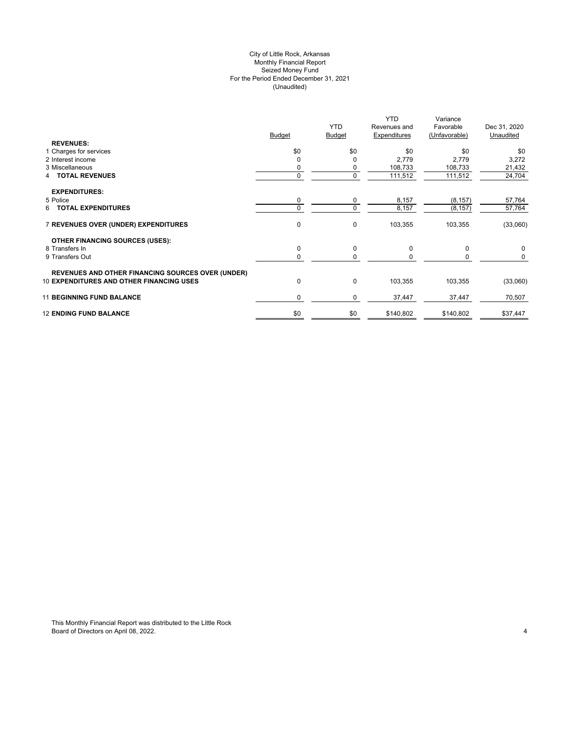# City of Little Rock, Arkansas
## Monthly Financial Report
## Seized Money Fund
## For the Period Ended December 31, 2021
## (Unaudited)

| | Budget | YTD Budget | YTD Revenues and Expenditures | Variance Favorable (Unfavorable) | Dec 31, 2020 Unaudited |
|---|---|---|---|---|---|
| **REVENUES:** | | | | | |
| 1 Charges for services | $0 | $0 | $0 | $0 | $0 |
| 2 Interest income | 0 | 0 | 2,779 | 2,779 | 3,272 |
| 3 Miscellaneous | 0 | 0 | 108,733 | 108,733 | 21,432 |
| 4 **TOTAL REVENUES** | 0 | 0 | 111,512 | 111,512 | 24,704 |
| **EXPENDITURES:** | | | | | |
| 5 Police | 0 | 0 | 8,157 | (8,157) | 57,764 |
| 6 **TOTAL EXPENDITURES** | 0 | 0 | 8,157 | (8,157) | 57,764 |
| 7 **REVENUES OVER (UNDER) EXPENDITURES** | 0 | 0 | 103,355 | 103,355 | (33,060) |
| **OTHER FINANCING SOURCES (USES):** | | | | | |
| 8 Transfers In | 0 | 0 | 0 | 0 | 0 |
| 9 Transfers Out | 0 | 0 | 0 | 0 | 0 |
| **REVENUES AND OTHER FINANCING SOURCES OVER (UNDER)** 10 **EXPENDITURES AND OTHER FINANCING USES** | 0 | 0 | 103,355 | 103,355 | (33,060) |
| 11 **BEGINNING FUND BALANCE** | 0 | 0 | 37,447 | 37,447 | 70,507 |
| 12 **ENDING FUND BALANCE** | $0 | $0 | $140,802 | $140,802 | $37,447 |

This Monthly Financial Report was distributed to the Little Rock Board of Directors on April 08, 2022.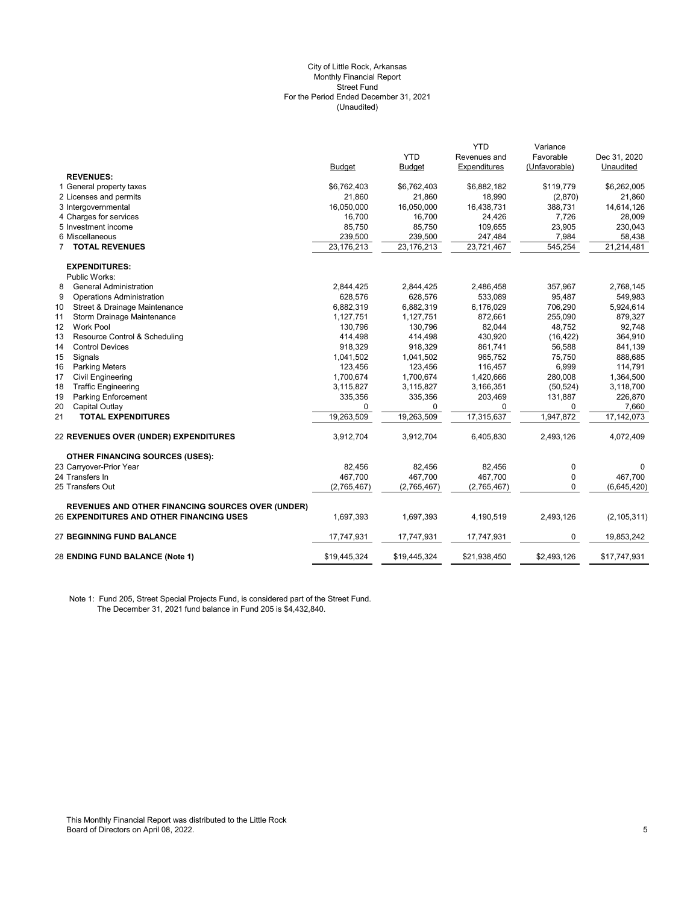City of Little Rock, Arkansas
Monthly Financial Report
Street Fund
For the Period Ended December 31, 2021
(Unaudited)

| | Budget | YTD Budget | YTD Revenues and Expenditures | Variance Favorable (Unfavorable) | Dec 31, 2020 Unaudited |
|---|---|---|---|---|---|
| **REVENUES:** | | | | | |
| 1 General property taxes | $6,762,403 | $6,762,403 | $6,882,182 | $119,779 | $6,262,005 |
| 2 Licenses and permits | 21,860 | 21,860 | 18,990 | (2,870) | 21,860 |
| 3 Intergovernmental | 16,050,000 | 16,050,000 | 16,438,731 | 388,731 | 14,614,126 |
| 4 Charges for services | 16,700 | 16,700 | 24,426 | 7,726 | 28,009 |
| 5 Investment income | 85,750 | 85,750 | 109,655 | 23,905 | 230,043 |
| 6 Miscellaneous | 239,500 | 239,500 | 247,484 | 7,984 | 58,438 |
| 7 **TOTAL REVENUES** | 23,176,213 | 23,176,213 | 23,721,467 | 545,254 | 21,214,481 |
| **EXPENDITURES:** | | | | | |
| Public Works: | | | | | |
| 8 General Administration | 2,844,425 | 2,844,425 | 2,486,458 | 357,967 | 2,768,145 |
| 9 Operations Administration | 628,576 | 628,576 | 533,089 | 95,487 | 549,983 |
| 10 Street & Drainage Maintenance | 6,882,319 | 6,882,319 | 6,176,029 | 706,290 | 5,924,614 |
| 11 Storm Drainage Maintenance | 1,127,751 | 1,127,751 | 872,661 | 255,090 | 879,327 |
| 12 Work Pool | 130,796 | 130,796 | 82,044 | 48,752 | 92,748 |
| 13 Resource Control & Scheduling | 414,498 | 414,498 | 430,920 | (16,422) | 364,910 |
| 14 Control Devices | 918,329 | 918,329 | 861,741 | 56,588 | 841,139 |
| 15 Signals | 1,041,502 | 1,041,502 | 965,752 | 75,750 | 888,685 |
| 16 Parking Meters | 123,456 | 123,456 | 116,457 | 6,999 | 114,791 |
| 17 Civil Engineering | 1,700,674 | 1,700,674 | 1,420,666 | 280,008 | 1,364,500 |
| 18 Traffic Engineering | 3,115,827 | 3,115,827 | 3,166,351 | (50,524) | 3,118,700 |
| 19 Parking Enforcement | 335,356 | 335,356 | 203,469 | 131,887 | 226,870 |
| 20 Capital Outlay | 0 | 0 | 0 | 0 | 7,660 |
| 21 **TOTAL EXPENDITURES** | 19,263,509 | 19,263,509 | 17,315,637 | 1,947,872 | 17,142,073 |
| 22 **REVENUES OVER (UNDER) EXPENDITURES** | 3,912,704 | 3,912,704 | 6,405,830 | 2,493,126 | 4,072,409 |
| **OTHER FINANCING SOURCES (USES):** | | | | | |
| 23 Carryover-Prior Year | 82,456 | 82,456 | 82,456 | 0 | 0 |
| 24 Transfers In | 467,700 | 467,700 | 467,700 | 0 | 467,700 |
| 25 Transfers Out | (2,765,467) | (2,765,467) | (2,765,467) | 0 | (6,645,420) |
| **REVENUES AND OTHER FINANCING SOURCES OVER (UNDER)** | | | | | |
| 26 **EXPENDITURES AND OTHER FINANCING USES** | 1,697,393 | 1,697,393 | 4,190,519 | 2,493,126 | (2,105,311) |
| 27 **BEGINNING FUND BALANCE** | 17,747,931 | 17,747,931 | 17,747,931 | 0 | 19,853,242 |
| 28 **ENDING FUND BALANCE (Note 1)** | $19,445,324 | $19,445,324 | $21,938,450 | $2,493,126 | $17,747,931 |

Note 1: Fund 205, Street Special Projects Fund, is considered part of the Street Fund.
The December 31, 2021 fund balance in Fund 205 is $4,432,840.

This Monthly Financial Report was distributed to the Little Rock Board of Directors on April 08, 2022.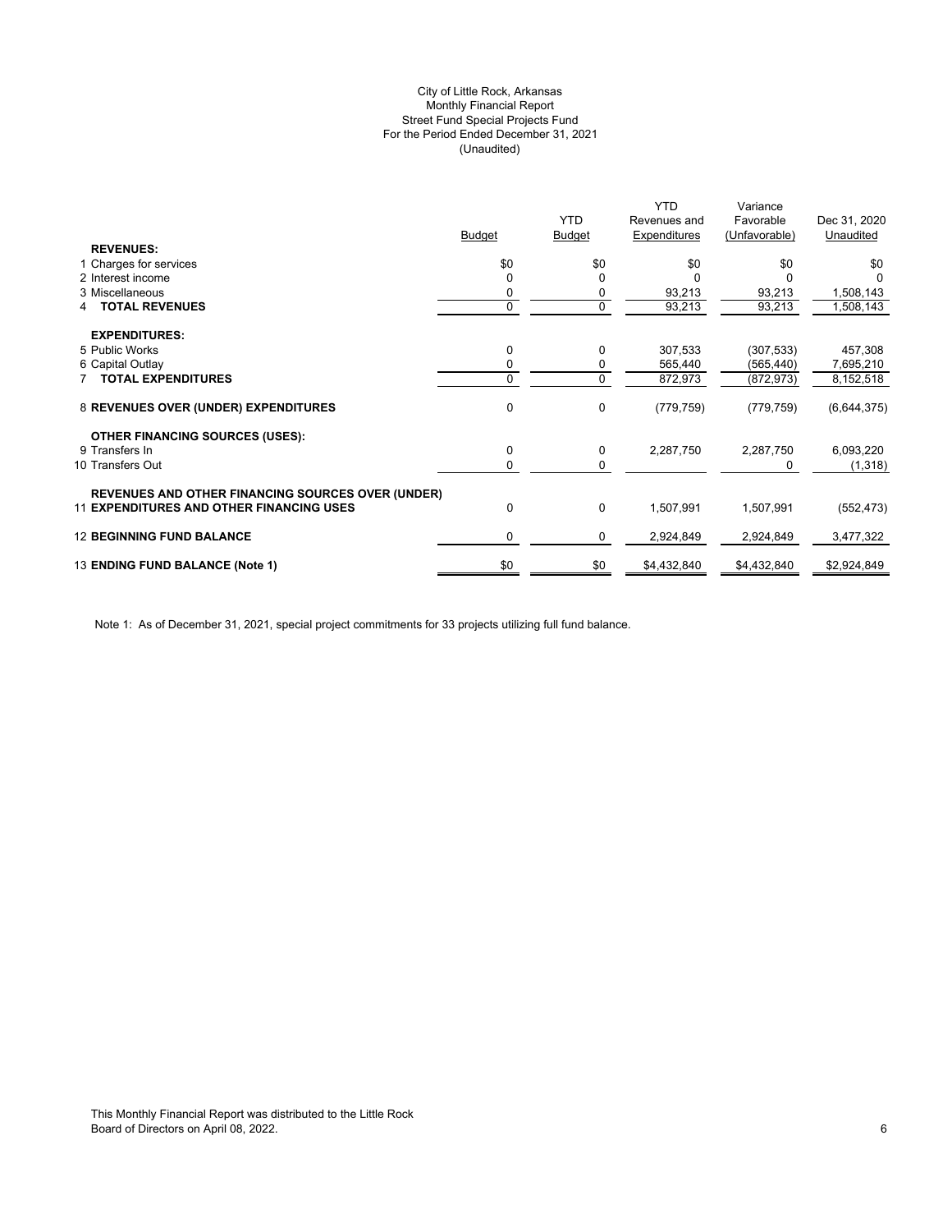City of Little Rock, Arkansas
Monthly Financial Report
Street Fund Special Projects Fund
For the Period Ended December 31, 2021
(Unaudited)

| | Budget | YTD Budget | YTD Revenues and Expenditures | Variance Favorable (Unfavorable) | Dec 31, 2020 Unaudited |
|---|---|---|---|---|---|
| **REVENUES:** | | | | | |
| 1 Charges for services | $0 | $0 | $0 | $0 | $0 |
| 2 Interest income | 0 | 0 | 0 | 0 | 0 |
| 3 Miscellaneous | 0 | 0 | 93,213 | 93,213 | 1,508,143 |
| 4 **TOTAL REVENUES** | 0 | 0 | 93,213 | 93,213 | 1,508,143 |
| **EXPENDITURES:** | | | | | |
| 5 Public Works | 0 | 0 | 307,533 | (307,533) | 457,308 |
| 6 Capital Outlay | 0 | 0 | 565,440 | (565,440) | 7,695,210 |
| 7 **TOTAL EXPENDITURES** | 0 | 0 | 872,973 | (872,973) | 8,152,518 |
| 8 **REVENUES OVER (UNDER) EXPENDITURES** | 0 | 0 | (779,759) | (779,759) | (6,644,375) |
| **OTHER FINANCING SOURCES (USES):** | | | | | |
| 9 Transfers In | 0 | 0 | 2,287,750 | 2,287,750 | 6,093,220 |
| 10 Transfers Out | 0 | 0 | | 0 | (1,318) |
| **REVENUES AND OTHER FINANCING SOURCES OVER (UNDER)** | | | | | |
| 11 **EXPENDITURES AND OTHER FINANCING USES** | 0 | 0 | 1,507,991 | 1,507,991 | (552,473) |
| 12 **BEGINNING FUND BALANCE** | 0 | 0 | 2,924,849 | 2,924,849 | 3,477,322 |
| 13 **ENDING FUND BALANCE (Note 1)** | $0 | $0 | $4,432,840 | $4,432,840 | $2,924,849 |

Note 1: As of December 31, 2021, special project commitments for 33 projects utilizing full fund balance.

This Monthly Financial Report was distributed to the Little Rock Board of Directors on April 08, 2022.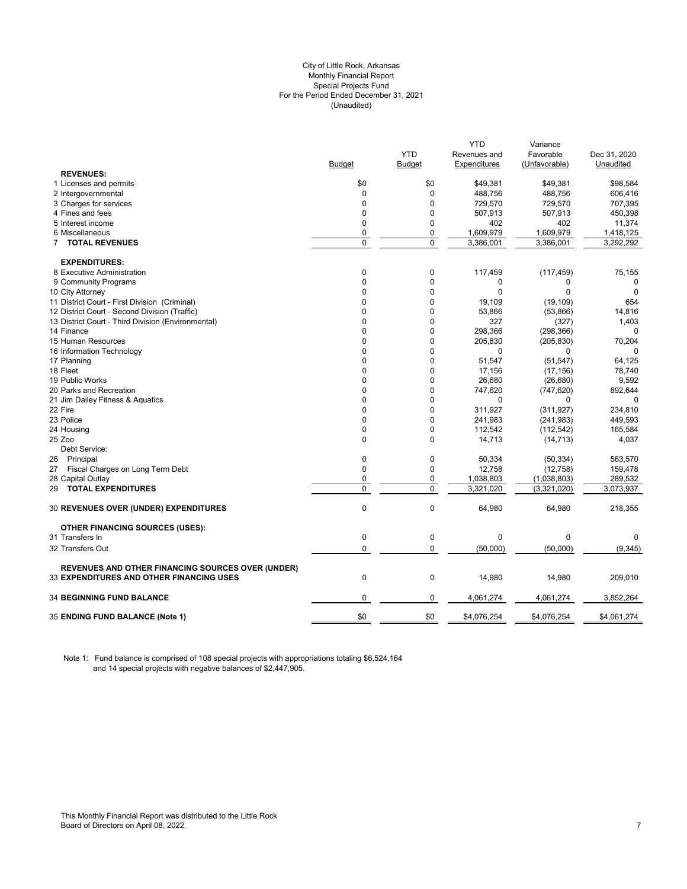City of Little Rock, Arkansas
Monthly Financial Report
Special Projects Fund
For the Period Ended December 31, 2021
(Unaudited)

| | Budget | YTD Budget | YTD Revenues and Expenditures | Variance Favorable (Unfavorable) | Dec 31, 2020 Unaudited |
|---|---|---|---|---|---|
| **REVENUES:** | | | | | |
| 1 Licenses and permits | $0 | $0 | $49,381 | $49,381 | $98,584 |
| 2 Intergovernmental | 0 | 0 | 488,756 | 488,756 | 606,416 |
| 3 Charges for services | 0 | 0 | 729,570 | 729,570 | 707,395 |
| 4 Fines and fees | 0 | 0 | 507,913 | 507,913 | 450,398 |
| 5 Interest income | 0 | 0 | 402 | 402 | 11,374 |
| 6 Miscellaneous | 0 | 0 | 1,609,979 | 1,609,979 | 1,418,125 |
| 7 **TOTAL REVENUES** | 0 | 0 | 3,386,001 | 3,386,001 | 3,292,292 |
| **EXPENDITURES:** | | | | | |
| 8 Executive Administration | 0 | 0 | 117,459 | (117,459) | 75,155 |
| 9 Community Programs | 0 | 0 | 0 | 0 | 0 |
| 10 City Attorney | 0 | 0 | 0 | 0 | 0 |
| 11 District Court - First Division (Criminal) | 0 | 0 | 19,109 | (19,109) | 654 |
| 12 District Court - Second Division (Traffic) | 0 | 0 | 53,866 | (53,866) | 14,816 |
| 13 District Court - Third Division (Environmental) | 0 | 0 | 327 | (327) | 1,403 |
| 14 Finance | 0 | 0 | 298,366 | (298,366) | 0 |
| 15 Human Resources | 0 | 0 | 205,830 | (205,830) | 70,204 |
| 16 Information Technology | 0 | 0 | 0 | 0 | 0 |
| 17 Planning | 0 | 0 | 51,547 | (51,547) | 64,125 |
| 18 Fleet | 0 | 0 | 17,156 | (17,156) | 78,740 |
| 19 Public Works | 0 | 0 | 26,680 | (26,680) | 9,592 |
| 20 Parks and Recreation | 0 | 0 | 747,620 | (747,620) | 892,644 |
| 21 Jim Dailey Fitness & Aquatics | 0 | 0 | 0 | 0 | 0 |
| 22 Fire | 0 | 0 | 311,927 | (311,927) | 234,810 |
| 23 Police | 0 | 0 | 241,983 | (241,983) | 449,593 |
| 24 Housing | 0 | 0 | 112,542 | (112,542) | 165,584 |
| 25 Zoo | 0 | 0 | 14,713 | (14,713) | 4,037 |
| Debt Service: | | | | | |
| 26 Principal | 0 | 0 | 50,334 | (50,334) | 563,570 |
| 27 Fiscal Charges on Long Term Debt | 0 | 0 | 12,758 | (12,758) | 159,478 |
| 28 Capital Outlay | 0 | 0 | 1,038,803 | (1,038,803) | 289,532 |
| 29 **TOTAL EXPENDITURES** | 0 | 0 | 3,321,020 | (3,321,020) | 3,073,937 |
| 30 **REVENUES OVER (UNDER) EXPENDITURES** | 0 | 0 | 64,980 | 64,980 | 218,355 |
| **OTHER FINANCING SOURCES (USES):** | | | | | |
| 31 Transfers In | 0 | 0 | 0 | 0 | 0 |
| 32 Transfers Out | 0 | 0 | (50,000) | (50,000) | (9,345) |
| **REVENUES AND OTHER FINANCING SOURCES OVER (UNDER)** 33 **EXPENDITURES AND OTHER FINANCING USES** | 0 | 0 | 14,980 | 14,980 | 209,010 |
| 34 **BEGINNING FUND BALANCE** | 0 | 0 | 4,061,274 | 4,061,274 | 3,852,264 |
| 35 **ENDING FUND BALANCE (Note 1)** | $0 | $0 | $4,076,254 | $4,076,254 | $4,061,274 |

Note 1: Fund balance is comprised of 108 special projects with appropriations totaling $6,524,164 and 14 special projects with negative balances of $2,447,905.

This Monthly Financial Report was distributed to the Little Rock Board of Directors on April 08, 2022.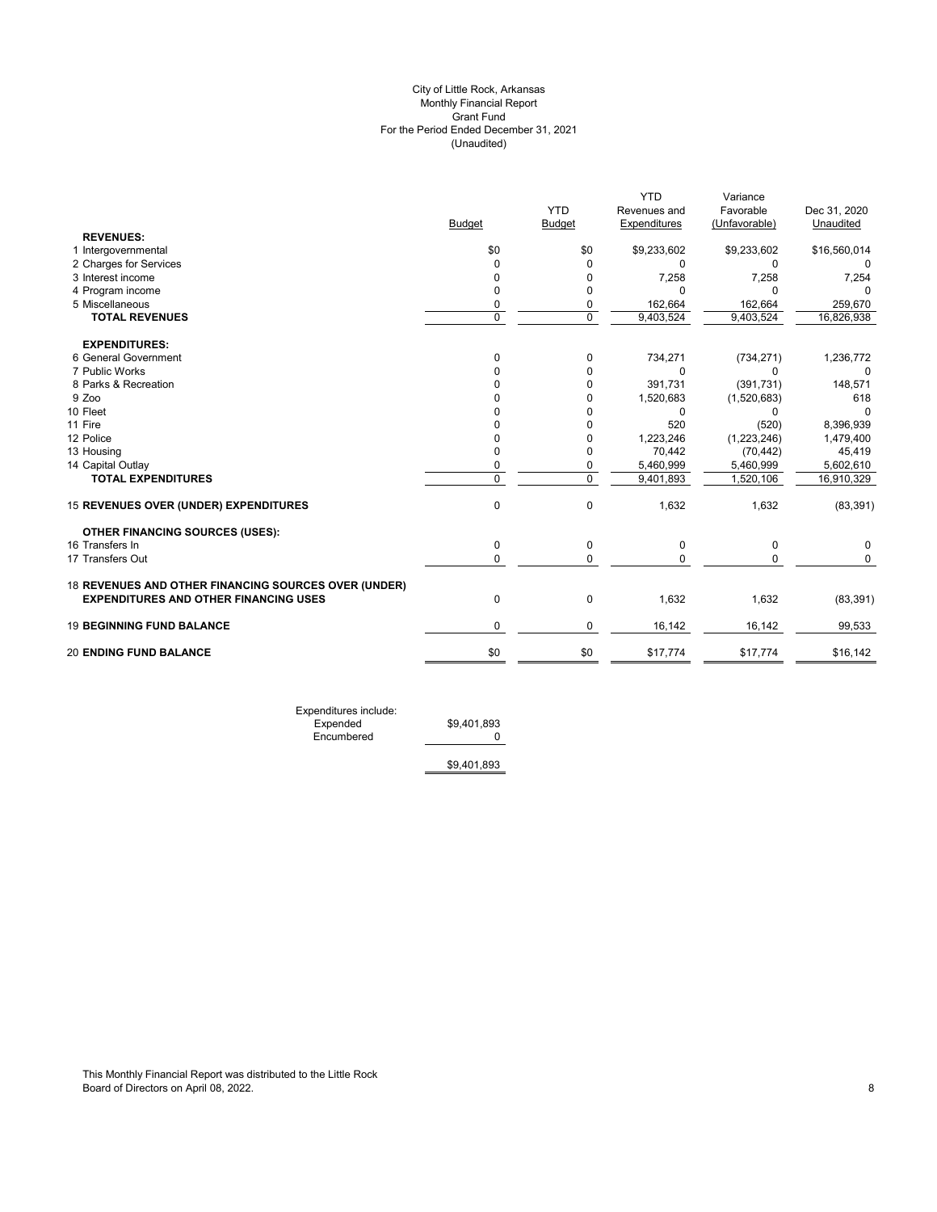City of Little Rock, Arkansas
Monthly Financial Report
Grant Fund
For the Period Ended December 31, 2021
(Unaudited)

| | Budget | YTD Budget | YTD Revenues and Expenditures | Variance Favorable (Unfavorable) | Dec 31, 2020 Unaudited |
|---|---|---|---|---|---|
| **REVENUES:** | | | | | |
| 1 Intergovernmental | $0 | $0 | $9,233,602 | $9,233,602 | $16,560,014 |
| 2 Charges for Services | 0 | 0 | 0 | 0 | 0 |
| 3 Interest income | 0 | 0 | 7,258 | 7,258 | 7,254 |
| 4 Program income | 0 | 0 | 0 | 0 | 0 |
| 5 Miscellaneous | 0 | 0 | 162,664 | 162,664 | 259,670 |
| **TOTAL REVENUES** | 0 | 0 | 9,403,524 | 9,403,524 | 16,826,938 |
| **EXPENDITURES:** | | | | | |
| 6 General Government | 0 | 0 | 734,271 | (734,271) | 1,236,772 |
| 7 Public Works | 0 | 0 | 0 | 0 | 0 |
| 8 Parks & Recreation | 0 | 0 | 391,731 | (391,731) | 148,571 |
| 9 Zoo | 0 | 0 | 1,520,683 | (1,520,683) | 618 |
| 10 Fleet | 0 | 0 | 0 | 0 | 0 |
| 11 Fire | 0 | 0 | 520 | (520) | 8,396,939 |
| 12 Police | 0 | 0 | 1,223,246 | (1,223,246) | 1,479,400 |
| 13 Housing | 0 | 0 | 70,442 | (70,442) | 45,419 |
| 14 Capital Outlay | 0 | 0 | 5,460,999 | 5,460,999 | 5,602,610 |
| **TOTAL EXPENDITURES** | 0 | 0 | 9,401,893 | 1,520,106 | 16,910,329 |
| 15 **REVENUES OVER (UNDER) EXPENDITURES** | 0 | 0 | 1,632 | 1,632 | (83,391) |
| **OTHER FINANCING SOURCES (USES):** | | | | | |
| 16 Transfers In | 0 | 0 | 0 | 0 | 0 |
| 17 Transfers Out | 0 | 0 | 0 | 0 | 0 |
| 18 **REVENUES AND OTHER FINANCING SOURCES OVER (UNDER) EXPENDITURES AND OTHER FINANCING USES** | 0 | 0 | 1,632 | 1,632 | (83,391) |
| 19 **BEGINNING FUND BALANCE** | 0 | 0 | 16,142 | 16,142 | 99,533 |
| 20 **ENDING FUND BALANCE** | $0 | $0 | $17,774 | $17,774 | $16,142 |

| Expenditures include: | |
|---|---|
| Expended | $9,401,893 |
| Encumbered | 0 |
| | $9,401,893 |

This Monthly Financial Report was distributed to the Little Rock Board of Directors on April 08, 2022.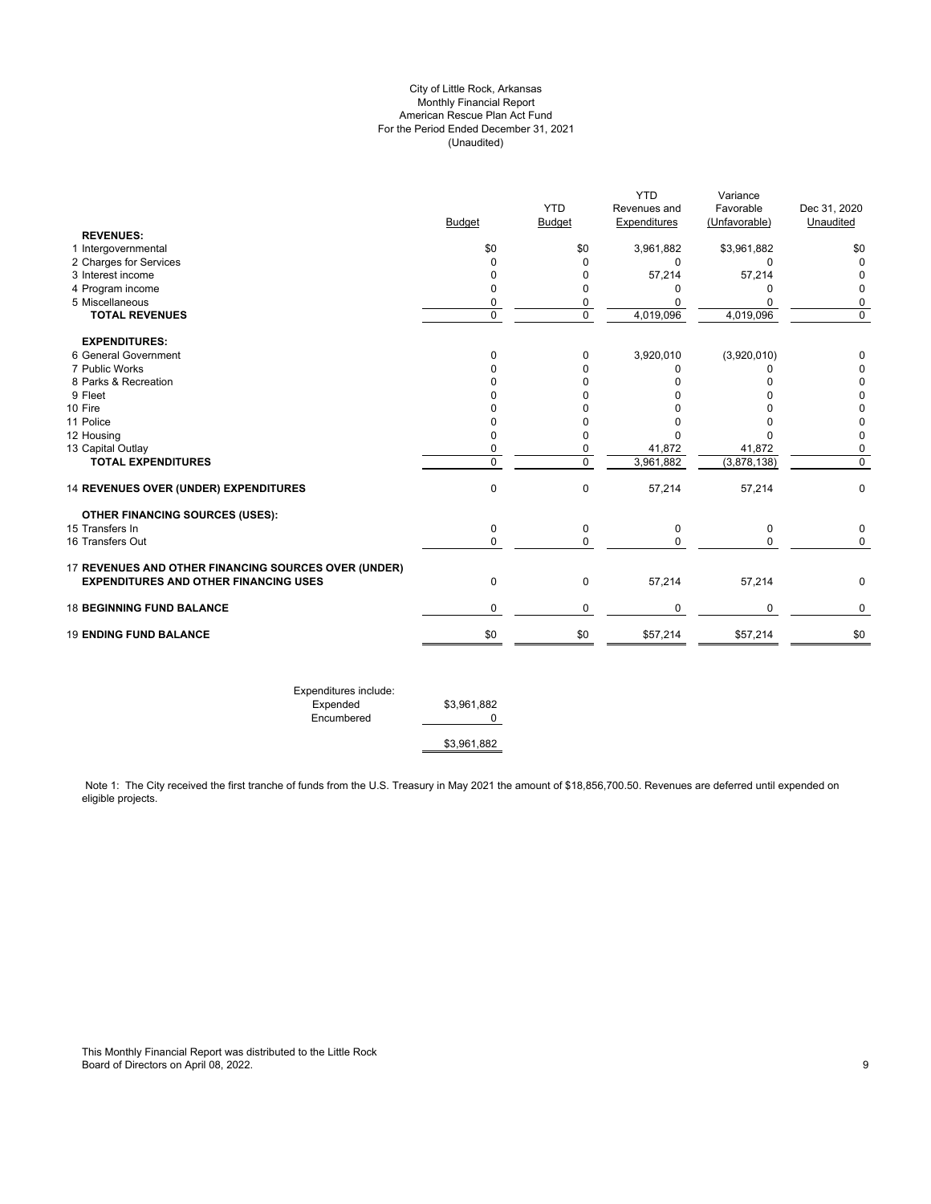City of Little Rock, Arkansas
Monthly Financial Report
American Rescue Plan Act Fund
For the Period Ended December 31, 2021
(Unaudited)

| | Budget | YTD Budget | YTD Revenues and Expenditures | Variance Favorable (Unfavorable) | Dec 31, 2020 Unaudited |
|---|---|---|---|---|---|
| **REVENUES:** | | | | | |
| 1 Intergovernmental | $0 | $0 | 3,961,882 | $3,961,882 | $0 |
| 2 Charges for Services | 0 | 0 | 0 | 0 | 0 |
| 3 Interest income | 0 | 0 | 57,214 | 57,214 | 0 |
| 4 Program income | 0 | 0 | 0 | 0 | 0 |
| 5 Miscellaneous | 0 | 0 | 0 | 0 | 0 |
| **TOTAL REVENUES** | 0 | 0 | 4,019,096 | 4,019,096 | 0 |
| **EXPENDITURES:** | | | | | |
| 6 General Government | 0 | 0 | 3,920,010 | (3,920,010) | 0 |
| 7 Public Works | 0 | 0 | 0 | 0 | 0 |
| 8 Parks & Recreation | 0 | 0 | 0 | 0 | 0 |
| 9 Fleet | 0 | 0 | 0 | 0 | 0 |
| 10 Fire | 0 | 0 | 0 | 0 | 0 |
| 11 Police | 0 | 0 | 0 | 0 | 0 |
| 12 Housing | 0 | 0 | 0 | 0 | 0 |
| 13 Capital Outlay | 0 | 0 | 41,872 | 41,872 | 0 |
| **TOTAL EXPENDITURES** | 0 | 0 | 3,961,882 | (3,878,138) | 0 |
| 14 **REVENUES OVER (UNDER) EXPENDITURES** | 0 | 0 | 57,214 | 57,214 | 0 |
| **OTHER FINANCING SOURCES (USES):** | | | | | |
| 15 Transfers In | 0 | 0 | 0 | 0 | 0 |
| 16 Transfers Out | 0 | 0 | 0 | 0 | 0 |
| 17 **REVENUES AND OTHER FINANCING SOURCES OVER (UNDER) EXPENDITURES AND OTHER FINANCING USES** | 0 | 0 | 57,214 | 57,214 | 0 |
| 18 **BEGINNING FUND BALANCE** | 0 | 0 | 0 | 0 | 0 |
| 19 **ENDING FUND BALANCE** | $0 | $0 | $57,214 | $57,214 | $0 |

| Expenditures include: | |
|---|---|
| Expended | $3,961,882 |
| Encumbered | 0 |
| | $3,961,882 |

Note 1: The City received the first tranche of funds from the U.S. Treasury in May 2021 the amount of $18,856,700.50. Revenues are deferred until expended on eligible projects.

This Monthly Financial Report was distributed to the Little Rock Board of Directors on April 08, 2022.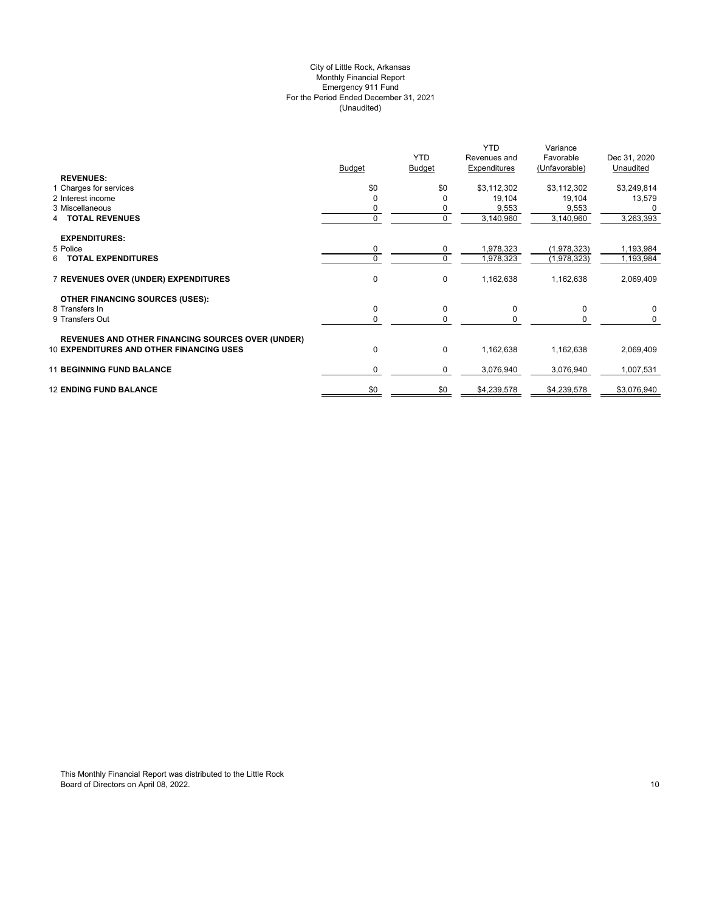City of Little Rock, Arkansas
Monthly Financial Report
Emergency 911 Fund
For the Period Ended December 31, 2021
(Unaudited)

| | Budget | YTD Budget | YTD Revenues and Expenditures | Variance Favorable (Unfavorable) | Dec 31, 2020 Unaudited |
|---|---|---|---|---|---|
| **REVENUES:** | | | | | |
| 1 Charges for services | $0 | $0 | $3,112,302 | $3,112,302 | $3,249,814 |
| 2 Interest income | 0 | 0 | 19,104 | 19,104 | 13,579 |
| 3 Miscellaneous | 0 | 0 | 9,553 | 9,553 | 0 |
| 4 **TOTAL REVENUES** | 0 | 0 | 3,140,960 | 3,140,960 | 3,263,393 |
| **EXPENDITURES:** | | | | | |
| 5 Police | 0 | 0 | 1,978,323 | (1,978,323) | 1,193,984 |
| 6 **TOTAL EXPENDITURES** | 0 | 0 | 1,978,323 | (1,978,323) | 1,193,984 |
| 7 **REVENUES OVER (UNDER) EXPENDITURES** | 0 | 0 | 1,162,638 | 1,162,638 | 2,069,409 |
| **OTHER FINANCING SOURCES (USES):** | | | | | |
| 8 Transfers In | 0 | 0 | 0 | 0 | 0 |
| 9 Transfers Out | 0 | 0 | 0 | 0 | 0 |
| **REVENUES AND OTHER FINANCING SOURCES OVER (UNDER)** 10 **EXPENDITURES AND OTHER FINANCING USES** | 0 | 0 | 1,162,638 | 1,162,638 | 2,069,409 |
| 11 **BEGINNING FUND BALANCE** | 0 | 0 | 3,076,940 | 3,076,940 | 1,007,531 |
| 12 **ENDING FUND BALANCE** | $0 | $0 | $4,239,578 | $4,239,578 | $3,076,940 |

This Monthly Financial Report was distributed to the Little Rock Board of Directors on April 08, 2022.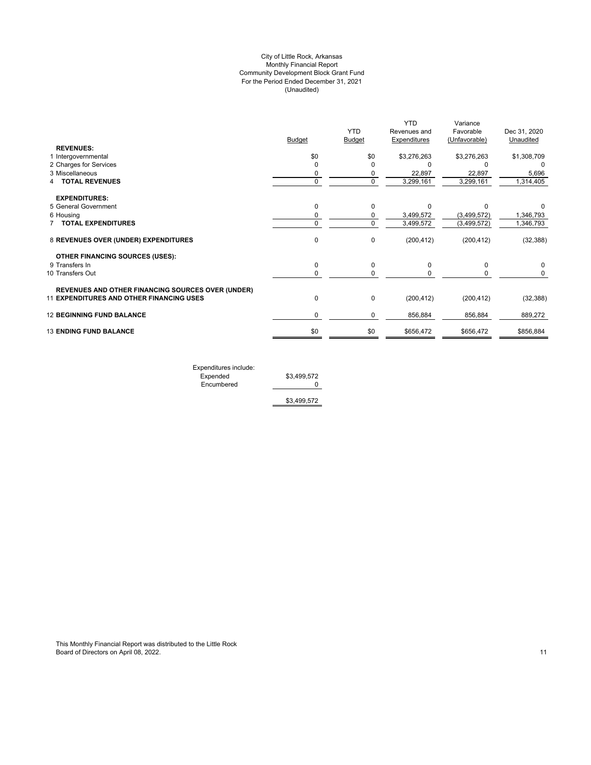City of Little Rock, Arkansas
Monthly Financial Report
Community Development Block Grant Fund
For the Period Ended December 31, 2021
(Unaudited)

| | Budget | YTD Budget | YTD Revenues and Expenditures | Variance Favorable (Unfavorable) | Dec 31, 2020 Unaudited |
|---|---|---|---|---|---|
| **REVENUES:** | | | | | |
| 1 Intergovernmental | $0 | $0 | $3,276,263 | $3,276,263 | $1,308,709 |
| 2 Charges for Services | 0 | 0 | 0 | 0 | 0 |
| 3 Miscellaneous | 0 | 0 | 22,897 | 22,897 | 5,696 |
| 4 **TOTAL REVENUES** | 0 | 0 | 3,299,161 | 3,299,161 | 1,314,405 |
| **EXPENDITURES:** | | | | | |
| 5 General Government | 0 | 0 | 0 | 0 | 0 |
| 6 Housing | 0 | 0 | 3,499,572 | (3,499,572) | 1,346,793 |
| 7 **TOTAL EXPENDITURES** | 0 | 0 | 3,499,572 | (3,499,572) | 1,346,793 |
| 8 **REVENUES OVER (UNDER) EXPENDITURES** | 0 | 0 | (200,412) | (200,412) | (32,388) |
| **OTHER FINANCING SOURCES (USES):** | | | | | |
| 9 Transfers In | 0 | 0 | 0 | 0 | 0 |
| 10 Transfers Out | 0 | 0 | 0 | 0 | 0 |
| **REVENUES AND OTHER FINANCING SOURCES OVER (UNDER)** 11 **EXPENDITURES AND OTHER FINANCING USES** | 0 | 0 | (200,412) | (200,412) | (32,388) |
| 12 **BEGINNING FUND BALANCE** | 0 | 0 | 856,884 | 856,884 | 889,272 |
| 13 **ENDING FUND BALANCE** | $0 | $0 | $656,472 | $656,472 | $856,884 |

| Expenditures include: | |
|---|---|
| Expended | $3,499,572 |
| Encumbered | 0 |
| | $3,499,572 |

This Monthly Financial Report was distributed to the Little Rock Board of Directors on April 08, 2022.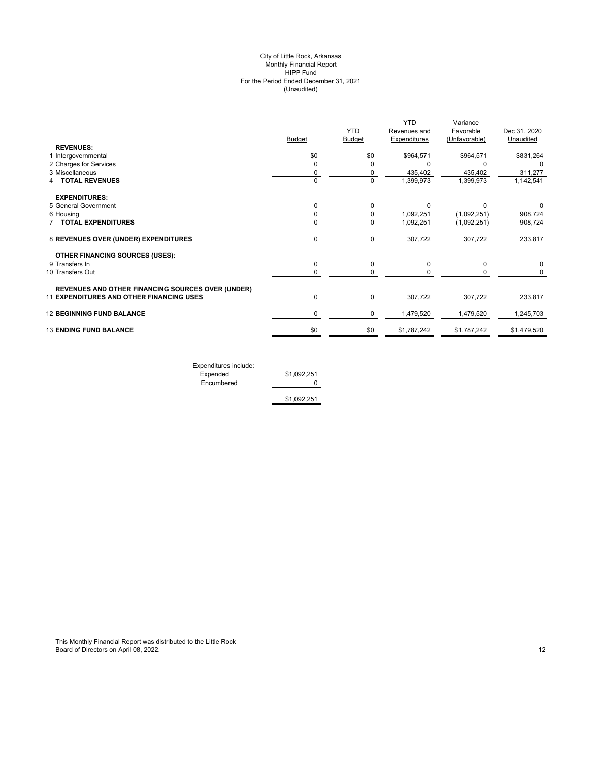# City of Little Rock, Arkansas
## Monthly Financial Report
## HIPP Fund
## For the Period Ended December 31, 2021
## (Unaudited)

| | Budget | YTD Budget | YTD Revenues and Expenditures | Variance Favorable (Unfavorable) | Dec 31, 2020 Unaudited |
|---|---|---|---|---|---|
| **REVENUES:** | | | | | |
| 1 Intergovernmental | $0 | $0 | $964,571 | $964,571 | $831,264 |
| 2 Charges for Services | 0 | 0 | 0 | 0 | 0 |
| 3 Miscellaneous | 0 | 0 | 435,402 | 435,402 | 311,277 |
| 4 **TOTAL REVENUES** | 0 | 0 | 1,399,973 | 1,399,973 | 1,142,541 |
| **EXPENDITURES:** | | | | | |
| 5 General Government | 0 | 0 | 0 | 0 | 0 |
| 6 Housing | 0 | 0 | 1,092,251 | (1,092,251) | 908,724 |
| 7 **TOTAL EXPENDITURES** | 0 | 0 | 1,092,251 | (1,092,251) | 908,724 |
| 8 **REVENUES OVER (UNDER) EXPENDITURES** | 0 | 0 | 307,722 | 307,722 | 233,817 |
| **OTHER FINANCING SOURCES (USES):** | | | | | |
| 9 Transfers In | 0 | 0 | 0 | 0 | 0 |
| 10 Transfers Out | 0 | 0 | 0 | 0 | 0 |
| 11 **REVENUES AND OTHER FINANCING SOURCES OVER (UNDER) EXPENDITURES AND OTHER FINANCING USES** | 0 | 0 | 307,722 | 307,722 | 233,817 |
| 12 **BEGINNING FUND BALANCE** | 0 | 0 | 1,479,520 | 1,479,520 | 1,245,703 |
| 13 **ENDING FUND BALANCE** | $0 | $0 | $1,787,242 | $1,787,242 | $1,479,520 |

| Expenditures include: | |
|---|---|
| Expended | $1,092,251 |
| Encumbered | 0 |
| | $1,092,251 |

This Monthly Financial Report was distributed to the Little Rock Board of Directors on April 08, 2022.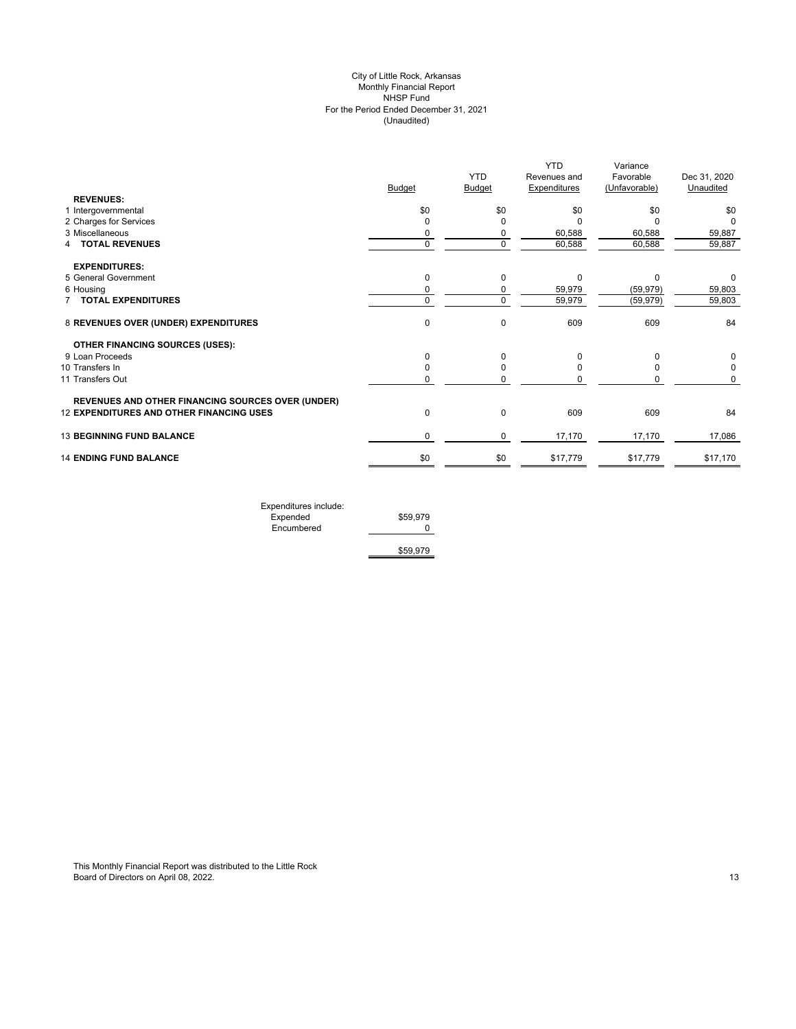# City of Little Rock, Arkansas
## Monthly Financial Report
## NHSP Fund
## For the Period Ended December 31, 2021
## (Unaudited)

| | Budget | YTD Budget | YTD Revenues and Expenditures | Variance Favorable (Unfavorable) | Dec 31, 2020 Unaudited |
|---|---|---|---|---|---|
| **REVENUES:** | | | | | |
| 1 Intergovernmental | $0 | $0 | $0 | $0 | $0 |
| 2 Charges for Services | 0 | 0 | 0 | 0 | 0 |
| 3 Miscellaneous | 0 | 0 | 60,588 | 60,588 | 59,887 |
| 4 **TOTAL REVENUES** | 0 | 0 | 60,588 | 60,588 | 59,887 |
| **EXPENDITURES:** | | | | | |
| 5 General Government | 0 | 0 | 0 | 0 | 0 |
| 6 Housing | 0 | 0 | 59,979 | (59,979) | 59,803 |
| 7 **TOTAL EXPENDITURES** | 0 | 0 | 59,979 | (59,979) | 59,803 |
| 8 **REVENUES OVER (UNDER) EXPENDITURES** | 0 | 0 | 609 | 609 | 84 |
| **OTHER FINANCING SOURCES (USES):** | | | | | |
| 9 Loan Proceeds | 0 | 0 | 0 | 0 | 0 |
| 10 Transfers In | 0 | 0 | 0 | 0 | 0 |
| 11 Transfers Out | 0 | 0 | 0 | 0 | 0 |
| **REVENUES AND OTHER FINANCING SOURCES OVER (UNDER)** 12 **EXPENDITURES AND OTHER FINANCING USES** | 0 | 0 | 609 | 609 | 84 |
| 13 **BEGINNING FUND BALANCE** | 0 | 0 | 17,170 | 17,170 | 17,086 |
| 14 **ENDING FUND BALANCE** | $0 | $0 | $17,779 | $17,779 | $17,170 |

| Expenditures include: | |
|---|---|
| Expended | $59,979 |
| Encumbered | 0 |
| | $59,979 |

This Monthly Financial Report was distributed to the Little Rock Board of Directors on April 08, 2022.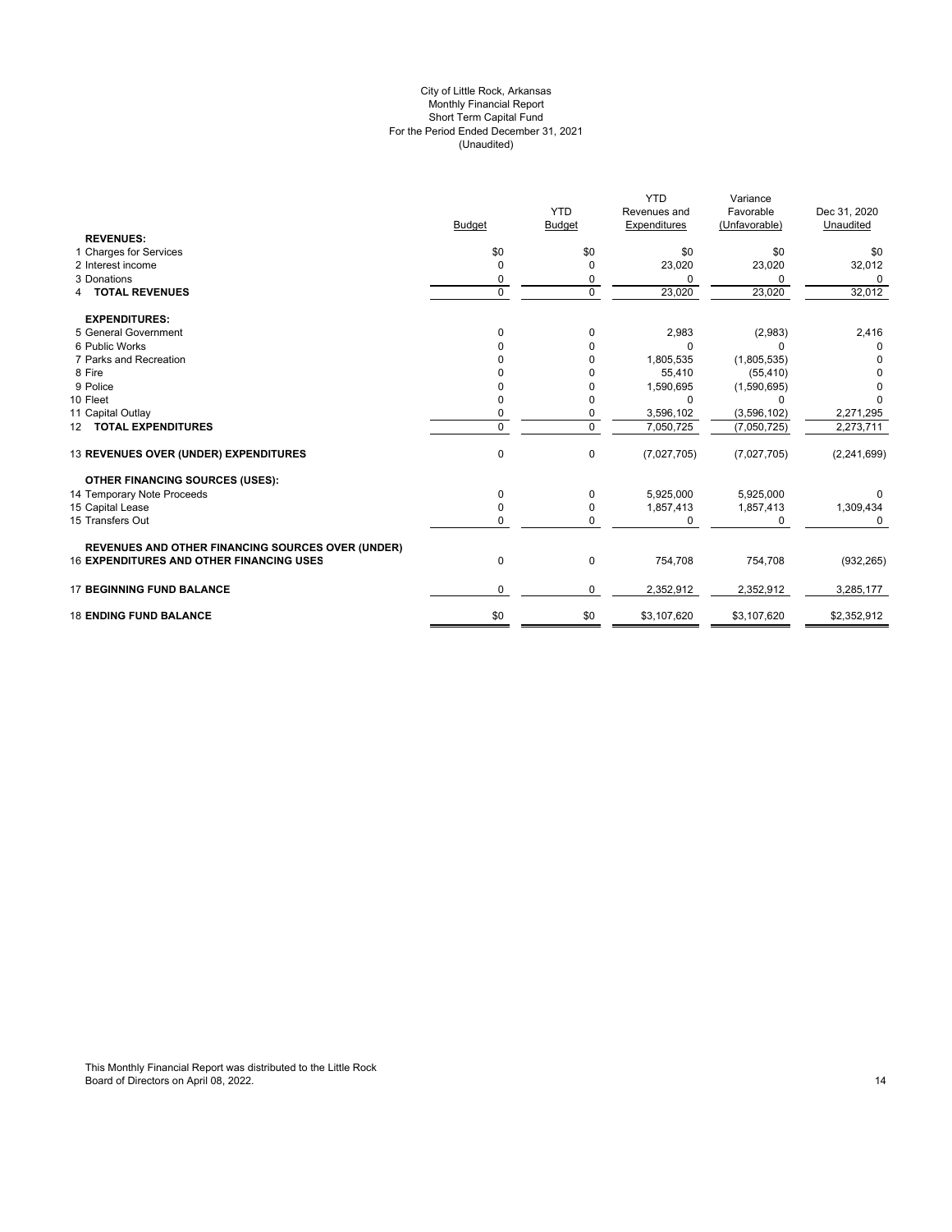City of Little Rock, Arkansas
Monthly Financial Report
Short Term Capital Fund
For the Period Ended December 31, 2021
(Unaudited)

| | Budget | YTD Budget | YTD Revenues and Expenditures | Variance Favorable (Unfavorable) | Dec 31, 2020 Unaudited |
|---|---|---|---|---|---|
| **REVENUES:** | | | | | |
| 1 Charges for Services | $0 | $0 | $0 | $0 | $0 |
| 2 Interest income | 0 | 0 | 23,020 | 23,020 | 32,012 |
| 3 Donations | 0 | 0 | 0 | 0 | 0 |
| 4 **TOTAL REVENUES** | 0 | 0 | 23,020 | 23,020 | 32,012 |
| **EXPENDITURES:** | | | | | |
| 5 General Government | 0 | 0 | 2,983 | (2,983) | 2,416 |
| 6 Public Works | 0 | 0 | 0 | 0 | 0 |
| 7 Parks and Recreation | 0 | 0 | 1,805,535 | (1,805,535) | 0 |
| 8 Fire | 0 | 0 | 55,410 | (55,410) | 0 |
| 9 Police | 0 | 0 | 1,590,695 | (1,590,695) | 0 |
| 10 Fleet | 0 | 0 | 0 | 0 | 0 |
| 11 Capital Outlay | 0 | 0 | 3,596,102 | (3,596,102) | 2,271,295 |
| 12 **TOTAL EXPENDITURES** | 0 | 0 | 7,050,725 | (7,050,725) | 2,273,711 |
| 13 **REVENUES OVER (UNDER) EXPENDITURES** | 0 | 0 | (7,027,705) | (7,027,705) | (2,241,699) |
| **OTHER FINANCING SOURCES (USES):** | | | | | |
| 14 Temporary Note Proceeds | 0 | 0 | 5,925,000 | 5,925,000 | 0 |
| 15 Capital Lease | 0 | 0 | 1,857,413 | 1,857,413 | 1,309,434 |
| 15 Transfers Out | 0 | 0 | 0 | 0 | 0 |
| **REVENUES AND OTHER FINANCING SOURCES OVER (UNDER)** | | | | | |
| 16 **EXPENDITURES AND OTHER FINANCING USES** | 0 | 0 | 754,708 | 754,708 | (932,265) |
| 17 **BEGINNING FUND BALANCE** | 0 | 0 | 2,352,912 | 2,352,912 | 3,285,177 |
| 18 **ENDING FUND BALANCE** | $0 | $0 | $3,107,620 | $3,107,620 | $2,352,912 |

This Monthly Financial Report was distributed to the Little Rock Board of Directors on April 08, 2022.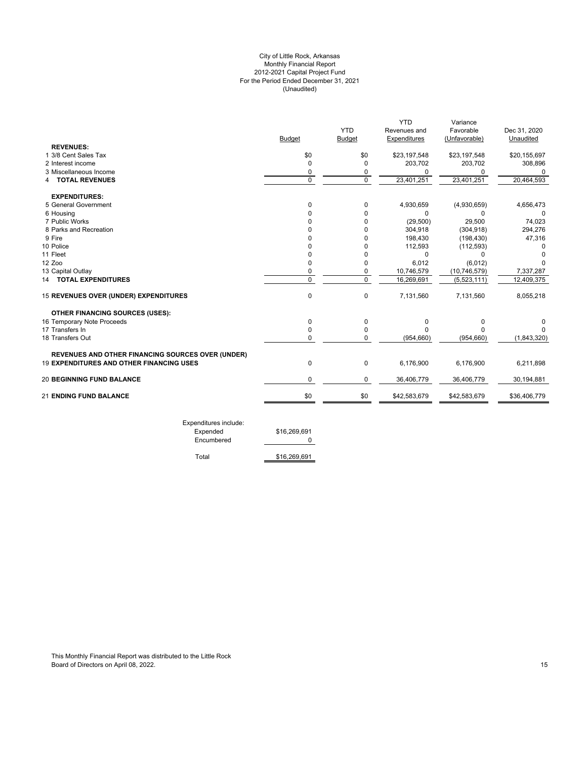City of Little Rock, Arkansas
Monthly Financial Report
2012-2021 Capital Project Fund
For the Period Ended December 31, 2021
(Unaudited)

| | Budget | YTD Budget | YTD Revenues and Expenditures | Variance Favorable (Unfavorable) | Dec 31, 2020 Unaudited |
|---|---|---|---|---|---|
| **REVENUES:** | | | | | |
| 1 3/8 Cent Sales Tax | $0 | $0 | $23,197,548 | $23,197,548 | $20,155,697 |
| 2 Interest income | 0 | 0 | 203,702 | 203,702 | 308,896 |
| 3 Miscellaneous Income | 0 | 0 | 0 | 0 | 0 |
| 4 **TOTAL REVENUES** | 0 | 0 | 23,401,251 | 23,401,251 | 20,464,593 |
| **EXPENDITURES:** | | | | | |
| 5 General Government | 0 | 0 | 4,930,659 | (4,930,659) | 4,656,473 |
| 6 Housing | 0 | 0 | 0 | 0 | 0 |
| 7 Public Works | 0 | 0 | (29,500) | 29,500 | 74,023 |
| 8 Parks and Recreation | 0 | 0 | 304,918 | (304,918) | 294,276 |
| 9 Fire | 0 | 0 | 198,430 | (198,430) | 47,316 |
| 10 Police | 0 | 0 | 112,593 | (112,593) | 0 |
| 11 Fleet | 0 | 0 | 0 | 0 | 0 |
| 12 Zoo | 0 | 0 | 6,012 | (6,012) | 0 |
| 13 Capital Outlay | 0 | 0 | 10,746,579 | (10,746,579) | 7,337,287 |
| 14 **TOTAL EXPENDITURES** | 0 | 0 | 16,269,691 | (5,523,111) | 12,409,375 |
| 15 **REVENUES OVER (UNDER) EXPENDITURES** | 0 | 0 | 7,131,560 | 7,131,560 | 8,055,218 |
| **OTHER FINANCING SOURCES (USES):** | | | | | |
| 16 Temporary Note Proceeds | 0 | 0 | 0 | 0 | 0 |
| 17 Transfers In | 0 | 0 | 0 | 0 | 0 |
| 18 Transfers Out | 0 | 0 | (954,660) | (954,660) | (1,843,320) |
| **REVENUES AND OTHER FINANCING SOURCES OVER (UNDER)** 19 **EXPENDITURES AND OTHER FINANCING USES** | 0 | 0 | 6,176,900 | 6,176,900 | 6,211,898 |
| 20 **BEGINNING FUND BALANCE** | 0 | 0 | 36,406,779 | 36,406,779 | 30,194,881 |
| 21 **ENDING FUND BALANCE** | $0 | $0 | $42,583,679 | $42,583,679 | $36,406,779 |

| Expenditures include: | |
|---|---|
| Expended | $16,269,691 |
| Encumbered | 0 |
| Total | $16,269,691 |

This Monthly Financial Report was distributed to the Little Rock Board of Directors on April 08, 2022.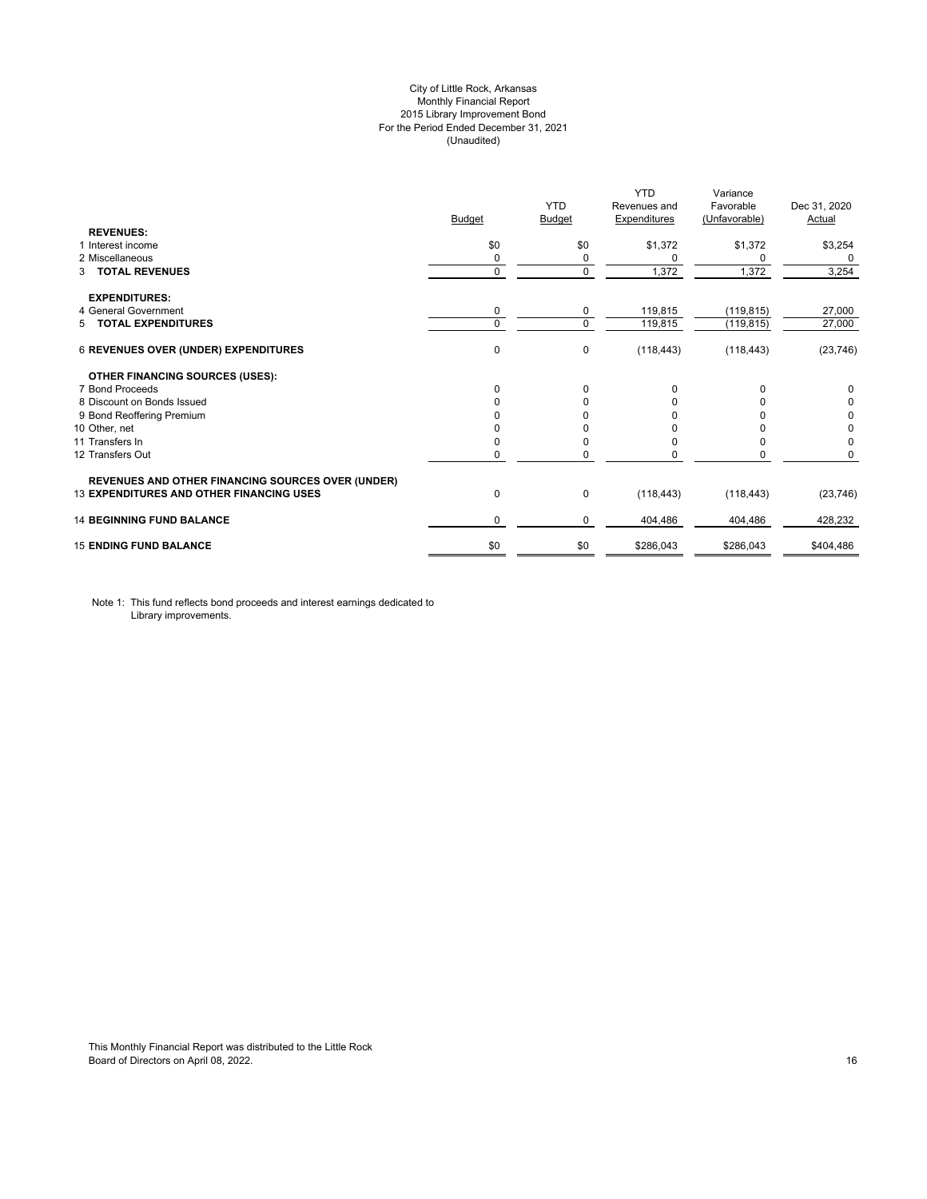City of Little Rock, Arkansas
Monthly Financial Report
2015 Library Improvement Bond
For the Period Ended December 31, 2021
(Unaudited)

| | Budget | YTD Budget | YTD Revenues and Expenditures | Variance Favorable (Unfavorable) | Dec 31, 2020 Actual |
|---|---|---|---|---|---|
| **REVENUES:** | | | | | |
| 1 Interest income | $0 | $0 | $1,372 | $1,372 | $3,254 |
| 2 Miscellaneous | 0 | 0 | 0 | 0 | 0 |
| 3 **TOTAL REVENUES** | 0 | 0 | 1,372 | 1,372 | 3,254 |
| **EXPENDITURES:** | | | | | |
| 4 General Government | 0 | 0 | 119,815 | (119,815) | 27,000 |
| 5 **TOTAL EXPENDITURES** | 0 | 0 | 119,815 | (119,815) | 27,000 |
| 6 **REVENUES OVER (UNDER) EXPENDITURES** | 0 | 0 | (118,443) | (118,443) | (23,746) |
| **OTHER FINANCING SOURCES (USES):** | | | | | |
| 7 Bond Proceeds | 0 | 0 | 0 | 0 | 0 |
| 8 Discount on Bonds Issued | 0 | 0 | 0 | 0 | 0 |
| 9 Bond Reoffering Premium | 0 | 0 | 0 | 0 | 0 |
| 10 Other, net | 0 | 0 | 0 | 0 | 0 |
| 11 Transfers In | 0 | 0 | 0 | 0 | 0 |
| 12 Transfers Out | 0 | 0 | 0 | 0 | 0 |
| 13 **REVENUES AND OTHER FINANCING SOURCES OVER (UNDER) EXPENDITURES AND OTHER FINANCING USES** | 0 | 0 | (118,443) | (118,443) | (23,746) |
| 14 **BEGINNING FUND BALANCE** | 0 | 0 | 404,486 | 404,486 | 428,232 |
| 15 **ENDING FUND BALANCE** | $0 | $0 | $286,043 | $286,043 | $404,486 |

Note 1: This fund reflects bond proceeds and interest earnings dedicated to Library improvements.

This Monthly Financial Report was distributed to the Little Rock Board of Directors on April 08, 2022.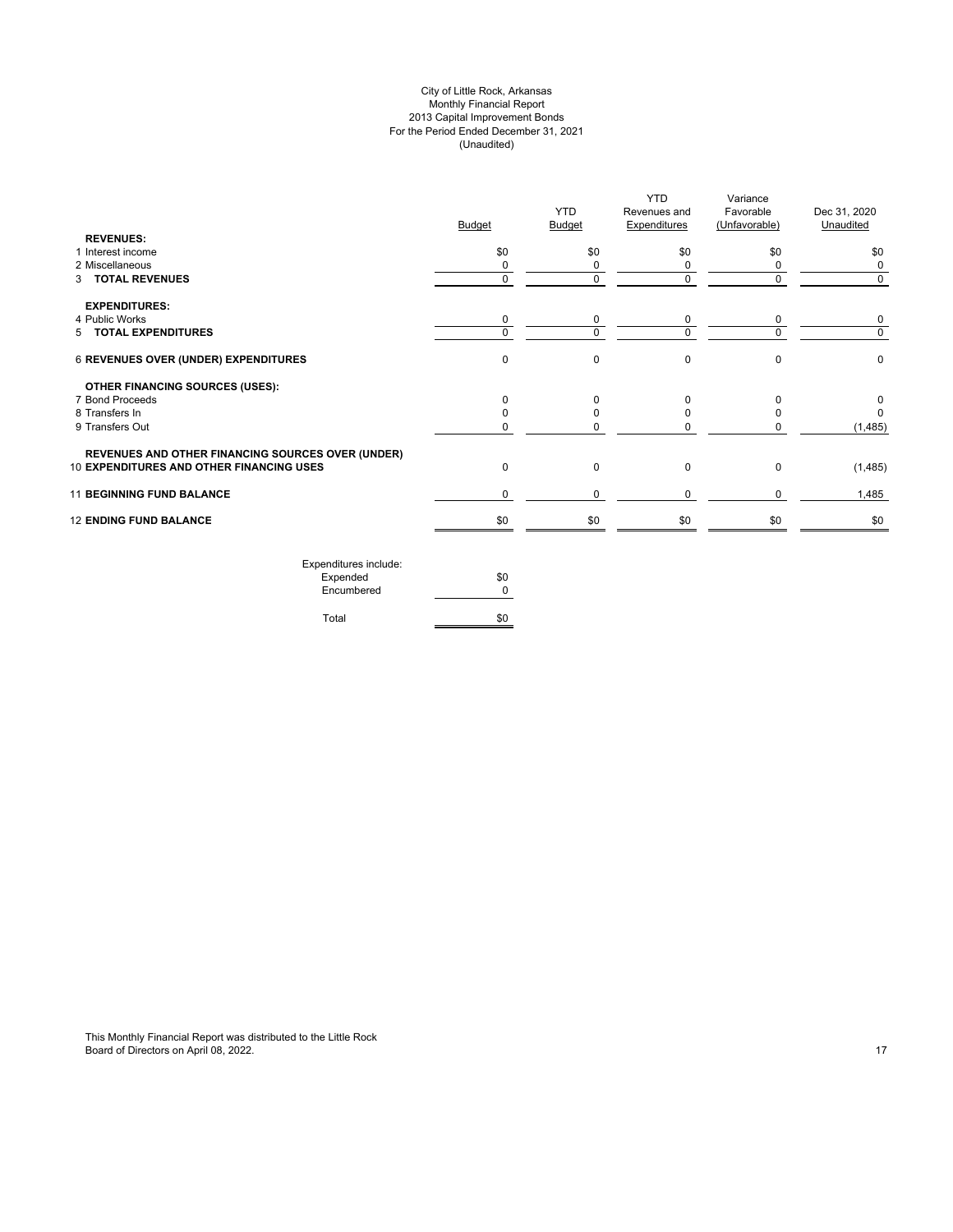City of Little Rock, Arkansas
Monthly Financial Report
2013 Capital Improvement Bonds
For the Period Ended December 31, 2021
(Unaudited)

| | Budget | YTD Budget | YTD Revenues and Expenditures | Variance Favorable (Unfavorable) | Dec 31, 2020 Unaudited |
|---|---|---|---|---|---|
| **REVENUES:** | | | | | |
| 1 Interest income | $0 | $0 | $0 | $0 | $0 |
| 2 Miscellaneous | 0 | 0 | 0 | 0 | 0 |
| 3 **TOTAL REVENUES** | 0 | 0 | 0 | 0 | 0 |
| **EXPENDITURES:** | | | | | |
| 4 Public Works | 0 | 0 | 0 | 0 | 0 |
| 5 **TOTAL EXPENDITURES** | 0 | 0 | 0 | 0 | 0 |
| 6 **REVENUES OVER (UNDER) EXPENDITURES** | 0 | 0 | 0 | 0 | 0 |
| **OTHER FINANCING SOURCES (USES):** | | | | | |
| 7 Bond Proceeds | 0 | 0 | 0 | 0 | 0 |
| 8 Transfers In | 0 | 0 | 0 | 0 | 0 |
| 9 Transfers Out | 0 | 0 | 0 | 0 | (1,485) |
| **REVENUES AND OTHER FINANCING SOURCES OVER (UNDER)** 10 **EXPENDITURES AND OTHER FINANCING USES** | 0 | 0 | 0 | 0 | (1,485) |
| 11 **BEGINNING FUND BALANCE** | 0 | 0 | 0 | 0 | 1,485 |
| 12 **ENDING FUND BALANCE** | $0 | $0 | $0 | $0 | $0 |

| Expenditures include: | |
|---|---|
| Expended | $0 |
| Encumbered | 0 |
| Total | $0 |

This Monthly Financial Report was distributed to the Little Rock Board of Directors on April 08, 2022.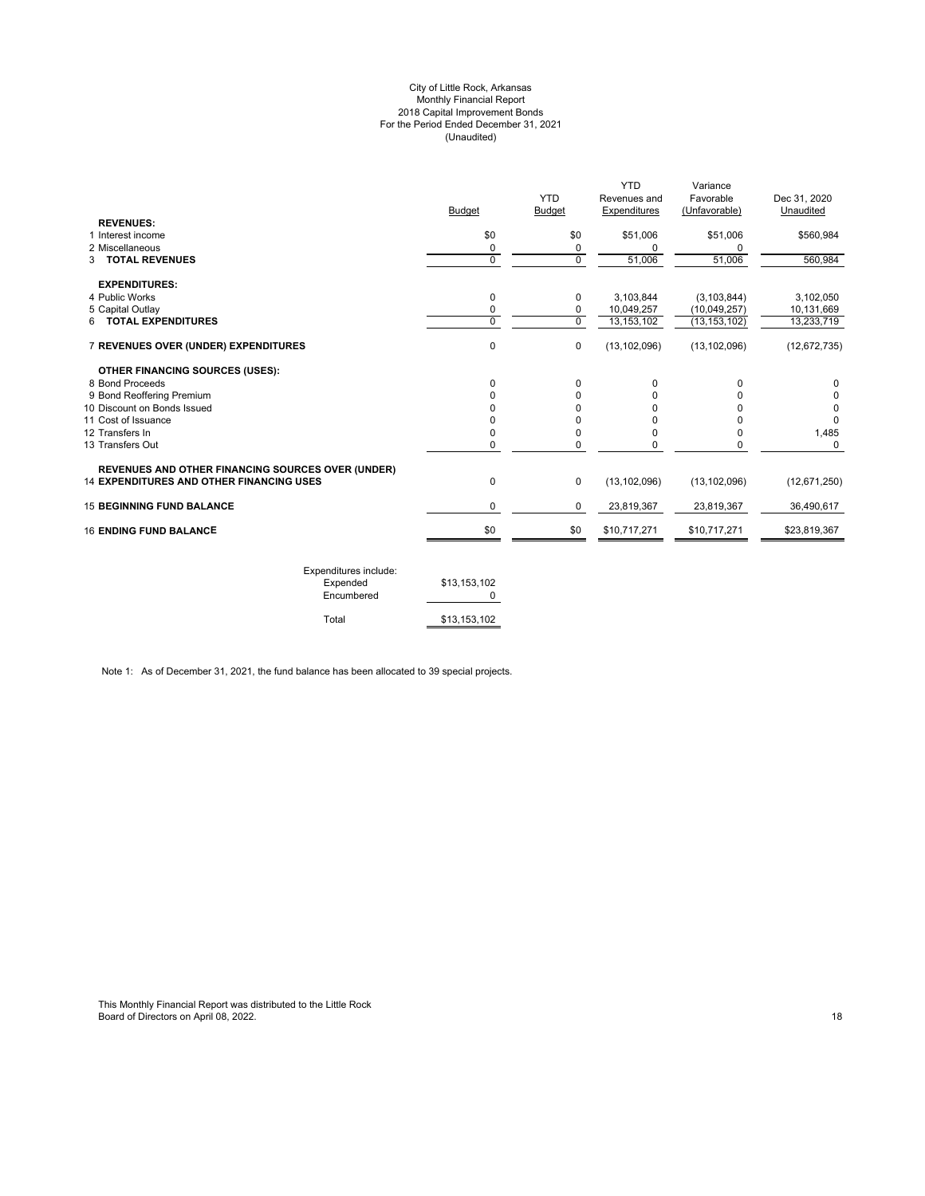City of Little Rock, Arkansas
Monthly Financial Report
2018 Capital Improvement Bonds
For the Period Ended December 31, 2021
(Unaudited)

| | Budget | YTD Budget | YTD Revenues and Expenditures | Variance Favorable (Unfavorable) | Dec 31, 2020 Unaudited |
|---|---|---|---|---|---|
| **REVENUES:** | | | | | |
| 1 Interest income | $0 | $0 | $51,006 | $51,006 | $560,984 |
| 2 Miscellaneous | 0 | 0 | 0 | 0 | |
| 3 **TOTAL REVENUES** | 0 | 0 | 51,006 | 51,006 | 560,984 |
| **EXPENDITURES:** | | | | | |
| 4 Public Works | 0 | 0 | 3,103,844 | (3,103,844) | 3,102,050 |
| 5 Capital Outlay | 0 | 0 | 10,049,257 | (10,049,257) | 10,131,669 |
| 6 **TOTAL EXPENDITURES** | 0 | 0 | 13,153,102 | (13,153,102) | 13,233,719 |
| 7 **REVENUES OVER (UNDER) EXPENDITURES** | 0 | 0 | (13,102,096) | (13,102,096) | (12,672,735) |
| **OTHER FINANCING SOURCES (USES):** | | | | | |
| 8 Bond Proceeds | 0 | 0 | 0 | 0 | 0 |
| 9 Bond Reoffering Premium | 0 | 0 | 0 | 0 | 0 |
| 10 Discount on Bonds Issued | 0 | 0 | 0 | 0 | 0 |
| 11 Cost of Issuance | 0 | 0 | 0 | 0 | 0 |
| 12 Transfers In | 0 | 0 | 0 | 0 | 1,485 |
| 13 Transfers Out | 0 | 0 | 0 | 0 | 0 |
| **REVENUES AND OTHER FINANCING SOURCES OVER (UNDER)** | | | | | |
| 14 **EXPENDITURES AND OTHER FINANCING USES** | 0 | 0 | (13,102,096) | (13,102,096) | (12,671,250) |
| 15 **BEGINNING FUND BALANCE** | 0 | 0 | 23,819,367 | 23,819,367 | 36,490,617 |
| 16 **ENDING FUND BALANCE** | $0 | $0 | $10,717,271 | $10,717,271 | $23,819,367 |

| Expenditures include: | |
|---|---|
| Expended | $13,153,102 |
| Encumbered | 0 |
| Total | $13,153,102 |

Note 1: As of December 31, 2021, the fund balance has been allocated to 39 special projects.

This Monthly Financial Report was distributed to the Little Rock Board of Directors on April 08, 2022.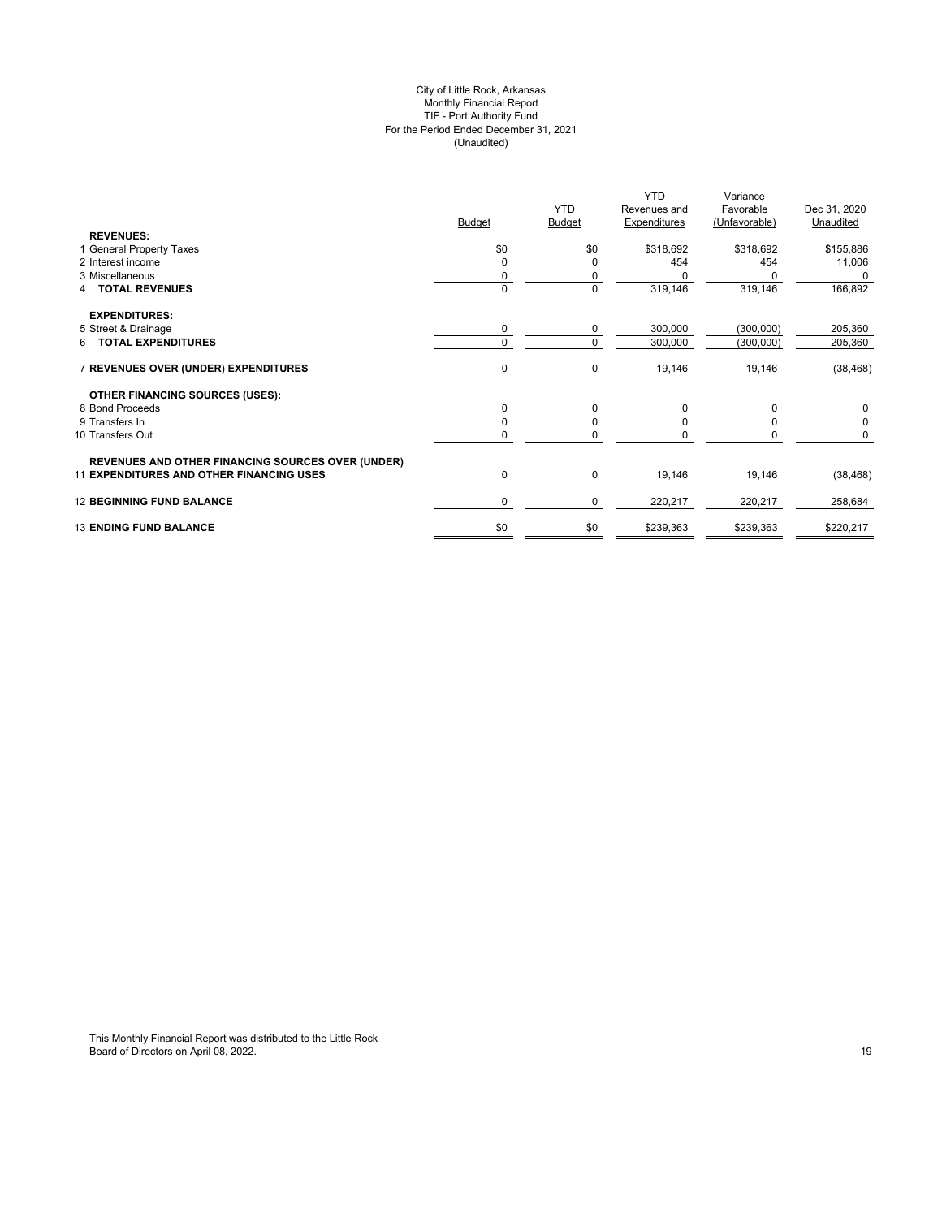City of Little Rock, Arkansas
Monthly Financial Report
TIF - Port Authority Fund
For the Period Ended December 31, 2021
(Unaudited)

| | Budget | YTD Budget | YTD Revenues and Expenditures | Variance Favorable (Unfavorable) | Dec 31, 2020 Unaudited |
|---|---|---|---|---|---|
| **REVENUES:** | | | | | |
| 1 General Property Taxes | $0 | $0 | $318,692 | $318,692 | $155,886 |
| 2 Interest income | 0 | 0 | 454 | 454 | 11,006 |
| 3 Miscellaneous | 0 | 0 | 0 | 0 | 0 |
| 4 **TOTAL REVENUES** | 0 | 0 | 319,146 | 319,146 | 166,892 |
| **EXPENDITURES:** | | | | | |
| 5 Street & Drainage | 0 | 0 | 300,000 | (300,000) | 205,360 |
| 6 **TOTAL EXPENDITURES** | 0 | 0 | 300,000 | (300,000) | 205,360 |
| 7 **REVENUES OVER (UNDER) EXPENDITURES** | 0 | 0 | 19,146 | 19,146 | (38,468) |
| **OTHER FINANCING SOURCES (USES):** | | | | | |
| 8 Bond Proceeds | 0 | 0 | 0 | 0 | 0 |
| 9 Transfers In | 0 | 0 | 0 | 0 | 0 |
| 10 Transfers Out | 0 | 0 | 0 | 0 | 0 |
| **REVENUES AND OTHER FINANCING SOURCES OVER (UNDER)** | | | | | |
| 11 **EXPENDITURES AND OTHER FINANCING USES** | 0 | 0 | 19,146 | 19,146 | (38,468) |
| 12 **BEGINNING FUND BALANCE** | 0 | 0 | 220,217 | 220,217 | 258,684 |
| 13 **ENDING FUND BALANCE** | $0 | $0 | $239,363 | $239,363 | $220,217 |

This Monthly Financial Report was distributed to the Little Rock Board of Directors on April 08, 2022.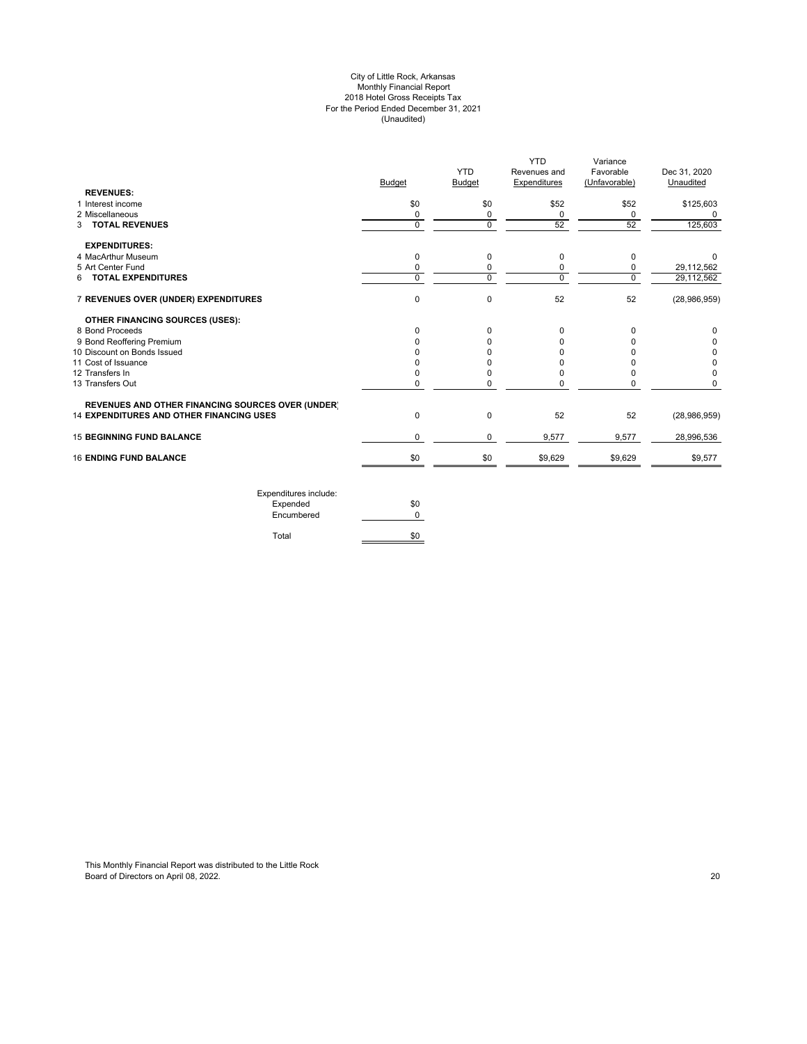City of Little Rock, Arkansas
Monthly Financial Report
2018 Hotel Gross Receipts Tax
For the Period Ended December 31, 2021
(Unaudited)

| | Budget | YTD Budget | YTD Revenues and Expenditures | Variance Favorable (Unfavorable) | Dec 31, 2020 Unaudited |
|---|---|---|---|---|---|
| **REVENUES:** | | | | | |
| 1 Interest income | $0 | $0 | $52 | $52 | $125,603 |
| 2 Miscellaneous | 0 | 0 | 0 | 0 | 0 |
| 3 **TOTAL REVENUES** | 0 | 0 | 52 | 52 | 125,603 |
| **EXPENDITURES:** | | | | | |
| 4 MacArthur Museum | 0 | 0 | 0 | 0 | 0 |
| 5 Art Center Fund | 0 | 0 | 0 | 0 | 29,112,562 |
| 6 **TOTAL EXPENDITURES** | 0 | 0 | 0 | 0 | 29,112,562 |
| 7 **REVENUES OVER (UNDER) EXPENDITURES** | 0 | 0 | 52 | 52 | (28,986,959) |
| **OTHER FINANCING SOURCES (USES):** | | | | | |
| 8 Bond Proceeds | 0 | 0 | 0 | 0 | 0 |
| 9 Bond Reoffering Premium | 0 | 0 | 0 | 0 | 0 |
| 10 Discount on Bonds Issued | 0 | 0 | 0 | 0 | 0 |
| 11 Cost of Issuance | 0 | 0 | 0 | 0 | 0 |
| 12 Transfers In | 0 | 0 | 0 | 0 | 0 |
| 13 Transfers Out | 0 | 0 | 0 | 0 | 0 |
| **REVENUES AND OTHER FINANCING SOURCES OVER (UNDER)** 14 **EXPENDITURES AND OTHER FINANCING USES** | 0 | 0 | 52 | 52 | (28,986,959) |
| 15 **BEGINNING FUND BALANCE** | 0 | 0 | 9,577 | 9,577 | 28,996,536 |
| 16 **ENDING FUND BALANCE** | $0 | $0 | $9,629 | $9,629 | $9,577 |

| Expenditures include: | |
|---|---|
| Expended | $0 |
| Encumbered | 0 |
| Total | $0 |

This Monthly Financial Report was distributed to the Little Rock Board of Directors on April 08, 2022.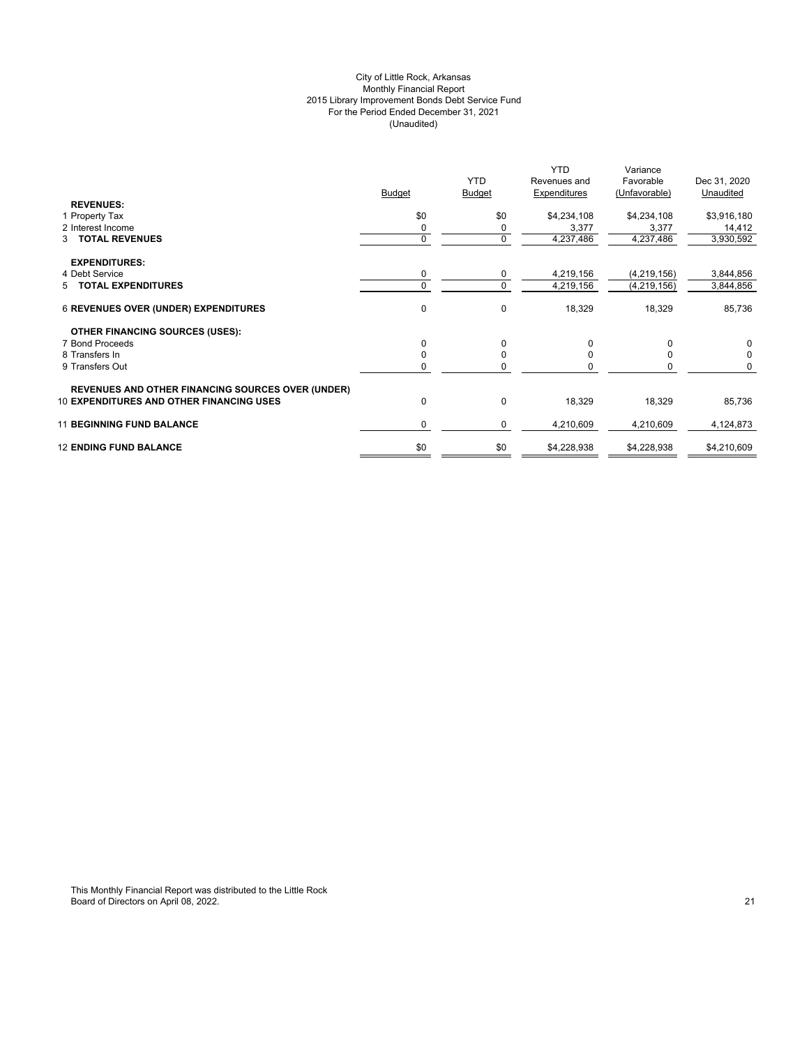City of Little Rock, Arkansas
Monthly Financial Report
2015 Library Improvement Bonds Debt Service Fund
For the Period Ended December 31, 2021
(Unaudited)

| | Budget | YTD Budget | YTD Revenues and Expenditures | Variance Favorable (Unfavorable) | Dec 31, 2020 Unaudited |
|---|---|---|---|---|---|
| **REVENUES:** | | | | | |
| 1 Property Tax | $0 | $0 | $4,234,108 | $4,234,108 | $3,916,180 |
| 2 Interest Income | 0 | 0 | 3,377 | 3,377 | 14,412 |
| 3 **TOTAL REVENUES** | 0 | 0 | 4,237,486 | 4,237,486 | 3,930,592 |
| **EXPENDITURES:** | | | | | |
| 4 Debt Service | 0 | 0 | 4,219,156 | (4,219,156) | 3,844,856 |
| 5 **TOTAL EXPENDITURES** | 0 | 0 | 4,219,156 | (4,219,156) | 3,844,856 |
| 6 **REVENUES OVER (UNDER) EXPENDITURES** | 0 | 0 | 18,329 | 18,329 | 85,736 |
| **OTHER FINANCING SOURCES (USES):** | | | | | |
| 7 Bond Proceeds | 0 | 0 | 0 | 0 | 0 |
| 8 Transfers In | 0 | 0 | 0 | 0 | 0 |
| 9 Transfers Out | 0 | 0 | 0 | 0 | 0 |
| **REVENUES AND OTHER FINANCING SOURCES OVER (UNDER)** | | | | | |
| 10 **EXPENDITURES AND OTHER FINANCING USES** | 0 | 0 | 18,329 | 18,329 | 85,736 |
| 11 **BEGINNING FUND BALANCE** | 0 | 0 | 4,210,609 | 4,210,609 | 4,124,873 |
| 12 **ENDING FUND BALANCE** | $0 | $0 | $4,228,938 | $4,228,938 | $4,210,609 |

This Monthly Financial Report was distributed to the Little Rock Board of Directors on April 08, 2022.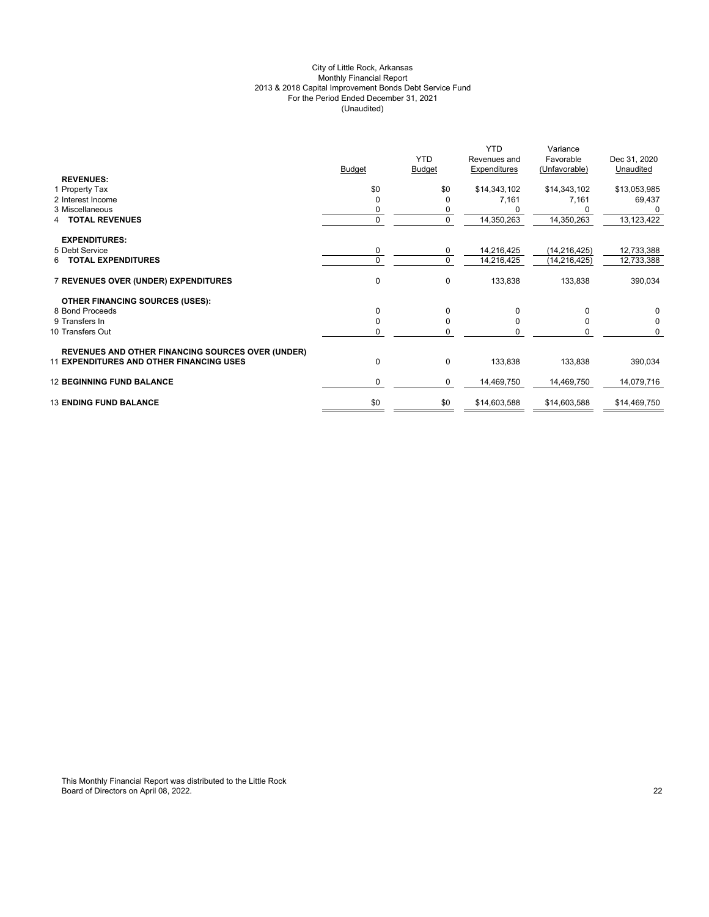City of Little Rock, Arkansas
Monthly Financial Report
2013 & 2018 Capital Improvement Bonds Debt Service Fund
For the Period Ended December 31, 2021
(Unaudited)

| | Budget | YTD Budget | YTD Revenues and Expenditures | Variance Favorable (Unfavorable) | Dec 31, 2020 Unaudited |
|---|---|---|---|---|---|
| **REVENUES:** | | | | | |
| 1 Property Tax | $0 | $0 | $14,343,102 | $14,343,102 | $13,053,985 |
| 2 Interest Income | 0 | 0 | 7,161 | 7,161 | 69,437 |
| 3 Miscellaneous | 0 | 0 | 0 | 0 | 0 |
| 4 **TOTAL REVENUES** | 0 | 0 | 14,350,263 | 14,350,263 | 13,123,422 |
| **EXPENDITURES:** | | | | | |
| 5 Debt Service | 0 | 0 | 14,216,425 | (14,216,425) | 12,733,388 |
| 6 **TOTAL EXPENDITURES** | 0 | 0 | 14,216,425 | (14,216,425) | 12,733,388 |
| 7 **REVENUES OVER (UNDER) EXPENDITURES** | 0 | 0 | 133,838 | 133,838 | 390,034 |
| **OTHER FINANCING SOURCES (USES):** | | | | | |
| 8 Bond Proceeds | 0 | 0 | 0 | 0 | 0 |
| 9 Transfers In | 0 | 0 | 0 | 0 | 0 |
| 10 Transfers Out | 0 | 0 | 0 | 0 | 0 |
| **REVENUES AND OTHER FINANCING SOURCES OVER (UNDER)** 11 **EXPENDITURES AND OTHER FINANCING USES** | 0 | 0 | 133,838 | 133,838 | 390,034 |
| 12 **BEGINNING FUND BALANCE** | 0 | 0 | 14,469,750 | 14,469,750 | 14,079,716 |
| 13 **ENDING FUND BALANCE** | $0 | $0 | $14,603,588 | $14,603,588 | $14,469,750 |

This Monthly Financial Report was distributed to the Little Rock Board of Directors on April 08, 2022.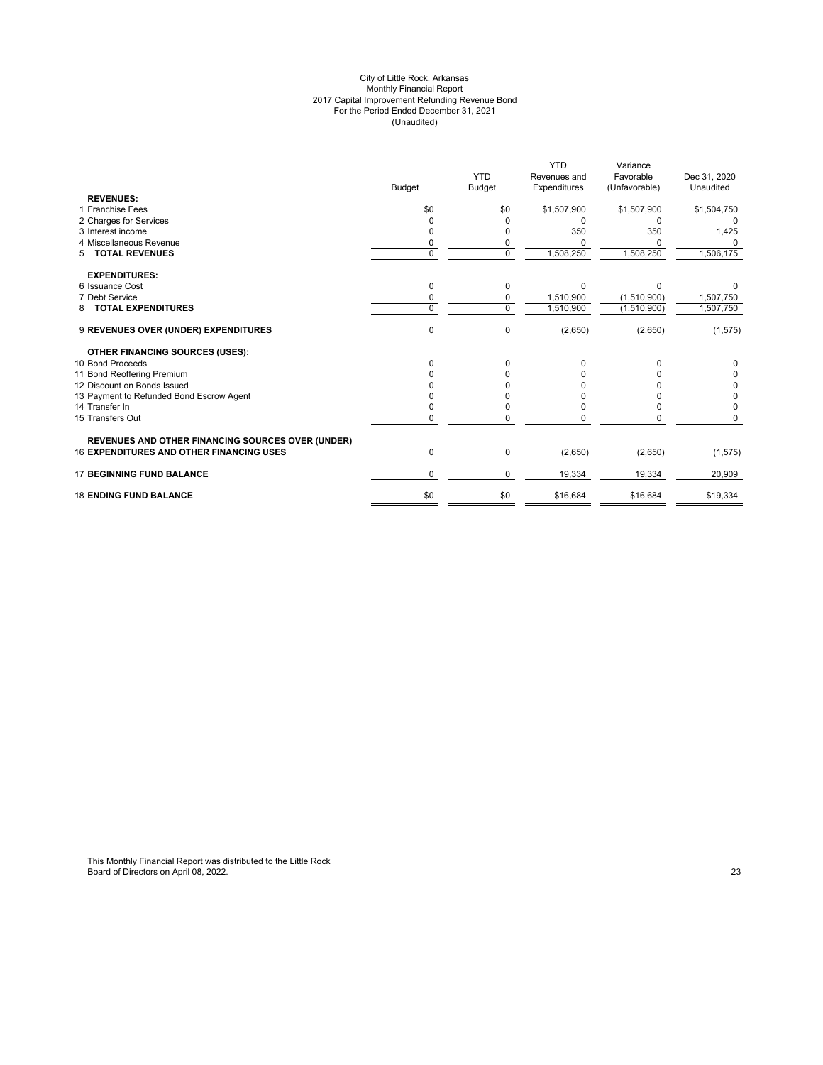City of Little Rock, Arkansas
Monthly Financial Report
2017 Capital Improvement Refunding Revenue Bond
For the Period Ended December 31, 2021
(Unaudited)

| | Budget | YTD Budget | YTD Revenues and Expenditures | Variance Favorable (Unfavorable) | Dec 31, 2020 Unaudited |
|---|---|---|---|---|---|
| **REVENUES:** | | | | | |
| 1 Franchise Fees | $0 | $0 | $1,507,900 | $1,507,900 | $1,504,750 |
| 2 Charges for Services | 0 | 0 | 0 | 0 | 0 |
| 3 Interest income | 0 | 0 | 350 | 350 | 1,425 |
| 4 Miscellaneous Revenue | 0 | 0 | 0 | 0 | 0 |
| 5 **TOTAL REVENUES** | 0 | 0 | 1,508,250 | 1,508,250 | 1,506,175 |
| **EXPENDITURES:** | | | | | |
| 6 Issuance Cost | 0 | 0 | 0 | 0 | 0 |
| 7 Debt Service | 0 | 0 | 1,510,900 | (1,510,900) | 1,507,750 |
| 8 **TOTAL EXPENDITURES** | 0 | 0 | 1,510,900 | (1,510,900) | 1,507,750 |
| 9 **REVENUES OVER (UNDER) EXPENDITURES** | 0 | 0 | (2,650) | (2,650) | (1,575) |
| **OTHER FINANCING SOURCES (USES):** | | | | | |
| 10 Bond Proceeds | 0 | 0 | 0 | 0 | 0 |
| 11 Bond Reoffering Premium | 0 | 0 | 0 | 0 | 0 |
| 12 Discount on Bonds Issued | 0 | 0 | 0 | 0 | 0 |
| 13 Payment to Refunded Bond Escrow Agent | 0 | 0 | 0 | 0 | 0 |
| 14 Transfer In | 0 | 0 | 0 | 0 | 0 |
| 15 Transfers Out | 0 | 0 | 0 | 0 | 0 |
| **REVENUES AND OTHER FINANCING SOURCES OVER (UNDER)** 16 **EXPENDITURES AND OTHER FINANCING USES** | 0 | 0 | (2,650) | (2,650) | (1,575) |
| 17 **BEGINNING FUND BALANCE** | 0 | 0 | 19,334 | 19,334 | 20,909 |
| 18 **ENDING FUND BALANCE** | $0 | $0 | $16,684 | $16,684 | $19,334 |

This Monthly Financial Report was distributed to the Little Rock Board of Directors on April 08, 2022.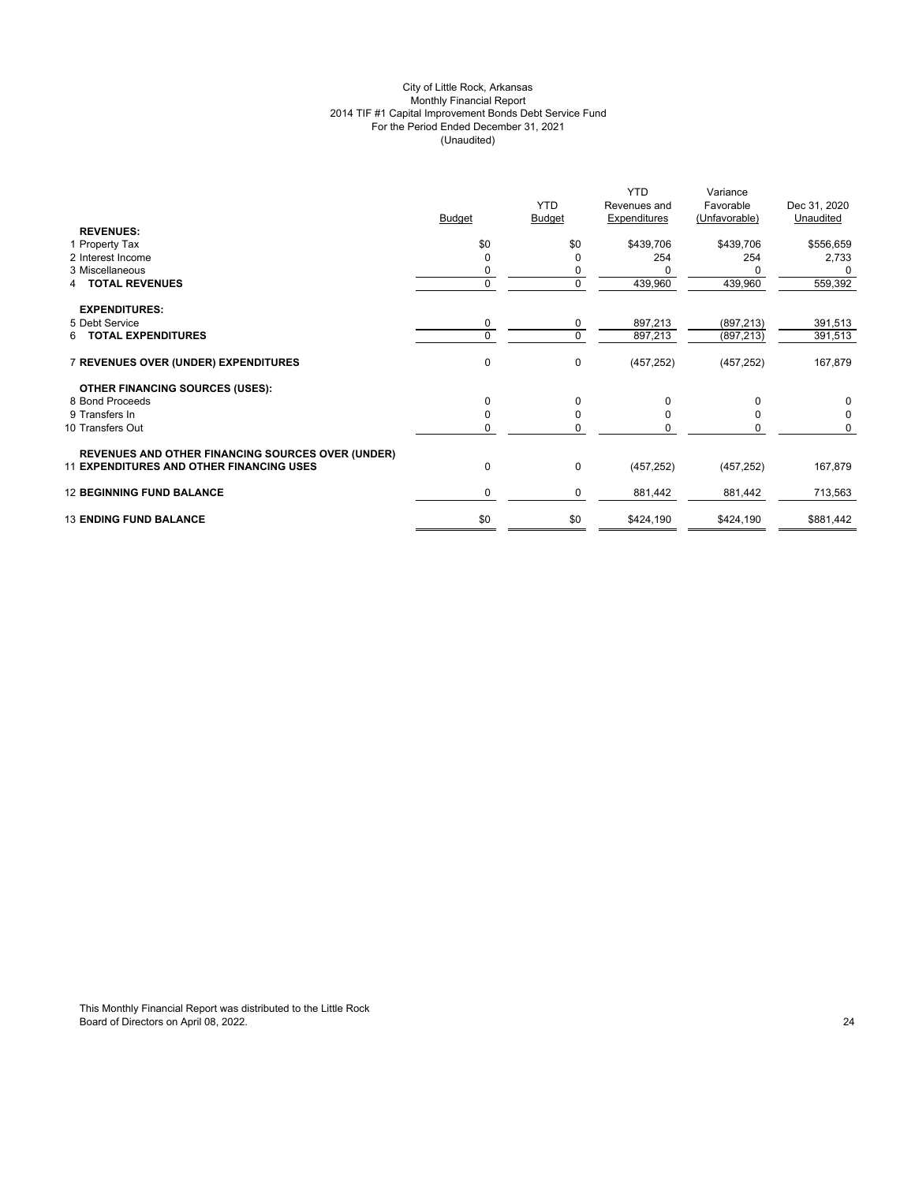City of Little Rock, Arkansas
Monthly Financial Report
2014 TIF #1 Capital Improvement Bonds Debt Service Fund
For the Period Ended December 31, 2021
(Unaudited)

| | Budget | YTD Budget | YTD Revenues and Expenditures | Variance Favorable (Unfavorable) | Dec 31, 2020 Unaudited |
|---|---|---|---|---|---|
| **REVENUES:** | | | | | |
| 1 Property Tax | $0 | $0 | $439,706 | $439,706 | $556,659 |
| 2 Interest Income | 0 | 0 | 254 | 254 | 2,733 |
| 3 Miscellaneous | 0 | 0 | 0 | 0 | 0 |
| 4 **TOTAL REVENUES** | 0 | 0 | 439,960 | 439,960 | 559,392 |
| **EXPENDITURES:** | | | | | |
| 5 Debt Service | 0 | 0 | 897,213 | (897,213) | 391,513 |
| 6 **TOTAL EXPENDITURES** | 0 | 0 | 897,213 | (897,213) | 391,513 |
| 7 **REVENUES OVER (UNDER) EXPENDITURES** | 0 | 0 | (457,252) | (457,252) | 167,879 |
| **OTHER FINANCING SOURCES (USES):** | | | | | |
| 8 Bond Proceeds | 0 | 0 | 0 | 0 | 0 |
| 9 Transfers In | 0 | 0 | 0 | 0 | 0 |
| 10 Transfers Out | 0 | 0 | 0 | 0 | 0 |
| **REVENUES AND OTHER FINANCING SOURCES OVER (UNDER)** 11 **EXPENDITURES AND OTHER FINANCING USES** | 0 | 0 | (457,252) | (457,252) | 167,879 |
| 12 **BEGINNING FUND BALANCE** | 0 | 0 | 881,442 | 881,442 | 713,563 |
| 13 **ENDING FUND BALANCE** | $0 | $0 | $424,190 | $424,190 | $881,442 |

This Monthly Financial Report was distributed to the Little Rock Board of Directors on April 08, 2022.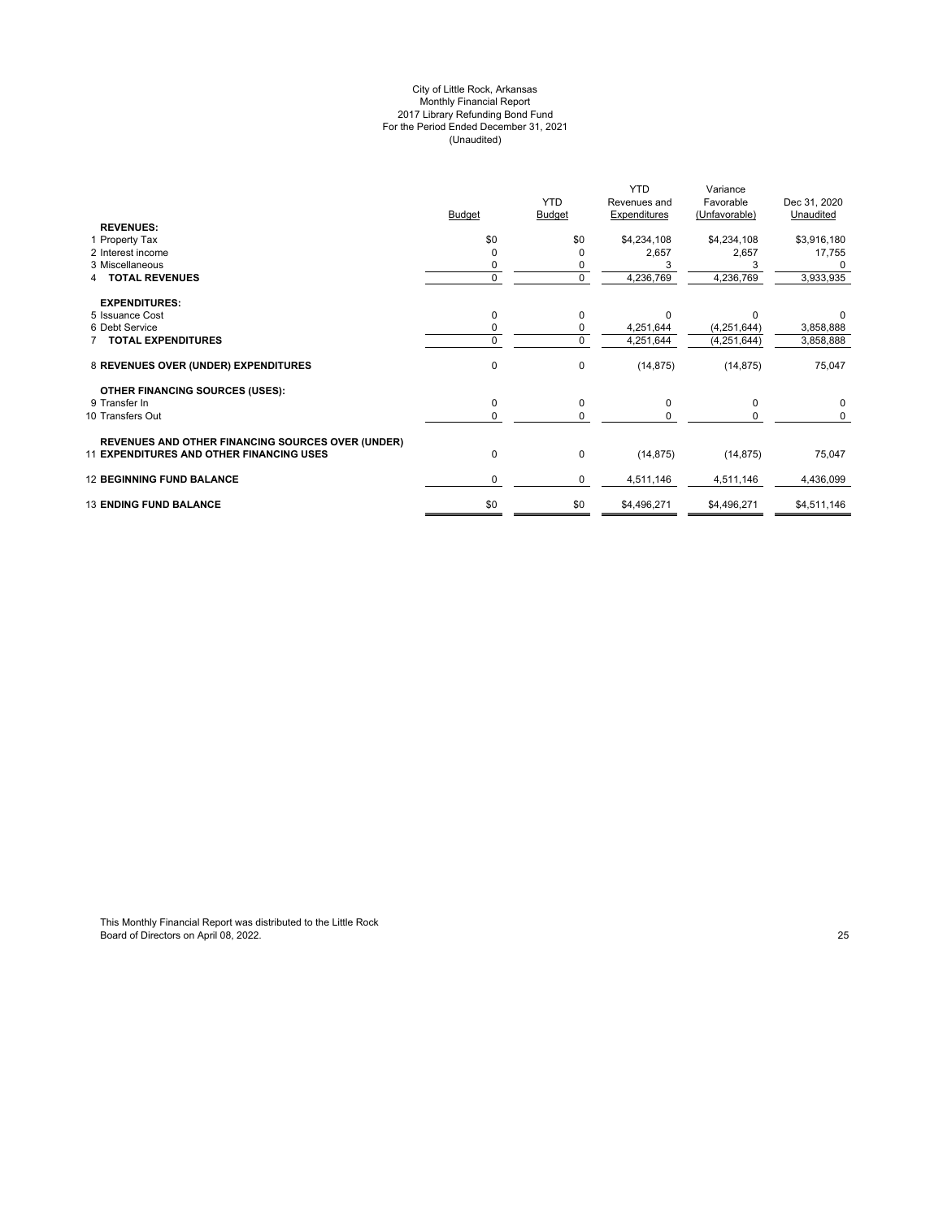City of Little Rock, Arkansas
Monthly Financial Report
2017 Library Refunding Bond Fund
For the Period Ended December 31, 2021
(Unaudited)

| | Budget | YTD Budget | YTD Revenues and Expenditures | Variance Favorable (Unfavorable) | Dec 31, 2020 Unaudited |
|---|---|---|---|---|---|
| **REVENUES:** | | | | | |
| 1 Property Tax | $0 | $0 | $4,234,108 | $4,234,108 | $3,916,180 |
| 2 Interest income | 0 | 0 | 2,657 | 2,657 | 17,755 |
| 3 Miscellaneous | 0 | 0 | 3 | 3 | 0 |
| 4 **TOTAL REVENUES** | 0 | 0 | 4,236,769 | 4,236,769 | 3,933,935 |
| **EXPENDITURES:** | | | | | |
| 5 Issuance Cost | 0 | 0 | 0 | 0 | 0 |
| 6 Debt Service | 0 | 0 | 4,251,644 | (4,251,644) | 3,858,888 |
| 7 **TOTAL EXPENDITURES** | 0 | 0 | 4,251,644 | (4,251,644) | 3,858,888 |
| 8 **REVENUES OVER (UNDER) EXPENDITURES** | 0 | 0 | (14,875) | (14,875) | 75,047 |
| **OTHER FINANCING SOURCES (USES):** | | | | | |
| 9 Transfer In | 0 | 0 | 0 | 0 | 0 |
| 10 Transfers Out | 0 | 0 | 0 | 0 | 0 |
| 11 **REVENUES AND OTHER FINANCING SOURCES OVER (UNDER) EXPENDITURES AND OTHER FINANCING USES** | 0 | 0 | (14,875) | (14,875) | 75,047 |
| 12 **BEGINNING FUND BALANCE** | 0 | 0 | 4,511,146 | 4,511,146 | 4,436,099 |
| 13 **ENDING FUND BALANCE** | $0 | $0 | $4,496,271 | $4,496,271 | $4,511,146 |

This Monthly Financial Report was distributed to the Little Rock Board of Directors on April 08, 2022.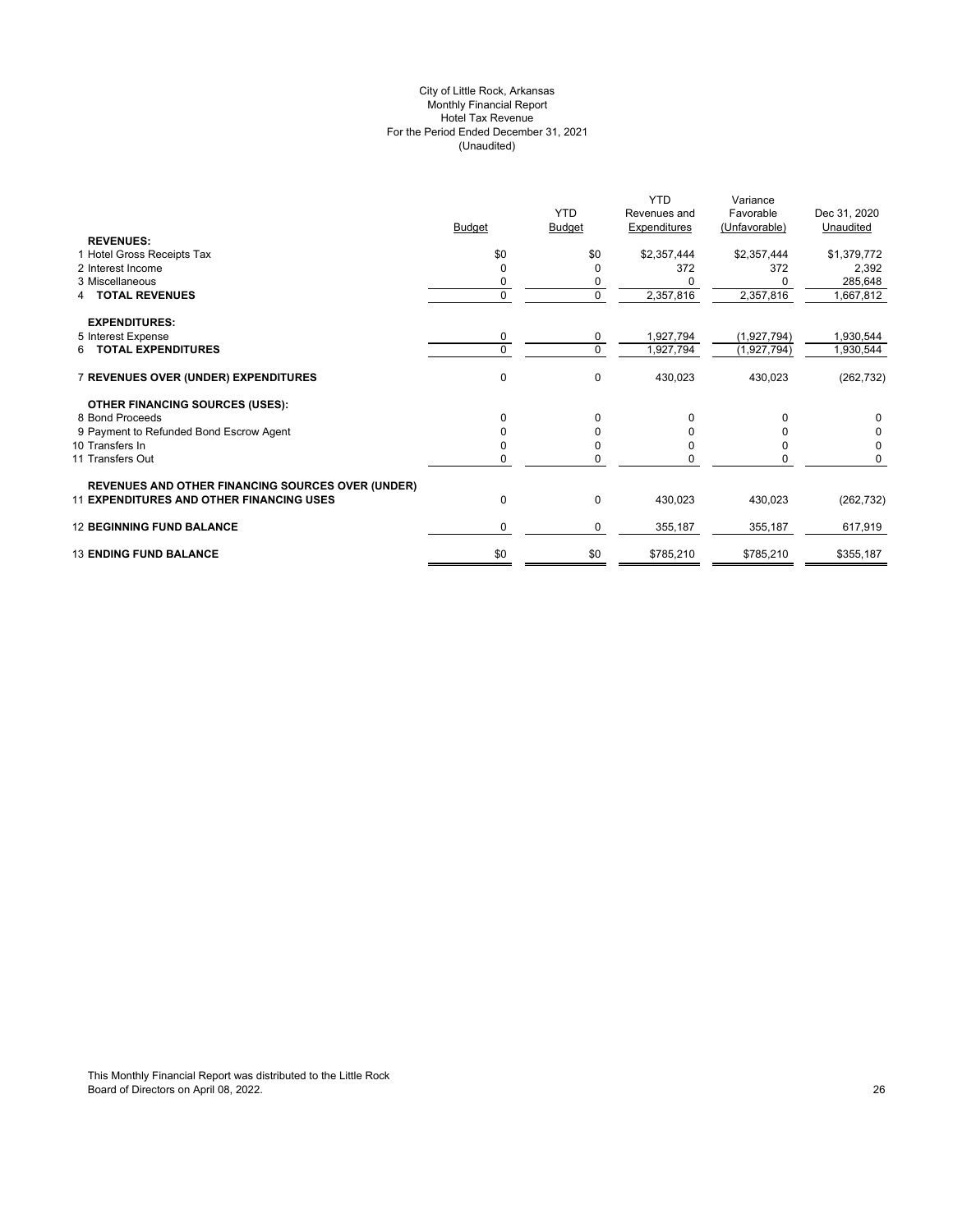City of Little Rock, Arkansas
Monthly Financial Report
Hotel Tax Revenue
For the Period Ended December 31, 2021
(Unaudited)

| | Budget | YTD Budget | YTD Revenues and Expenditures | Variance Favorable (Unfavorable) | Dec 31, 2020 Unaudited |
|---|---|---|---|---|---|
| **REVENUES:** | | | | | |
| 1 Hotel Gross Receipts Tax | $0 | $0 | $2,357,444 | $2,357,444 | $1,379,772 |
| 2 Interest Income | 0 | 0 | 372 | 372 | 2,392 |
| 3 Miscellaneous | 0 | 0 | 0 | 0 | 285,648 |
| 4 **TOTAL REVENUES** | 0 | 0 | 2,357,816 | 2,357,816 | 1,667,812 |
| **EXPENDITURES:** | | | | | |
| 5 Interest Expense | 0 | 0 | 1,927,794 | (1,927,794) | 1,930,544 |
| 6 **TOTAL EXPENDITURES** | 0 | 0 | 1,927,794 | (1,927,794) | 1,930,544 |
| 7 **REVENUES OVER (UNDER) EXPENDITURES** | 0 | 0 | 430,023 | 430,023 | (262,732) |
| **OTHER FINANCING SOURCES (USES):** | | | | | |
| 8 Bond Proceeds | 0 | 0 | 0 | 0 | 0 |
| 9 Payment to Refunded Bond Escrow Agent | 0 | 0 | 0 | 0 | 0 |
| 10 Transfers In | 0 | 0 | 0 | 0 | 0 |
| 11 Transfers Out | 0 | 0 | 0 | 0 | 0 |
| **REVENUES AND OTHER FINANCING SOURCES OVER (UNDER)** | | | | | |
| 11 **EXPENDITURES AND OTHER FINANCING USES** | 0 | 0 | 430,023 | 430,023 | (262,732) |
| 12 **BEGINNING FUND BALANCE** | 0 | 0 | 355,187 | 355,187 | 617,919 |
| 13 **ENDING FUND BALANCE** | $0 | $0 | $785,210 | $785,210 | $355,187 |

This Monthly Financial Report was distributed to the Little Rock Board of Directors on April 08, 2022.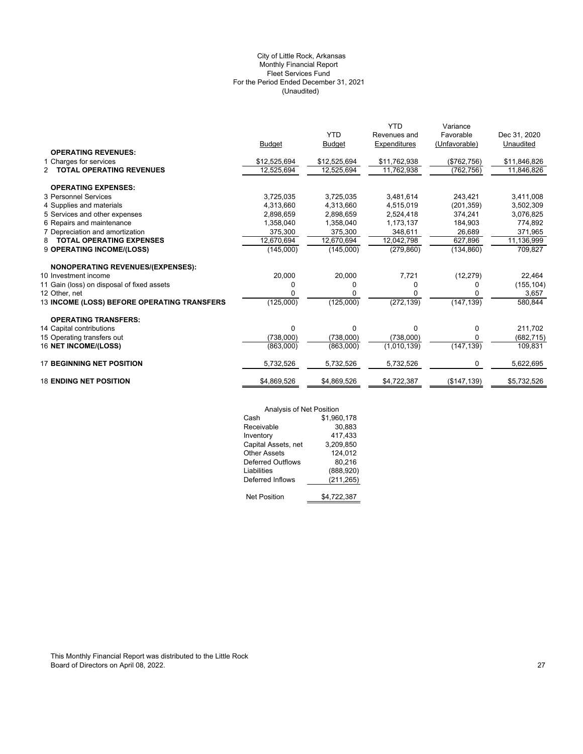City of Little Rock, Arkansas
Monthly Financial Report
Fleet Services Fund
For the Period Ended December 31, 2021
(Unaudited)

| | Budget | YTD Budget | YTD Revenues and Expenditures | Variance Favorable (Unfavorable) | Dec 31, 2020 Unaudited |
|---|---|---|---|---|---|
| **OPERATING REVENUES:** | | | | | |
| 1 Charges for services | $12,525,694 | $12,525,694 | $11,762,938 | ($762,756) | $11,846,826 |
| 2 **TOTAL OPERATING REVENUES** | 12,525,694 | 12,525,694 | 11,762,938 | (762,756) | 11,846,826 |
| **OPERATING EXPENSES:** | | | | | |
| 3 Personnel Services | 3,725,035 | 3,725,035 | 3,481,614 | 243,421 | 3,411,008 |
| 4 Supplies and materials | 4,313,660 | 4,313,660 | 4,515,019 | (201,359) | 3,502,309 |
| 5 Services and other expenses | 2,898,659 | 2,898,659 | 2,524,418 | 374,241 | 3,076,825 |
| 6 Repairs and maintenance | 1,358,040 | 1,358,040 | 1,173,137 | 184,903 | 774,892 |
| 7 Depreciation and amortization | 375,300 | 375,300 | 348,611 | 26,689 | 371,965 |
| 8 **TOTAL OPERATING EXPENSES** | 12,670,694 | 12,670,694 | 12,042,798 | 627,896 | 11,136,999 |
| 9 **OPERATING INCOME/(LOSS)** | (145,000) | (145,000) | (279,860) | (134,860) | 709,827 |
| **NONOPERATING REVENUES/(EXPENSES):** | | | | | |
| 10 Investment income | 20,000 | 20,000 | 7,721 | (12,279) | 22,464 |
| 11 Gain (loss) on disposal of fixed assets | 0 | 0 | 0 | 0 | (155,104) |
| 12 Other, net | 0 | 0 | 0 | 0 | 3,657 |
| 13 **INCOME (LOSS) BEFORE OPERATING TRANSFERS** | (125,000) | (125,000) | (272,139) | (147,139) | 580,844 |
| **OPERATING TRANSFERS:** | | | | | |
| 14 Capital contributions | 0 | 0 | 0 | 0 | 211,702 |
| 15 Operating transfers out | (738,000) | (738,000) | (738,000) | 0 | (682,715) |
| 16 **NET INCOME/(LOSS)** | (863,000) | (863,000) | (1,010,139) | (147,139) | 109,831 |
| 17 **BEGINNING NET POSITION** | 5,732,526 | 5,732,526 | 5,732,526 | 0 | 5,622,695 |
| 18 **ENDING NET POSITION** | $4,869,526 | $4,869,526 | $4,722,387 | ($147,139) | $5,732,526 |

| Analysis of Net Position | |
|---|---|
| Cash | $1,960,178 |
| Receivable | 30,883 |
| Inventory | 417,433 |
| Capital Assets, net | 3,209,850 |
| Other Assets | 124,012 |
| Deferred Outflows | 80,216 |
| Liabilities | (888,920) |
| Deferred Inflows | (211,265) |
| Net Position | $4,722,387 |

This Monthly Financial Report was distributed to the Little Rock Board of Directors on April 08, 2022.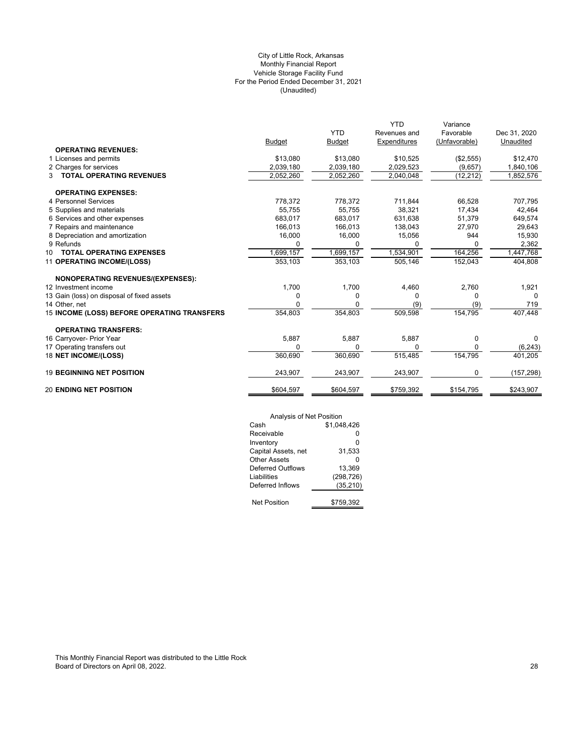City of Little Rock, Arkansas
Monthly Financial Report
Vehicle Storage Facility Fund
For the Period Ended December 31, 2021
(Unaudited)

| | Budget | YTD Budget | YTD Revenues and Expenditures | Variance Favorable (Unfavorable) | Dec 31, 2020 Unaudited |
|---|---|---|---|---|---|
| **OPERATING REVENUES:** | | | | | |
| 1 Licenses and permits | $13,080 | $13,080 | $10,525 | ($2,555) | $12,470 |
| 2 Charges for services | 2,039,180 | 2,039,180 | 2,029,523 | (9,657) | 1,840,106 |
| 3 **TOTAL OPERATING REVENUES** | 2,052,260 | 2,052,260 | 2,040,048 | (12,212) | 1,852,576 |
| **OPERATING EXPENSES:** | | | | | |
| 4 Personnel Services | 778,372 | 778,372 | 711,844 | 66,528 | 707,795 |
| 5 Supplies and materials | 55,755 | 55,755 | 38,321 | 17,434 | 42,464 |
| 6 Services and other expenses | 683,017 | 683,017 | 631,638 | 51,379 | 649,574 |
| 7 Repairs and maintenance | 166,013 | 166,013 | 138,043 | 27,970 | 29,643 |
| 8 Depreciation and amortization | 16,000 | 16,000 | 15,056 | 944 | 15,930 |
| 9 Refunds | 0 | 0 | 0 | 0 | 2,362 |
| 10 **TOTAL OPERATING EXPENSES** | 1,699,157 | 1,699,157 | 1,534,901 | 164,256 | 1,447,768 |
| 11 **OPERATING INCOME/(LOSS)** | 353,103 | 353,103 | 505,146 | 152,043 | 404,808 |
| **NONOPERATING REVENUES/(EXPENSES):** | | | | | |
| 12 Investment income | 1,700 | 1,700 | 4,460 | 2,760 | 1,921 |
| 13 Gain (loss) on disposal of fixed assets | 0 | 0 | 0 | 0 | 0 |
| 14 Other, net | 0 | 0 | (9) | (9) | 719 |
| 15 **INCOME (LOSS) BEFORE OPERATING TRANSFERS** | 354,803 | 354,803 | 509,598 | 154,795 | 407,448 |
| **OPERATING TRANSFERS:** | | | | | |
| 16 Carryover- Prior Year | 5,887 | 5,887 | 5,887 | 0 | 0 |
| 17 Operating transfers out | 0 | 0 | 0 | 0 | (6,243) |
| 18 **NET INCOME/(LOSS)** | 360,690 | 360,690 | 515,485 | 154,795 | 401,205 |
| 19 **BEGINNING NET POSITION** | 243,907 | 243,907 | 243,907 | 0 | (157,298) |
| 20 **ENDING NET POSITION** | $604,597 | $604,597 | $759,392 | $154,795 | $243,907 |

| Analysis of Net Position | |
|---|---|
| Cash | $1,048,426 |
| Receivable | 0 |
| Inventory | 0 |
| Capital Assets, net | 31,533 |
| Other Assets | 0 |
| Deferred Outflows | 13,369 |
| Liabilities | (298,726) |
| Deferred Inflows | (35,210) |
| Net Position | $759,392 |

This Monthly Financial Report was distributed to the Little Rock Board of Directors on April 08, 2022.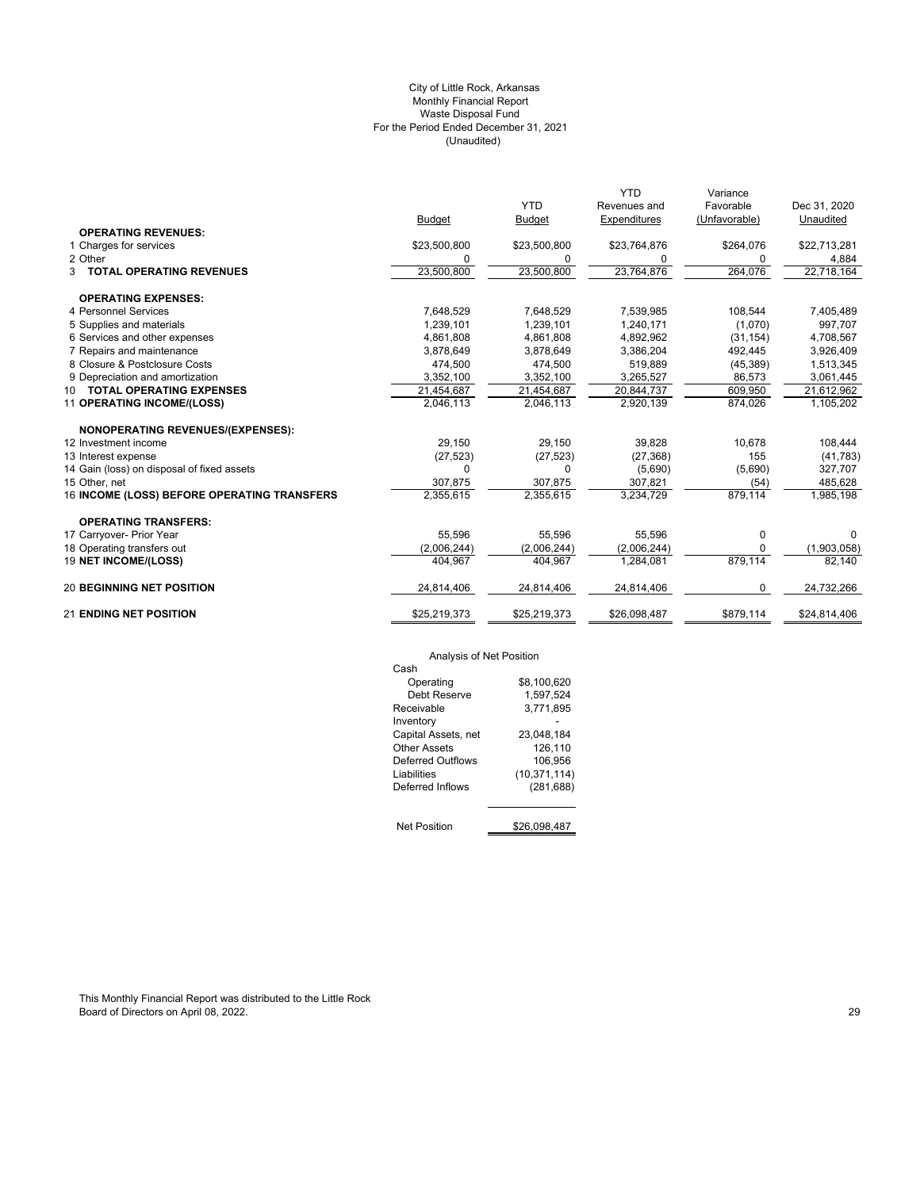City of Little Rock, Arkansas
Monthly Financial Report
Waste Disposal Fund
For the Period Ended December 31, 2021
(Unaudited)

| | Budget | YTD Budget | YTD Revenues and Expenditures | Variance Favorable (Unfavorable) | Dec 31, 2020 Unaudited |
|---|---|---|---|---|---|
| **OPERATING REVENUES:** | | | | | |
| 1 Charges for services | $23,500,800 | $23,500,800 | $23,764,876 | $264,076 | $22,713,281 |
| 2 Other | 0 | 0 | 0 | 0 | 4,884 |
| 3 **TOTAL OPERATING REVENUES** | 23,500,800 | 23,500,800 | 23,764,876 | 264,076 | 22,718,164 |
| **OPERATING EXPENSES:** | | | | | |
| 4 Personnel Services | 7,648,529 | 7,648,529 | 7,539,985 | 108,544 | 7,405,489 |
| 5 Supplies and materials | 1,239,101 | 1,239,101 | 1,240,171 | (1,070) | 997,707 |
| 6 Services and other expenses | 4,861,808 | 4,861,808 | 4,892,962 | (31,154) | 4,708,567 |
| 7 Repairs and maintenance | 3,878,649 | 3,878,649 | 3,386,204 | 492,445 | 3,926,409 |
| 8 Closure & Postclosure Costs | 474,500 | 474,500 | 519,889 | (45,389) | 1,513,345 |
| 9 Depreciation and amortization | 3,352,100 | 3,352,100 | 3,265,527 | 86,573 | 3,061,445 |
| 10 **TOTAL OPERATING EXPENSES** | 21,454,687 | 21,454,687 | 20,844,737 | 609,950 | 21,612,962 |
| 11 **OPERATING INCOME/(LOSS)** | 2,046,113 | 2,046,113 | 2,920,139 | 874,026 | 1,105,202 |
| **NONOPERATING REVENUES/(EXPENSES):** | | | | | |
| 12 Investment income | 29,150 | 29,150 | 39,828 | 10,678 | 108,444 |
| 13 Interest expense | (27,523) | (27,523) | (27,368) | 155 | (41,783) |
| 14 Gain (loss) on disposal of fixed assets | 0 | 0 | (5,690) | (5,690) | 327,707 |
| 15 Other, net | 307,875 | 307,875 | 307,821 | (54) | 485,628 |
| 16 **INCOME (LOSS) BEFORE OPERATING TRANSFERS** | 2,355,615 | 2,355,615 | 3,234,729 | 879,114 | 1,985,198 |
| **OPERATING TRANSFERS:** | | | | | |
| 17 Carryover- Prior Year | 55,596 | 55,596 | 55,596 | 0 | 0 |
| 18 Operating transfers out | (2,006,244) | (2,006,244) | (2,006,244) | 0 | (1,903,058) |
| 19 **NET INCOME/(LOSS)** | 404,967 | 404,967 | 1,284,081 | 879,114 | 82,140 |
| 20 **BEGINNING NET POSITION** | 24,814,406 | 24,814,406 | 24,814,406 | 0 | 24,732,266 |
| 21 **ENDING NET POSITION** | $25,219,373 | $25,219,373 | $26,098,487 | $879,114 | $24,814,406 |

Analysis of Net Position

| | |
|---|---|
| Cash | |
| Operating | $8,100,620 |
| Debt Reserve | 1,597,524 |
| Receivable | 3,771,895 |
| Inventory | - |
| Capital Assets, net | 23,048,184 |
| Other Assets | 126,110 |
| Deferred Outflows | 106,956 |
| Liabilities | (10,371,114) |
| Deferred Inflows | (281,688) |
| Net Position | $26,098,487 |

This Monthly Financial Report was distributed to the Little Rock Board of Directors on April 08, 2022.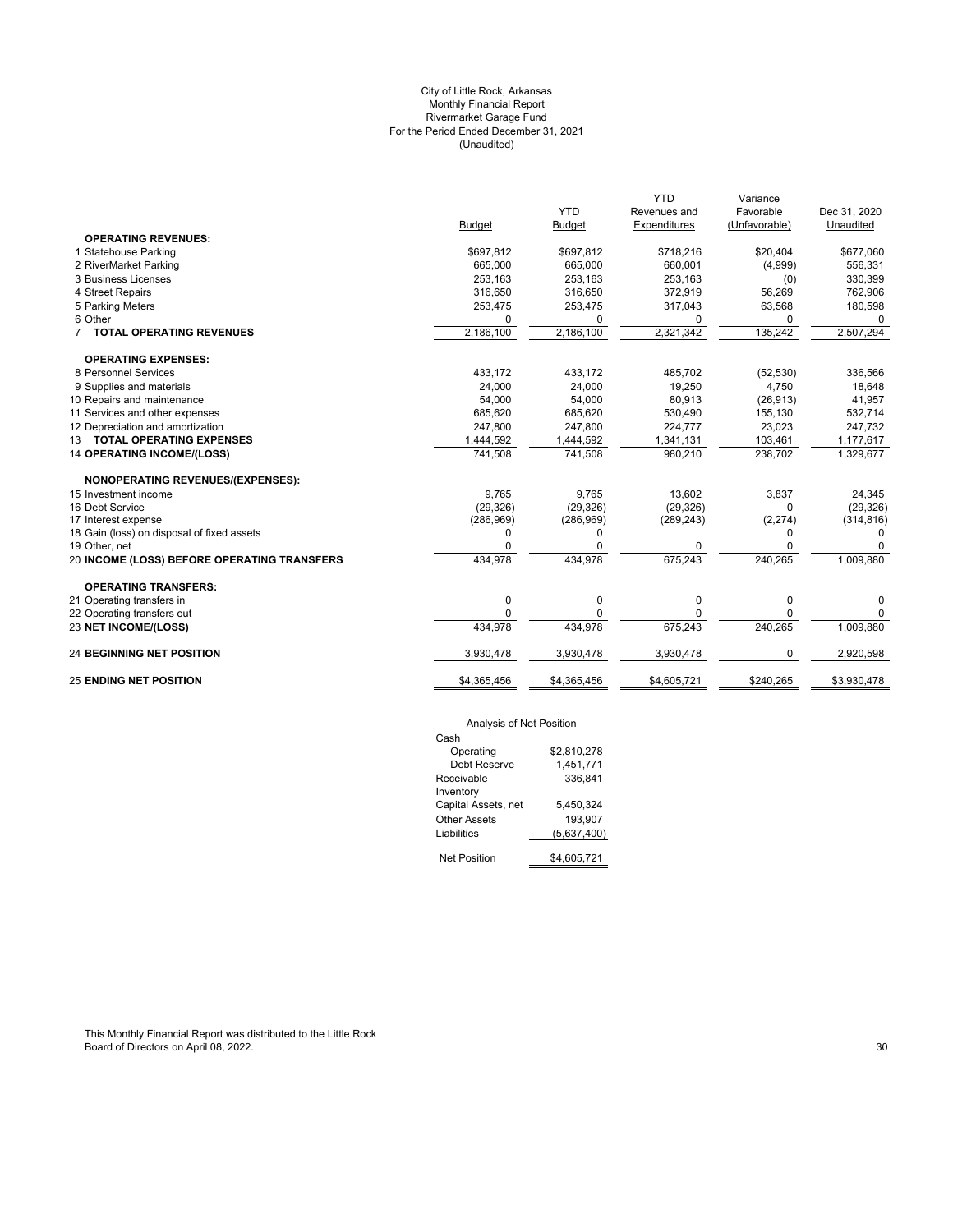City of Little Rock, Arkansas
Monthly Financial Report
Rivermarket Garage Fund
For the Period Ended December 31, 2021
(Unaudited)

| | Budget | YTD Budget | YTD Revenues and Expenditures | Variance Favorable (Unfavorable) | Dec 31, 2020 Unaudited |
|---|---|---|---|---|---|
| **OPERATING REVENUES:** | | | | | |
| 1 Statehouse Parking | $697,812 | $697,812 | $718,216 | $20,404 | $677,060 |
| 2 RiverMarket Parking | 665,000 | 665,000 | 660,001 | (4,999) | 556,331 |
| 3 Business Licenses | 253,163 | 253,163 | 253,163 | (0) | 330,399 |
| 4 Street Repairs | 316,650 | 316,650 | 372,919 | 56,269 | 762,906 |
| 5 Parking Meters | 253,475 | 253,475 | 317,043 | 63,568 | 180,598 |
| 6 Other | 0 | 0 | 0 | 0 | 0 |
| 7 **TOTAL OPERATING REVENUES** | 2,186,100 | 2,186,100 | 2,321,342 | 135,242 | 2,507,294 |
| **OPERATING EXPENSES:** | | | | | |
| 8 Personnel Services | 433,172 | 433,172 | 485,702 | (52,530) | 336,566 |
| 9 Supplies and materials | 24,000 | 24,000 | 19,250 | 4,750 | 18,648 |
| 10 Repairs and maintenance | 54,000 | 54,000 | 80,913 | (26,913) | 41,957 |
| 11 Services and other expenses | 685,620 | 685,620 | 530,490 | 155,130 | 532,714 |
| 12 Depreciation and amortization | 247,800 | 247,800 | 224,777 | 23,023 | 247,732 |
| 13 **TOTAL OPERATING EXPENSES** | 1,444,592 | 1,444,592 | 1,341,131 | 103,461 | 1,177,617 |
| 14 **OPERATING INCOME/(LOSS)** | 741,508 | 741,508 | 980,210 | 238,702 | 1,329,677 |
| **NONOPERATING REVENUES/(EXPENSES):** | | | | | |
| 15 Investment income | 9,765 | 9,765 | 13,602 | 3,837 | 24,345 |
| 16 Debt Service | (29,326) | (29,326) | (29,326) | 0 | (29,326) |
| 17 Interest expense | (286,969) | (286,969) | (289,243) | (2,274) | (314,816) |
| 18 Gain (loss) on disposal of fixed assets | 0 | 0 | | 0 | 0 |
| 19 Other, net | 0 | 0 | 0 | 0 | 0 |
| 20 **INCOME (LOSS) BEFORE OPERATING TRANSFERS** | 434,978 | 434,978 | 675,243 | 240,265 | 1,009,880 |
| **OPERATING TRANSFERS:** | | | | | |
| 21 Operating transfers in | 0 | 0 | 0 | 0 | 0 |
| 22 Operating transfers out | 0 | 0 | 0 | 0 | 0 |
| 23 **NET INCOME/(LOSS)** | 434,978 | 434,978 | 675,243 | 240,265 | 1,009,880 |
| 24 **BEGINNING NET POSITION** | 3,930,478 | 3,930,478 | 3,930,478 | 0 | 2,920,598 |
| 25 **ENDING NET POSITION** | $4,365,456 | $4,365,456 | $4,605,721 | $240,265 | $3,930,478 |

Analysis of Net Position

| | |
|---|---|
| Cash | |
| Operating | $2,810,278 |
| Debt Reserve | 1,451,771 |
| Receivable | 336,841 |
| Inventory | |
| Capital Assets, net | 5,450,324 |
| Other Assets | 193,907 |
| Liabilities | (5,637,400) |
| Net Position | $4,605,721 |

This Monthly Financial Report was distributed to the Little Rock Board of Directors on April 08, 2022.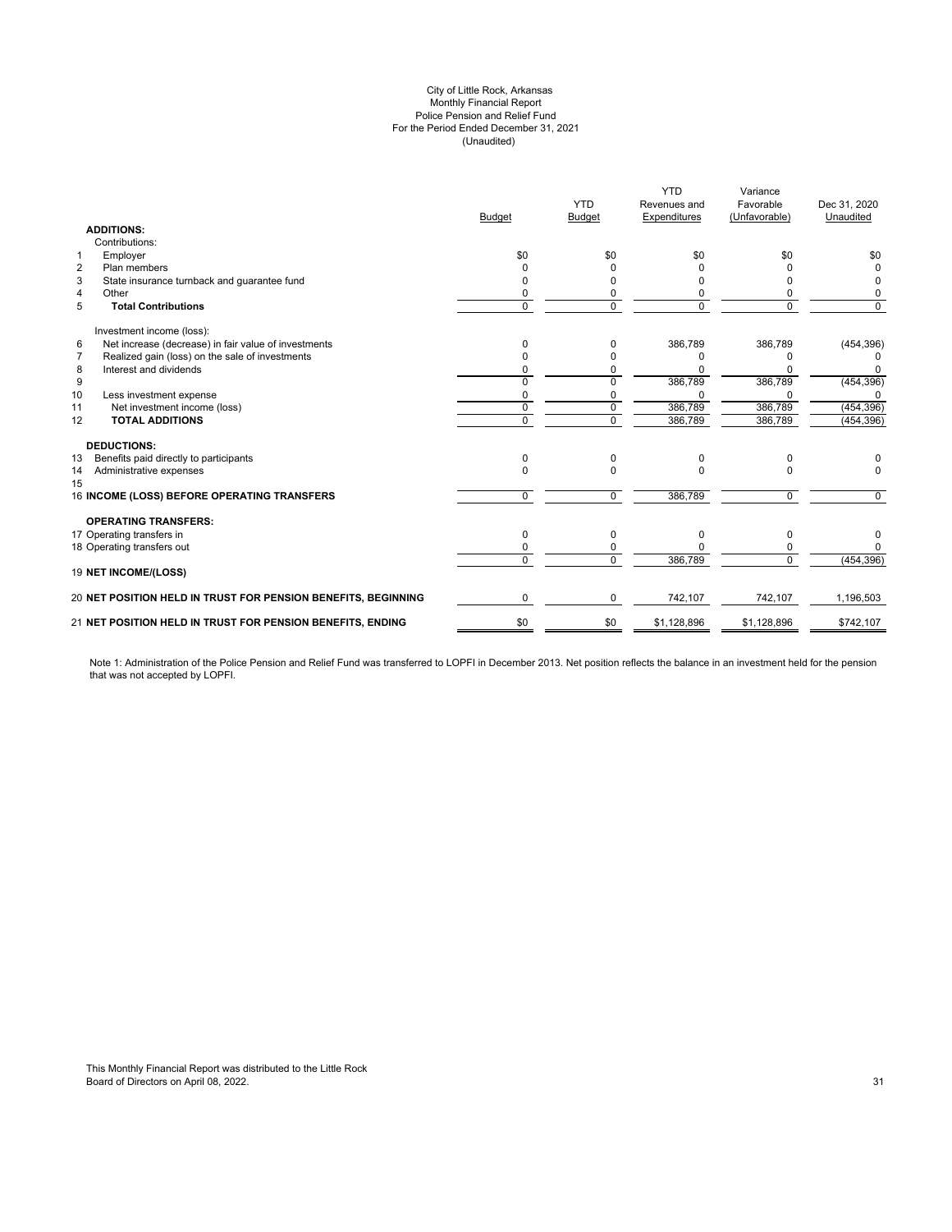City of Little Rock, Arkansas
Monthly Financial Report
Police Pension and Relief Fund
For the Period Ended December 31, 2021
(Unaudited)

| | | Budget | YTD Budget | YTD Revenues and Expenditures | Variance Favorable (Unfavorable) | Dec 31, 2020 Unaudited |
|---|---|---|---|---|---|---|
| | **ADDITIONS:** | | | | | |
| | Contributions: | | | | | |
| 1 | Employer | $0 | $0 | $0 | $0 | $0 |
| 2 | Plan members | 0 | 0 | 0 | 0 | 0 |
| 3 | State insurance turnback and guarantee fund | 0 | 0 | 0 | 0 | 0 |
| 4 | Other | 0 | 0 | 0 | 0 | 0 |
| 5 | **Total Contributions** | 0 | 0 | 0 | 0 | 0 |
| | Investment income (loss): | | | | | |
| 6 | Net increase (decrease) in fair value of investments | 0 | 0 | 386,789 | 386,789 | (454,396) |
| 7 | Realized gain (loss) on the sale of investments | 0 | 0 | 0 | 0 | 0 |
| 8 | Interest and dividends | 0 | 0 | 0 | 0 | 0 |
| 9 | | 0 | 0 | 386,789 | 386,789 | (454,396) |
| 10 | Less investment expense | 0 | 0 | 0 | 0 | 0 |
| 11 | Net investment income (loss) | 0 | 0 | 386,789 | 386,789 | (454,396) |
| 12 | **TOTAL ADDITIONS** | 0 | 0 | 386,789 | 386,789 | (454,396) |
| | **DEDUCTIONS:** | | | | | |
| 13 | Benefits paid directly to participants | 0 | 0 | 0 | 0 | 0 |
| 14 | Administrative expenses | 0 | 0 | 0 | 0 | 0 |
| 15 | | | | | | |
| 16 | **INCOME (LOSS) BEFORE OPERATING TRANSFERS** | 0 | 0 | 386,789 | 0 | 0 |
| | **OPERATING TRANSFERS:** | | | | | |
| 17 | Operating transfers in | 0 | 0 | 0 | 0 | 0 |
| 18 | Operating transfers out | 0 | 0 | 0 | 0 | 0 |
| | | 0 | 0 | 386,789 | 0 | (454,396) |
| 19 | **NET INCOME/(LOSS)** | | | | | |
| 20 | **NET POSITION HELD IN TRUST FOR PENSION BENEFITS, BEGINNING** | 0 | 0 | 742,107 | 742,107 | 1,196,503 |
| 21 | **NET POSITION HELD IN TRUST FOR PENSION BENEFITS, ENDING** | $0 | $0 | $1,128,896 | $1,128,896 | $742,107 |

Note 1: Administration of the Police Pension and Relief Fund was transferred to LOPFI in December 2013. Net position reflects the balance in an investment held for the pension that was not accepted by LOPFI.

This Monthly Financial Report was distributed to the Little Rock Board of Directors on April 08, 2022.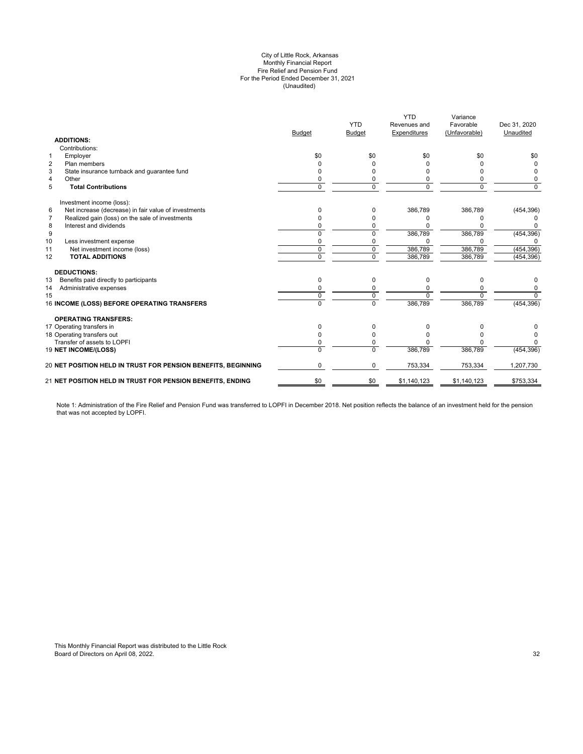City of Little Rock, Arkansas
Monthly Financial Report
Fire Relief and Pension Fund
For the Period Ended December 31, 2021
(Unaudited)

| | | Budget | YTD Budget | YTD Revenues and Expenditures | Variance Favorable (Unfavorable) | Dec 31, 2020 Unaudited |
|---|---|---|---|---|---|---|
| | **ADDITIONS:** | | | | | |
| | Contributions: | | | | | |
| 1 | Employer | $0 | $0 | $0 | $0 | $0 |
| 2 | Plan members | 0 | 0 | 0 | 0 | 0 |
| 3 | State insurance turnback and guarantee fund | 0 | 0 | 0 | 0 | 0 |
| 4 | Other | 0 | 0 | 0 | 0 | 0 |
| 5 | **Total Contributions** | 0 | 0 | 0 | 0 | 0 |
| | Investment income (loss): | | | | | |
| 6 | Net increase (decrease) in fair value of investments | 0 | 0 | 386,789 | 386,789 | (454,396) |
| 7 | Realized gain (loss) on the sale of investments | 0 | 0 | 0 | 0 | 0 |
| 8 | Interest and dividends | 0 | 0 | 0 | 0 | 0 |
| 9 | | 0 | 0 | 386,789 | 386,789 | (454,396) |
| 10 | Less investment expense | 0 | 0 | 0 | 0 | 0 |
| 11 | Net investment income (loss) | 0 | 0 | 386,789 | 386,789 | (454,396) |
| 12 | **TOTAL ADDITIONS** | 0 | 0 | 386,789 | 386,789 | (454,396) |
| | **DEDUCTIONS:** | | | | | |
| 13 | Benefits paid directly to participants | 0 | 0 | 0 | 0 | 0 |
| 14 | Administrative expenses | 0 | 0 | 0 | 0 | 0 |
| 15 | | 0 | 0 | 0 | 0 | 0 |
| 16 | **INCOME (LOSS) BEFORE OPERATING TRANSFERS** | 0 | 0 | 386,789 | 386,789 | (454,396) |
| | **OPERATING TRANSFERS:** | | | | | |
| 17 | Operating transfers in | 0 | 0 | 0 | 0 | 0 |
| 18 | Operating transfers out | 0 | 0 | 0 | 0 | 0 |
| | Transfer of assets to LOPFI | 0 | 0 | 0 | 0 | 0 |
| 19 | **NET INCOME/(LOSS)** | 0 | 0 | 386,789 | 386,789 | (454,396) |
| 20 | **NET POSITION HELD IN TRUST FOR PENSION BENEFITS, BEGINNING** | 0 | 0 | 753,334 | 753,334 | 1,207,730 |
| 21 | **NET POSITION HELD IN TRUST FOR PENSION BENEFITS, ENDING** | $0 | $0 | $1,140,123 | $1,140,123 | $753,334 |

Note 1: Administration of the Fire Relief and Pension Fund was transferred to LOPFI in December 2018. Net position reflects the balance of an investment held for the pension that was not accepted by LOPFI.

This Monthly Financial Report was distributed to the Little Rock Board of Directors on April 08, 2022.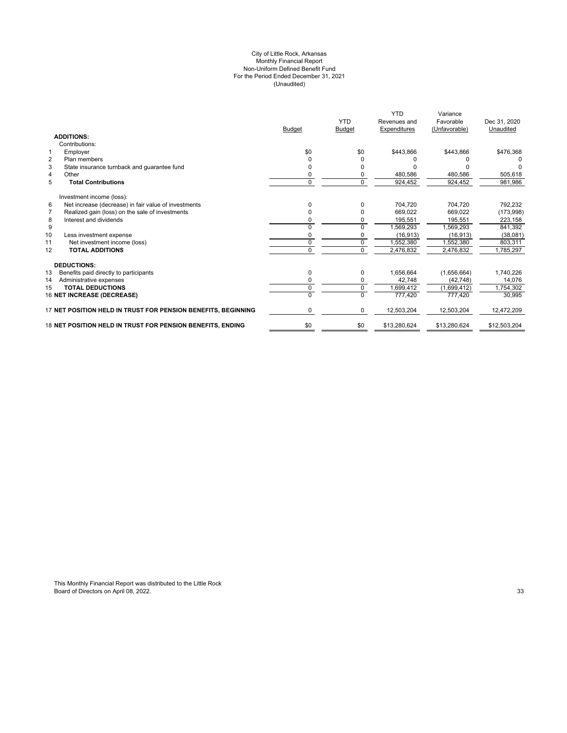City of Little Rock, Arkansas
Monthly Financial Report
Non-Uniform Defined Benefit Fund
For the Period Ended December 31, 2021
(Unaudited)

| | | Budget | YTD Budget | YTD Revenues and Expenditures | Variance Favorable (Unfavorable) | Dec 31, 2020 Unaudited |
|---|---|---|---|---|---|---|
| | **ADDITIONS:** | | | | | |
| | Contributions: | | | | | |
| 1 | Employer | $0 | $0 | $443,866 | $443,866 | $476,368 |
| 2 | Plan members | 0 | 0 | 0 | 0 | 0 |
| 3 | State insurance turnback and guarantee fund | 0 | 0 | 0 | 0 | 0 |
| 4 | Other | 0 | 0 | 480,586 | 480,586 | 505,618 |
| 5 | **Total Contributions** | 0 | 0 | 924,452 | 924,452 | 981,986 |
| | Investment income (loss): | | | | | |
| 6 | Net increase (decrease) in fair value of investments | 0 | 0 | 704,720 | 704,720 | 792,232 |
| 7 | Realized gain (loss) on the sale of investments | 0 | 0 | 669,022 | 669,022 | (173,998) |
| 8 | Interest and dividends | 0 | 0 | 195,551 | 195,551 | 223,158 |
| 9 | | 0 | 0 | 1,569,293 | 1,569,293 | 841,392 |
| 10 | Less investment expense | 0 | 0 | (16,913) | (16,913) | (38,081) |
| 11 | Net investment income (loss) | 0 | 0 | 1,552,380 | 1,552,380 | 803,311 |
| 12 | **TOTAL ADDITIONS** | 0 | 0 | 2,476,832 | 2,476,832 | 1,785,297 |
| | **DEDUCTIONS:** | | | | | |
| 13 | Benefits paid directly to participants | 0 | 0 | 1,656,664 | (1,656,664) | 1,740,226 |
| 14 | Administrative expenses | 0 | 0 | 42,748 | (42,748) | 14,076 |
| 15 | **TOTAL DEDUCTIONS** | 0 | 0 | 1,699,412 | (1,699,412) | 1,754,302 |
| 16 | **NET INCREASE (DECREASE)** | 0 | 0 | 777,420 | 777,420 | 30,995 |
| 17 | **NET POSITION HELD IN TRUST FOR PENSION BENEFITS, BEGINNING** | 0 | 0 | 12,503,204 | 12,503,204 | 12,472,209 |
| 18 | **NET POSITION HELD IN TRUST FOR PENSION BENEFITS, ENDING** | $0 | $0 | $13,280,624 | $13,280,624 | $12,503,204 |

This Monthly Financial Report was distributed to the Little Rock Board of Directors on April 08, 2022.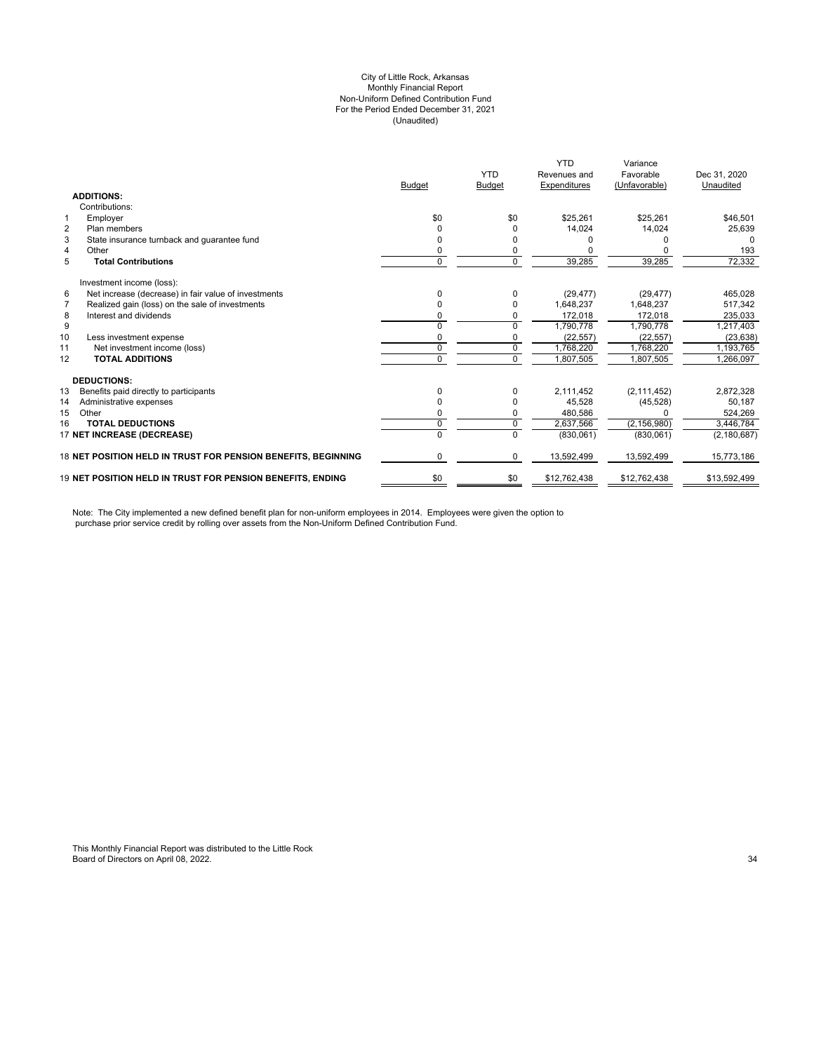# City of Little Rock, Arkansas
## Monthly Financial Report
## Non-Uniform Defined Contribution Fund
## For the Period Ended December 31, 2021
## (Unaudited)

| | | Budget | YTD Budget | YTD Revenues and Expenditures | Variance Favorable (Unfavorable) | Dec 31, 2020 Unaudited |
|---|---|---|---|---|---|---|
| | **ADDITIONS:** | | | | | |
| | Contributions: | | | | | |
| 1 | Employer | $0 | $0 | $25,261 | $25,261 | $46,501 |
| 2 | Plan members | 0 | 0 | 14,024 | 14,024 | 25,639 |
| 3 | State insurance turnback and guarantee fund | 0 | 0 | 0 | 0 | 0 |
| 4 | Other | 0 | 0 | 0 | 0 | 193 |
| 5 | **Total Contributions** | 0 | 0 | 39,285 | 39,285 | 72,332 |
| | Investment income (loss): | | | | | |
| 6 | Net increase (decrease) in fair value of investments | 0 | 0 | (29,477) | (29,477) | 465,028 |
| 7 | Realized gain (loss) on the sale of investments | 0 | 0 | 1,648,237 | 1,648,237 | 517,342 |
| 8 | Interest and dividends | 0 | 0 | 172,018 | 172,018 | 235,033 |
| 9 | | 0 | 0 | 1,790,778 | 1,790,778 | 1,217,403 |
| 10 | Less investment expense | 0 | 0 | (22,557) | (22,557) | (23,638) |
| 11 | Net investment income (loss) | 0 | 0 | 1,768,220 | 1,768,220 | 1,193,765 |
| 12 | **TOTAL ADDITIONS** | 0 | 0 | 1,807,505 | 1,807,505 | 1,266,097 |
| | **DEDUCTIONS:** | | | | | |
| 13 | Benefits paid directly to participants | 0 | 0 | 2,111,452 | (2,111,452) | 2,872,328 |
| 14 | Administrative expenses | 0 | 0 | 45,528 | (45,528) | 50,187 |
| 15 | Other | 0 | 0 | 480,586 | 0 | 524,269 |
| 16 | **TOTAL DEDUCTIONS** | 0 | 0 | 2,637,566 | (2,156,980) | 3,446,784 |
| 17 | **NET INCREASE (DECREASE)** | 0 | 0 | (830,061) | (830,061) | (2,180,687) |
| 18 | **NET POSITION HELD IN TRUST FOR PENSION BENEFITS, BEGINNING** | 0 | 0 | 13,592,499 | 13,592,499 | 15,773,186 |
| 19 | **NET POSITION HELD IN TRUST FOR PENSION BENEFITS, ENDING** | $0 | $0 | $12,762,438 | $12,762,438 | $13,592,499 |

Note: The City implemented a new defined benefit plan for non-uniform employees in 2014. Employees were given the option to purchase prior service credit by rolling over assets from the Non-Uniform Defined Contribution Fund.

This Monthly Financial Report was distributed to the Little Rock Board of Directors on April 08, 2022.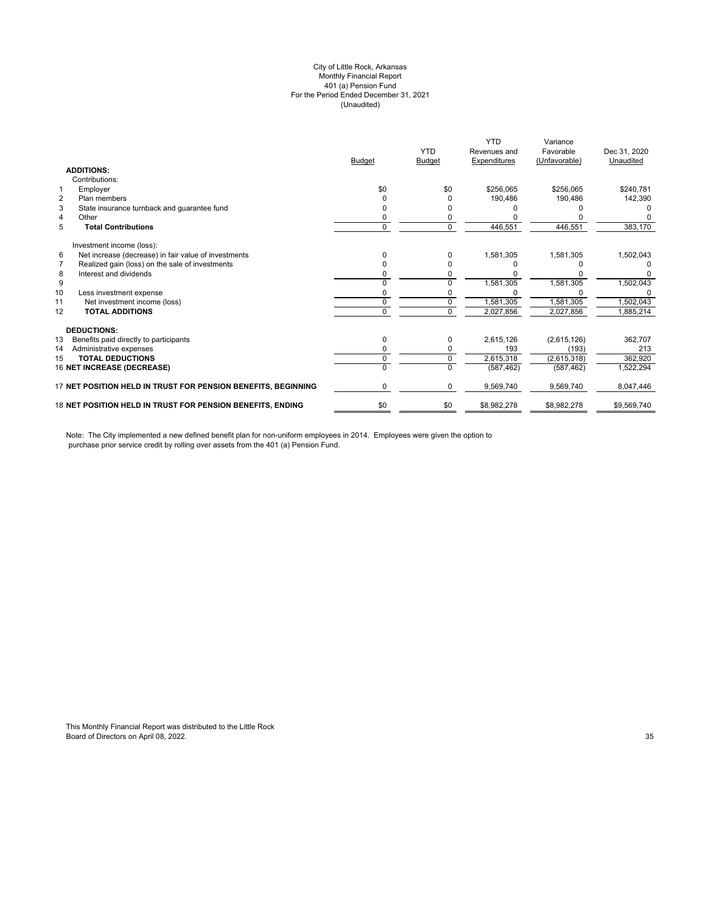City of Little Rock, Arkansas
Monthly Financial Report
401 (a) Pension Fund
For the Period Ended December 31, 2021
(Unaudited)

| | | Budget | YTD Budget | YTD Revenues and Expenditures | Variance Favorable (Unfavorable) | Dec 31, 2020 Unaudited |
|---|---|---|---|---|---|---|
| | **ADDITIONS:** | | | | | |
| | Contributions: | | | | | |
| 1 | Employer | $0 | $0 | $256,065 | $256,065 | $240,781 |
| 2 | Plan members | 0 | 0 | 190,486 | 190,486 | 142,390 |
| 3 | State insurance turnback and guarantee fund | 0 | 0 | 0 | 0 | 0 |
| 4 | Other | 0 | 0 | 0 | 0 | 0 |
| 5 | **Total Contributions** | 0 | 0 | 446,551 | 446,551 | 383,170 |
| | Investment income (loss): | | | | | |
| 6 | Net increase (decrease) in fair value of investments | 0 | 0 | 1,581,305 | 1,581,305 | 1,502,043 |
| 7 | Realized gain (loss) on the sale of investments | 0 | 0 | 0 | 0 | 0 |
| 8 | Interest and dividends | 0 | 0 | 0 | 0 | 0 |
| 9 | | 0 | 0 | 1,581,305 | 1,581,305 | 1,502,043 |
| 10 | Less investment expense | 0 | 0 | 0 | 0 | 0 |
| 11 | Net investment income (loss) | 0 | 0 | 1,581,305 | 1,581,305 | 1,502,043 |
| 12 | **TOTAL ADDITIONS** | 0 | 0 | 2,027,856 | 2,027,856 | 1,885,214 |
| | **DEDUCTIONS:** | | | | | |
| 13 | Benefits paid directly to participants | 0 | 0 | 2,615,126 | (2,615,126) | 362,707 |
| 14 | Administrative expenses | 0 | 0 | 193 | (193) | 213 |
| 15 | **TOTAL DEDUCTIONS** | 0 | 0 | 2,615,318 | (2,615,318) | 362,920 |
| 16 | **NET INCREASE (DECREASE)** | 0 | 0 | (587,462) | (587,462) | 1,522,294 |
| 17 | **NET POSITION HELD IN TRUST FOR PENSION BENEFITS, BEGINNING** | 0 | 0 | 9,569,740 | 9,569,740 | 8,047,446 |
| 18 | **NET POSITION HELD IN TRUST FOR PENSION BENEFITS, ENDING** | $0 | $0 | $8,982,278 | $8,982,278 | $9,569,740 |

Note: The City implemented a new defined benefit plan for non-uniform employees in 2014. Employees were given the option to purchase prior service credit by rolling over assets from the 401 (a) Pension Fund.

This Monthly Financial Report was distributed to the Little Rock Board of Directors on April 08, 2022.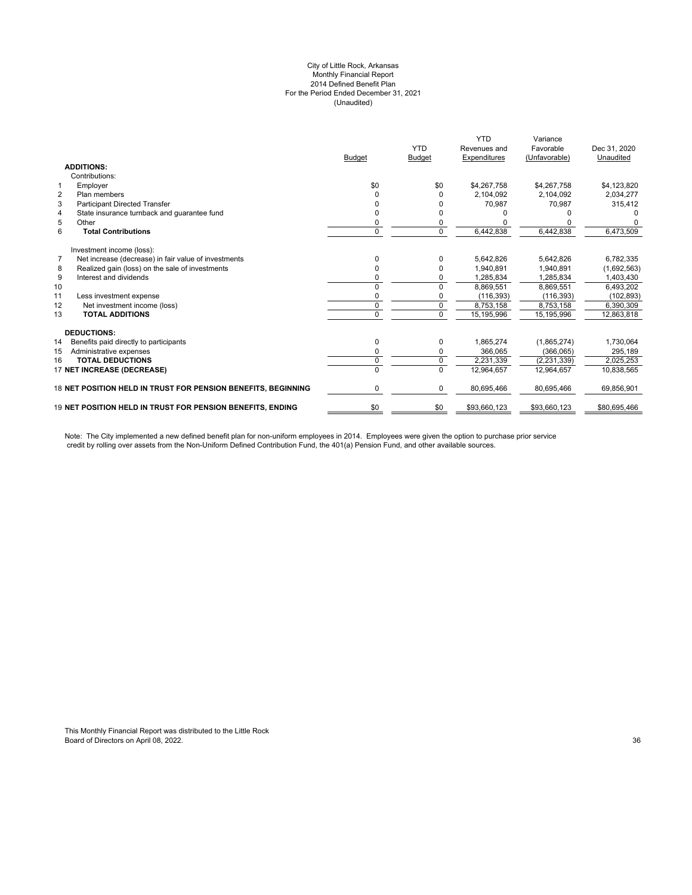City of Little Rock, Arkansas
Monthly Financial Report
2014 Defined Benefit Plan
For the Period Ended December 31, 2021
(Unaudited)

| | | Budget | YTD Budget | YTD Revenues and Expenditures | Variance Favorable (Unfavorable) | Dec 31, 2020 Unaudited |
|---|---|---|---|---|---|---|
| | **ADDITIONS:** | | | | | |
| | Contributions: | | | | | |
| 1 | Employer | $0 | $0 | $4,267,758 | $4,267,758 | $4,123,820 |
| 2 | Plan members | 0 | 0 | 2,104,092 | 2,104,092 | 2,034,277 |
| 3 | Participant Directed Transfer | 0 | 0 | 70,987 | 70,987 | 315,412 |
| 4 | State insurance turnback and guarantee fund | 0 | 0 | 0 | 0 | 0 |
| 5 | Other | 0 | 0 | 0 | 0 | 0 |
| 6 | **Total Contributions** | 0 | 0 | 6,442,838 | 6,442,838 | 6,473,509 |
| | Investment income (loss): | | | | | |
| 7 | Net increase (decrease) in fair value of investments | 0 | 0 | 5,642,826 | 5,642,826 | 6,782,335 |
| 8 | Realized gain (loss) on the sale of investments | 0 | 0 | 1,940,891 | 1,940,891 | (1,692,563) |
| 9 | Interest and dividends | 0 | 0 | 1,285,834 | 1,285,834 | 1,403,430 |
| 10 | | 0 | 0 | 8,869,551 | 8,869,551 | 6,493,202 |
| 11 | Less investment expense | 0 | 0 | (116,393) | (116,393) | (102,893) |
| 12 | Net investment income (loss) | 0 | 0 | 8,753,158 | 8,753,158 | 6,390,309 |
| 13 | **TOTAL ADDITIONS** | 0 | 0 | 15,195,996 | 15,195,996 | 12,863,818 |
| | **DEDUCTIONS:** | | | | | |
| 14 | Benefits paid directly to participants | 0 | 0 | 1,865,274 | (1,865,274) | 1,730,064 |
| 15 | Administrative expenses | 0 | 0 | 366,065 | (366,065) | 295,189 |
| 16 | **TOTAL DEDUCTIONS** | 0 | 0 | 2,231,339 | (2,231,339) | 2,025,253 |
| 17 | **NET INCREASE (DECREASE)** | 0 | 0 | 12,964,657 | 12,964,657 | 10,838,565 |
| 18 | **NET POSITION HELD IN TRUST FOR PENSION BENEFITS, BEGINNING** | 0 | 0 | 80,695,466 | 80,695,466 | 69,856,901 |
| 19 | **NET POSITION HELD IN TRUST FOR PENSION BENEFITS, ENDING** | $0 | $0 | $93,660,123 | $93,660,123 | $80,695,466 |

Note: The City implemented a new defined benefit plan for non-uniform employees in 2014. Employees were given the option to purchase prior service credit by rolling over assets from the Non-Uniform Defined Contribution Fund, the 401(a) Pension Fund, and other available sources.

This Monthly Financial Report was distributed to the Little Rock Board of Directors on April 08, 2022.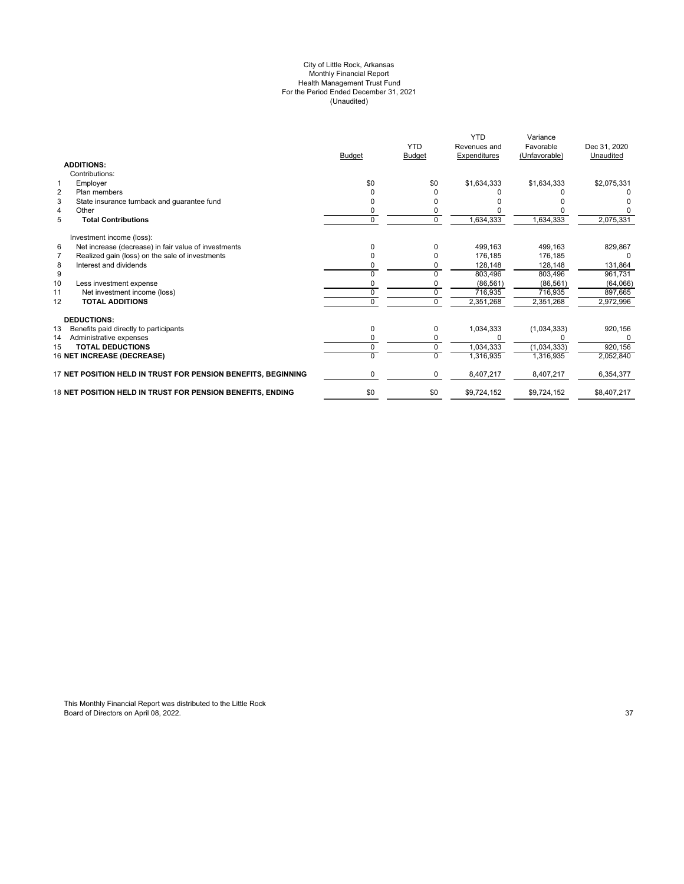City of Little Rock, Arkansas
Monthly Financial Report
Health Management Trust Fund
For the Period Ended December 31, 2021
(Unaudited)

| | | Budget | YTD Budget | YTD Revenues and Expenditures | Variance Favorable (Unfavorable) | Dec 31, 2020 Unaudited |
|---|---|---|---|---|---|---|
| | **ADDITIONS:** | | | | | |
| | Contributions: | | | | | |
| 1 | Employer | $0 | $0 | $1,634,333 | $1,634,333 | $2,075,331 |
| 2 | Plan members | 0 | 0 | 0 | 0 | 0 |
| 3 | State insurance turnback and guarantee fund | 0 | 0 | 0 | 0 | 0 |
| 4 | Other | 0 | 0 | 0 | 0 | 0 |
| 5 | **Total Contributions** | 0 | 0 | 1,634,333 | 1,634,333 | 2,075,331 |
| | Investment income (loss): | | | | | |
| 6 | Net increase (decrease) in fair value of investments | 0 | 0 | 499,163 | 499,163 | 829,867 |
| 7 | Realized gain (loss) on the sale of investments | 0 | 0 | 176,185 | 176,185 | 0 |
| 8 | Interest and dividends | 0 | 0 | 128,148 | 128,148 | 131,864 |
| 9 | | 0 | 0 | 803,496 | 803,496 | 961,731 |
| 10 | Less investment expense | 0 | 0 | (86,561) | (86,561) | (64,066) |
| 11 | Net investment income (loss) | 0 | 0 | 716,935 | 716,935 | 897,665 |
| 12 | **TOTAL ADDITIONS** | 0 | 0 | 2,351,268 | 2,351,268 | 2,972,996 |
| | **DEDUCTIONS:** | | | | | |
| 13 | Benefits paid directly to participants | 0 | 0 | 1,034,333 | (1,034,333) | 920,156 |
| 14 | Administrative expenses | 0 | 0 | 0 | 0 | 0 |
| 15 | **TOTAL DEDUCTIONS** | 0 | 0 | 1,034,333 | (1,034,333) | 920,156 |
| 16 | **NET INCREASE (DECREASE)** | 0 | 0 | 1,316,935 | 1,316,935 | 2,052,840 |
| 17 | **NET POSITION HELD IN TRUST FOR PENSION BENEFITS, BEGINNING** | 0 | 0 | 8,407,217 | 8,407,217 | 6,354,377 |
| 18 | **NET POSITION HELD IN TRUST FOR PENSION BENEFITS, ENDING** | $0 | $0 | $9,724,152 | $9,724,152 | $8,407,217 |

This Monthly Financial Report was distributed to the Little Rock Board of Directors on April 08, 2022.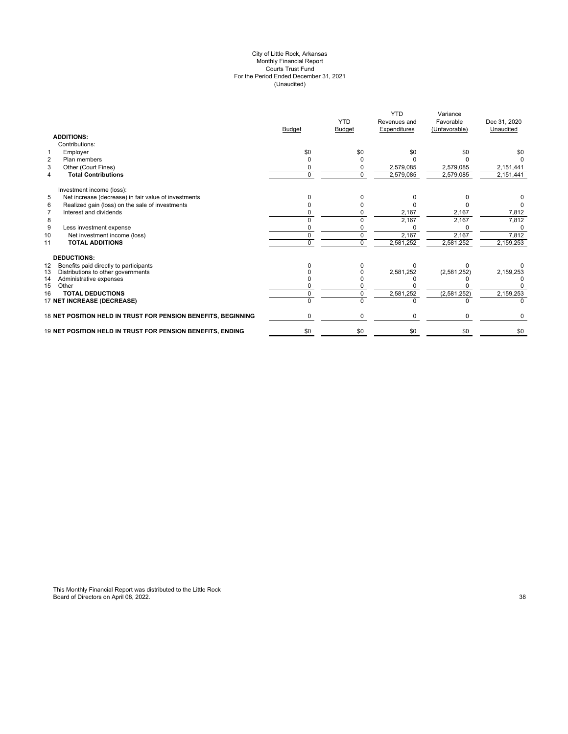City of Little Rock, Arkansas
Monthly Financial Report
Courts Trust Fund
For the Period Ended December 31, 2021
(Unaudited)

| | | Budget | YTD Budget | YTD Revenues and Expenditures | Variance Favorable (Unfavorable) | Dec 31, 2020 Unaudited |
|---|---|---|---|---|---|---|
| | **ADDITIONS:** | | | | | |
| | Contributions: | | | | | |
| 1 | Employer | $0 | $0 | $0 | $0 | $0 |
| 2 | Plan members | 0 | 0 | 0 | 0 | 0 |
| 3 | Other (Court Fines) | 0 | 0 | 2,579,085 | 2,579,085 | 2,151,441 |
| 4 | **Total Contributions** | 0 | 0 | 2,579,085 | 2,579,085 | 2,151,441 |
| | Investment income (loss): | | | | | |
| 5 | Net increase (decrease) in fair value of investments | 0 | 0 | 0 | 0 | 0 |
| 6 | Realized gain (loss) on the sale of investments | 0 | 0 | 0 | 0 | 0 |
| 7 | Interest and dividends | 0 | 0 | 2,167 | 2,167 | 7,812 |
| 8 | | 0 | 0 | 2,167 | 2,167 | 7,812 |
| 9 | Less investment expense | 0 | 0 | 0 | 0 | 0 |
| 10 | Net investment income (loss) | 0 | 0 | 2,167 | 2,167 | 7,812 |
| 11 | **TOTAL ADDITIONS** | 0 | 0 | 2,581,252 | 2,581,252 | 2,159,253 |
| | **DEDUCTIONS:** | | | | | |
| 12 | Benefits paid directly to participants | 0 | 0 | 0 | 0 | 0 |
| 13 | Distributions to other governments | 0 | 0 | 2,581,252 | (2,581,252) | 2,159,253 |
| 14 | Administrative expenses | 0 | 0 | 0 | 0 | 0 |
| 15 | Other | 0 | 0 | 0 | 0 | 0 |
| 16 | **TOTAL DEDUCTIONS** | 0 | 0 | 2,581,252 | (2,581,252) | 2,159,253 |
| 17 | **NET INCREASE (DECREASE)** | 0 | 0 | 0 | 0 | 0 |
| 18 | **NET POSITION HELD IN TRUST FOR PENSION BENEFITS, BEGINNING** | 0 | 0 | 0 | 0 | 0 |
| 19 | **NET POSITION HELD IN TRUST FOR PENSION BENEFITS, ENDING** | $0 | $0 | $0 | $0 | $0 |

This Monthly Financial Report was distributed to the Little Rock Board of Directors on April 08, 2022.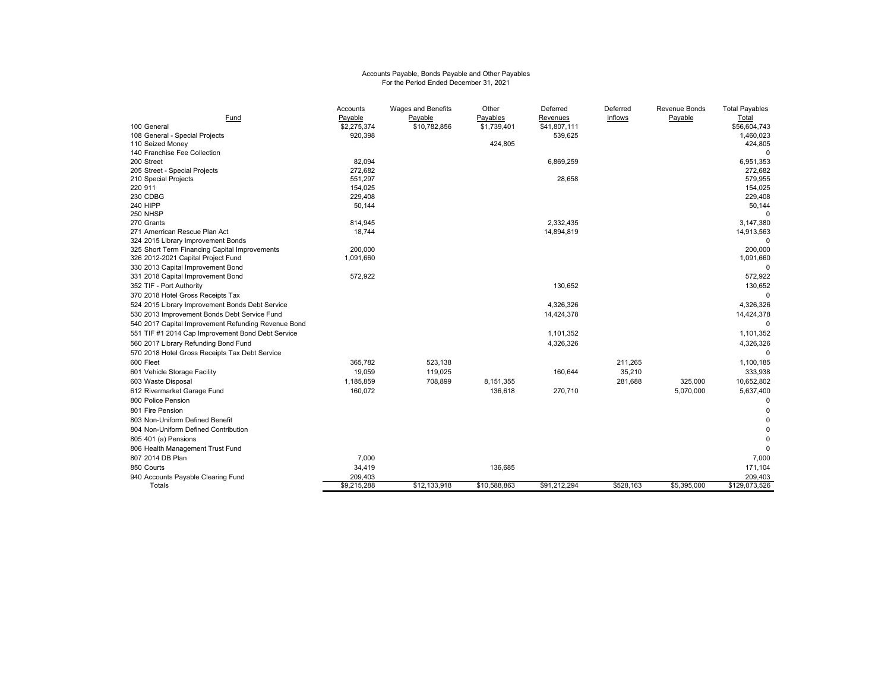Accounts Payable, Bonds Payable and Other Payables
For the Period Ended December 31, 2021

| Fund | Accounts Payable | Wages and Benefits Payable | Other Payables | Deferred Revenues | Deferred Inflows | Revenue Bonds Payable | Total Payables Total |
|---|---|---|---|---|---|---|---|
| 100 General | $2,275,374 | $10,782,856 | $1,739,401 | $41,807,111 | | | $56,604,743 |
| 108 General - Special Projects | 920,398 | | | 539,625 | | | 1,460,023 |
| 110 Seized Money | | | 424,805 | | | | 424,805 |
| 140 Franchise Fee Collection | | | | | | | 0 |
| 200 Street | 82,094 | | | 6,869,259 | | | 6,951,353 |
| 205 Street - Special Projects | 272,682 | | | | | | 272,682 |
| 210 Special Projects | 551,297 | | | 28,658 | | | 579,955 |
| 220 911 | 154,025 | | | | | | 154,025 |
| 230 CDBG | 229,408 | | | | | | 229,408 |
| 240 HIPP | 50,144 | | | | | | 50,144 |
| 250 NHSP | | | | | | | 0 |
| 270 Grants | 814,945 | | | 2,332,435 | | | 3,147,380 |
| 271 Amerrican Rescue Plan Act | 18,744 | | | 14,894,819 | | | 14,913,563 |
| 324 2015 Library Improvement Bonds | | | | | | | 0 |
| 325 Short Term Financing Capital Improvements | 200,000 | | | | | | 200,000 |
| 326 2012-2021 Capital Project Fund | 1,091,660 | | | | | | 1,091,660 |
| 330 2013 Capital Improvement Bond | | | | | | | 0 |
| 331 2018 Capital Improvement Bond | 572,922 | | | | | | 572,922 |
| 352 TIF - Port Authority | | | | 130,652 | | | 130,652 |
| 370 2018 Hotel Gross Receipts Tax | | | | | | | 0 |
| 524 2015 Library Improvement Bonds Debt Service | | | | 4,326,326 | | | 4,326,326 |
| 530 2013 Improvement Bonds Debt Service Fund | | | | 14,424,378 | | | 14,424,378 |
| 540 2017 Capital Improvement Refunding Revenue Bond | | | | | | | 0 |
| 551 TIF #1 2014 Cap Improvement Bond Debt Service | | | | 1,101,352 | | | 1,101,352 |
| 560 2017 Library Refunding Bond Fund | | | | 4,326,326 | | | 4,326,326 |
| 570 2018 Hotel Gross Receipts Tax Debt Service | | | | | | | 0 |
| 600 Fleet | 365,782 | 523,138 | | | 211,265 | | 1,100,185 |
| 601 Vehicle Storage Facility | 19,059 | 119,025 | | 160,644 | 35,210 | | 333,938 |
| 603 Waste Disposal | 1,185,859 | 708,899 | 8,151,355 | | 281,688 | 325,000 | 10,652,802 |
| 612 Rivermarket Garage Fund | 160,072 | | 136,618 | 270,710 | | 5,070,000 | 5,637,400 |
| 800 Police Pension | | | | | | | 0 |
| 801 Fire Pension | | | | | | | 0 |
| 803 Non-Uniform Defined Benefit | | | | | | | 0 |
| 804 Non-Uniform Defined Contribution | | | | | | | 0 |
| 805 401 (a) Pensions | | | | | | | 0 |
| 806 Health Management Trust Fund | | | | | | | 0 |
| 807 2014 DB Plan | 7,000 | | | | | | 7,000 |
| 850 Courts | 34,419 | | 136,685 | | | | 171,104 |
| 940 Accounts Payable Clearing Fund | 209,403 | | | | | | 209,403 |
| Totals | $9,215,288 | $12,133,918 | $10,588,863 | $91,212,294 | $528,163 | $5,395,000 | $129,073,526 |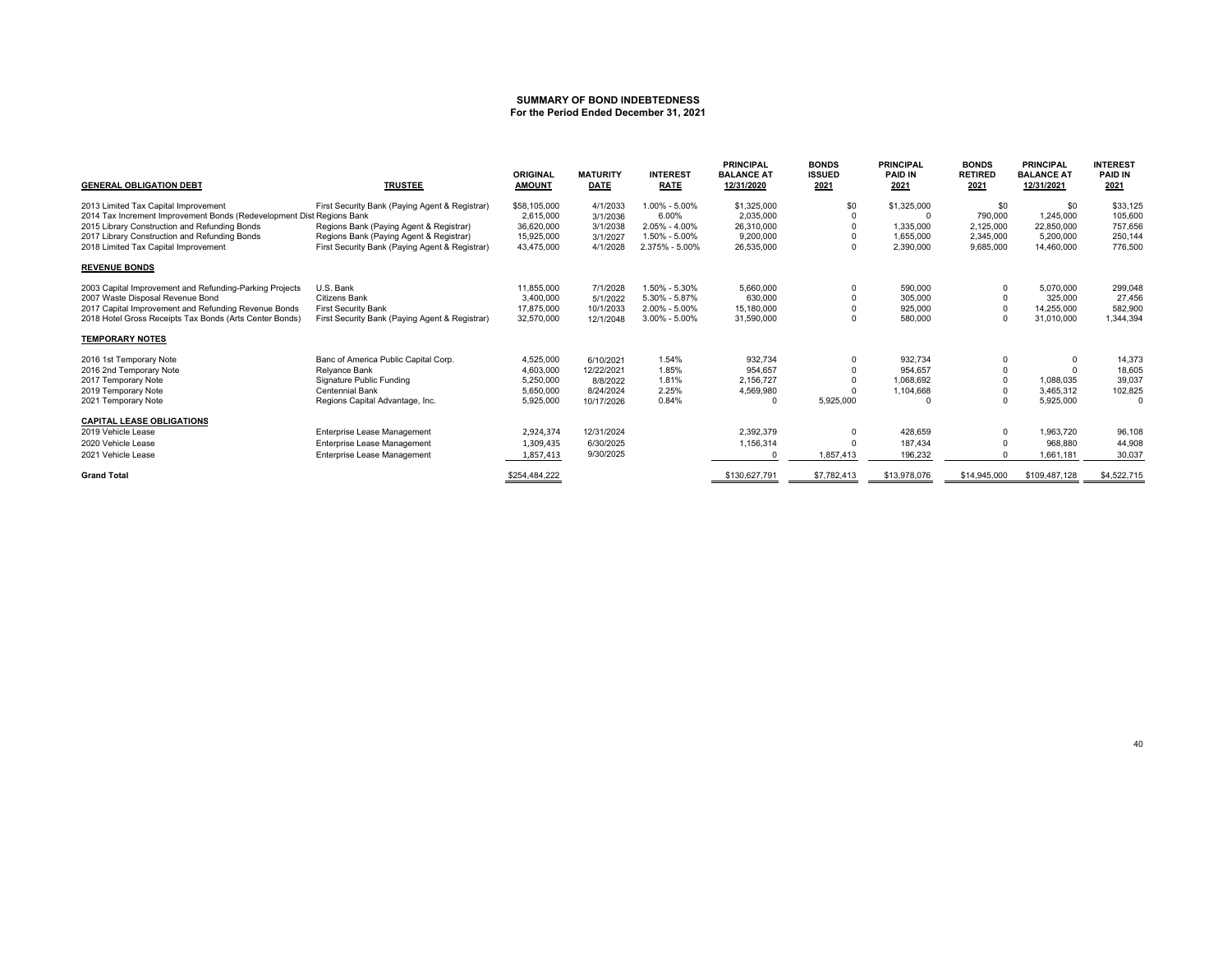## SUMMARY OF BOND INDEBTEDNESS
### For the Period Ended December 31, 2021

| GENERAL OBLIGATION DEBT | TRUSTEE | ORIGINAL AMOUNT | MATURITY DATE | INTEREST RATE | PRINCIPAL BALANCE AT 12/31/2020 | BONDS ISSUED 2021 | PRINCIPAL PAID IN 2021 | BONDS RETIRED 2021 | PRINCIPAL BALANCE AT 12/31/2021 | INTEREST PAID IN 2021 |
|---|---|---|---|---|---|---|---|---|---|---|
| 2013 Limited Tax Capital Improvement | First Security Bank (Paying Agent & Registrar) | $58,105,000 | 4/1/2033 | 1.00% - 5.00% | $1,325,000 | $0 | $1,325,000 | $0 | $0 | $33,125 |
| 2014 Tax Increment Improvement Bonds (Redevelopment Dist Regions Bank | | 2,615,000 | 3/1/2036 | 6.00% | 2,035,000 | 0 | 0 | 790,000 | 1,245,000 | 105,600 |
| 2015 Library Construction and Refunding Bonds | Regions Bank (Paying Agent & Registrar) | 36,620,000 | 3/1/2038 | 2.05% - 4.00% | 26,310,000 | 0 | 1,335,000 | 2,125,000 | 22,850,000 | 757,656 |
| 2017 Library Construction and Refunding Bonds | Regions Bank (Paying Agent & Registrar) | 15,925,000 | 3/1/2027 | 1.50% - 5.00% | 9,200,000 | 0 | 1,655,000 | 2,345,000 | 5,200,000 | 250,144 |
| 2018 Limited Tax Capital Improvement | First Security Bank (Paying Agent & Registrar) | 43,475,000 | 4/1/2028 | 2.375% - 5.00% | 26,535,000 | 0 | 2,390,000 | 9,685,000 | 14,460,000 | 776,500 |
| **REVENUE BONDS** | | | | | | | | | | |
| 2003 Capital Improvement and Refunding-Parking Projects | U.S. Bank | 11,855,000 | 7/1/2028 | 1.50% - 5.30% | 5,660,000 | 0 | 590,000 | 0 | 5,070,000 | 299,048 |
| 2007 Waste Disposal Revenue Bond | Citizens Bank | 3,400,000 | 5/1/2022 | 5.30% - 5.87% | 630,000 | 0 | 305,000 | 0 | 325,000 | 27,456 |
| 2017 Capital Improvement and Refunding Revenue Bonds | First Security Bank | 17,875,000 | 10/1/2033 | 2.00% - 5.00% | 15,180,000 | 0 | 925,000 | 0 | 14,255,000 | 582,900 |
| 2018 Hotel Gross Receipts Tax Bonds (Arts Center Bonds) | First Security Bank (Paying Agent & Registrar) | 32,570,000 | 12/1/2048 | 3.00% - 5.00% | 31,590,000 | 0 | 580,000 | 0 | 31,010,000 | 1,344,394 |
| **TEMPORARY NOTES** | | | | | | | | | | |
| 2016 1st Temporary Note | Banc of America Public Capital Corp. | 4,525,000 | 6/10/2021 | 1.54% | 932,734 | 0 | 932,734 | 0 | 0 | 14,373 |
| 2016 2nd Temporary Note | Relyance Bank | 4,603,000 | 12/22/2021 | 1.85% | 954,657 | 0 | 954,657 | 0 | 0 | 18,605 |
| 2017 Temporary Note | Signature Public Funding | 5,250,000 | 8/8/2022 | 1.81% | 2,156,727 | 0 | 1,068,692 | 0 | 1,088,035 | 39,037 |
| 2019 Temporary Note | Centennial Bank | 5,650,000 | 8/24/2024 | 2.25% | 4,569,980 | 0 | 1,104,668 | 0 | 3,465,312 | 102,825 |
| 2021 Temporary Note | Regions Capital Advantage, Inc. | 5,925,000 | 10/17/2026 | 0.84% | 0 | 5,925,000 | 0 | 0 | 5,925,000 | 0 |
| **CAPITAL LEASE OBLIGATIONS** | | | | | | | | | | |
| 2019 Vehicle Lease | Enterprise Lease Management | 2,924,374 | 12/31/2024 | | 2,392,379 | 0 | 428,659 | 0 | 1,963,720 | 96,108 |
| 2020 Vehicle Lease | Enterprise Lease Management | 1,309,435 | 6/30/2025 | | 1,156,314 | 0 | 187,434 | 0 | 968,880 | 44,908 |
| 2021 Vehicle Lease | Enterprise Lease Management | 1,857,413 | 9/30/2025 | | 0 | 1,857,413 | 196,232 | 0 | 1,661,181 | 30,037 |
| **Grand Total** | | $254,484,222 | | | $130,627,791 | $7,782,413 | $13,978,076 | $14,945,000 | $109,487,128 | $4,522,715 |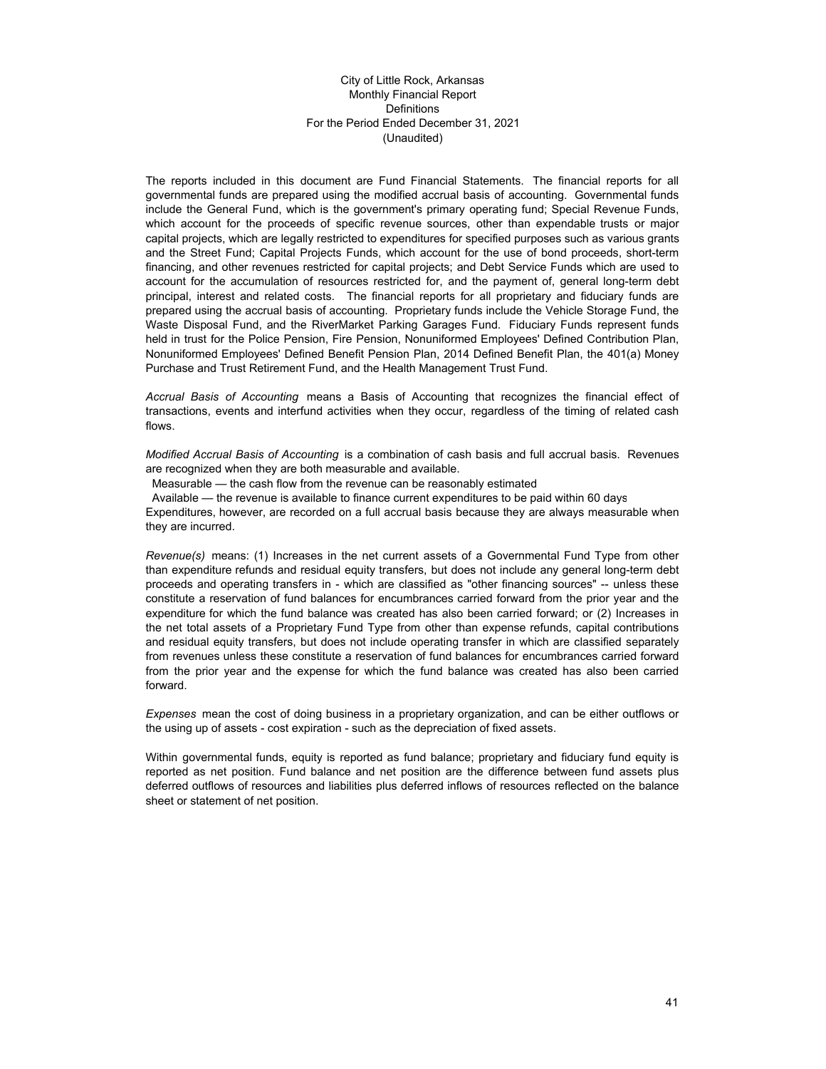City of Little Rock, Arkansas
Monthly Financial Report
Definitions
For the Period Ended December 31, 2021
(Unaudited)

The reports included in this document are Fund Financial Statements. The financial reports for all governmental funds are prepared using the modified accrual basis of accounting. Governmental funds include the General Fund, which is the government's primary operating fund; Special Revenue Funds, which account for the proceeds of specific revenue sources, other than expendable trusts or major capital projects, which are legally restricted to expenditures for specified purposes such as various grants and the Street Fund; Capital Projects Funds, which account for the use of bond proceeds, short-term financing, and other revenues restricted for capital projects; and Debt Service Funds which are used to account for the accumulation of resources restricted for, and the payment of, general long-term debt principal, interest and related costs. The financial reports for all proprietary and fiduciary funds are prepared using the accrual basis of accounting. Proprietary funds include the Vehicle Storage Fund, the Waste Disposal Fund, and the RiverMarket Parking Garages Fund. Fiduciary Funds represent funds held in trust for the Police Pension, Fire Pension, Nonuniformed Employees' Defined Contribution Plan, Nonuniformed Employees' Defined Benefit Pension Plan, 2014 Defined Benefit Plan, the 401(a) Money Purchase and Trust Retirement Fund, and the Health Management Trust Fund.

*Accrual Basis of Accounting* means a Basis of Accounting that recognizes the financial effect of transactions, events and interfund activities when they occur, regardless of the timing of related cash flows.

*Modified Accrual Basis of Accounting* is a combination of cash basis and full accrual basis. Revenues are recognized when they are both measurable and available.

Measurable — the cash flow from the revenue can be reasonably estimated

Available — the revenue is available to finance current expenditures to be paid within 60 days

Expenditures, however, are recorded on a full accrual basis because they are always measurable when they are incurred.

*Revenue(s)* means: (1) Increases in the net current assets of a Governmental Fund Type from other than expenditure refunds and residual equity transfers, but does not include any general long-term debt proceeds and operating transfers in - which are classified as "other financing sources" -- unless these constitute a reservation of fund balances for encumbrances carried forward from the prior year and the expenditure for which the fund balance was created has also been carried forward; or (2) Increases in the net total assets of a Proprietary Fund Type from other than expense refunds, capital contributions and residual equity transfers, but does not include operating transfer in which are classified separately from revenues unless these constitute a reservation of fund balances for encumbrances carried forward from the prior year and the expense for which the fund balance was created has also been carried forward.

*Expenses* mean the cost of doing business in a proprietary organization, and can be either outflows or the using up of assets - cost expiration - such as the depreciation of fixed assets.

Within governmental funds, equity is reported as fund balance; proprietary and fiduciary fund equity is reported as net position. Fund balance and net position are the difference between fund assets plus deferred outflows of resources and liabilities plus deferred inflows of resources reflected on the balance sheet or statement of net position.